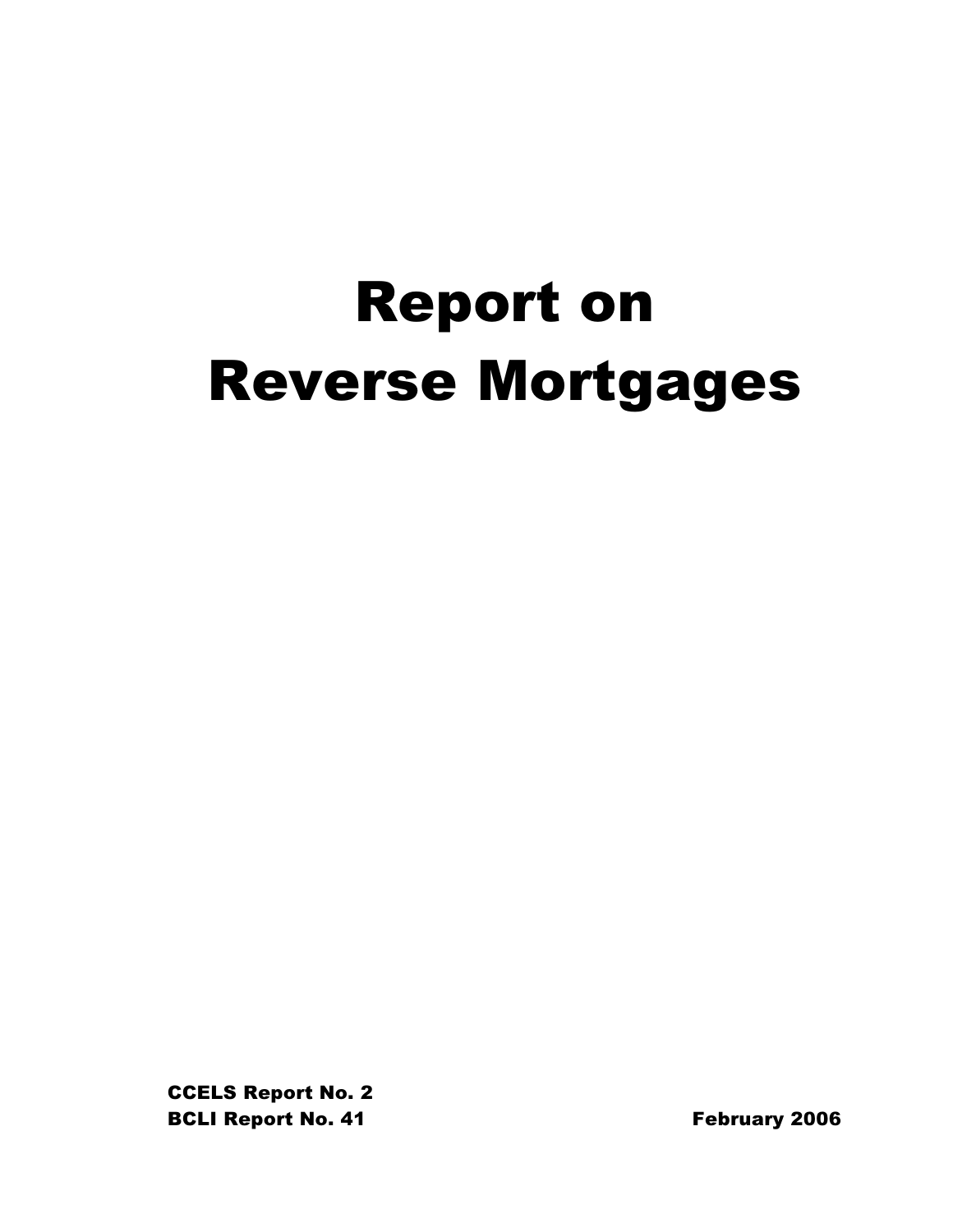# Report on Reverse Mortgages

**CCELS Report No. 2**
**BCLI Report No. 41**

**February 2006**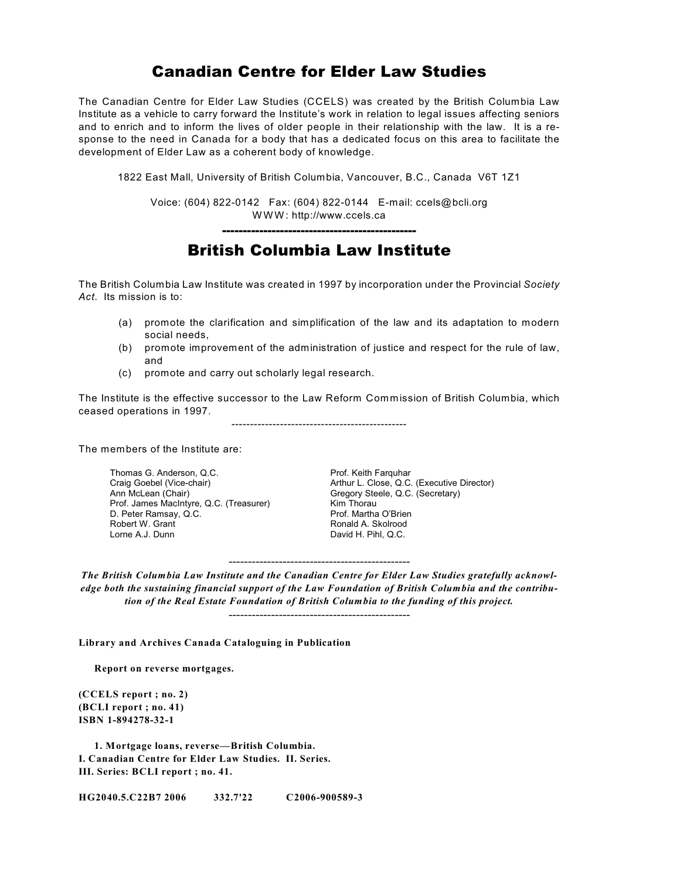# Canadian Centre for Elder Law Studies

The Canadian Centre for Elder Law Studies (CCELS) was created by the British Columbia Law Institute as a vehicle to carry forward the Institute's work in relation to legal issues affecting seniors and to enrich and to inform the lives of older people in their relationship with the law. It is a response to the need in Canada for a body that has a dedicated focus on this area to facilitate the development of Elder Law as a coherent body of knowledge.

1822 East Mall, University of British Columbia, Vancouver, B.C., Canada V6T 1Z1

Voice: (604) 822-0142 Fax: (604) 822-0144 E-mail: ccels@bcli.org
WWW: http://www.ccels.ca

---

# British Columbia Law Institute

The British Columbia Law Institute was created in 1997 by incorporation under the Provincial *Society Act*. Its mission is to:

(a) promote the clarification and simplification of the law and its adaptation to modern social needs,
(b) promote improvement of the administration of justice and respect for the rule of law, and
(c) promote and carry out scholarly legal research.

The Institute is the effective successor to the Law Reform Commission of British Columbia, which ceased operations in 1997.

---

The members of the Institute are:

Thomas G. Anderson, Q.C.
Craig Goebel (Vice-chair)
Ann McLean (Chair)
Prof. James MacIntyre, Q.C. (Treasurer)
D. Peter Ramsay, Q.C.
Robert W. Grant
Lorne A.J. Dunn
Prof. Keith Farquhar
Arthur L. Close, Q.C. (Executive Director)
Gregory Steele, Q.C. (Secretary)
Kim Thorau
Prof. Martha O'Brien
Ronald A. Skolrood
David H. Pihl, Q.C.

---

***The British Columbia Law Institute and the Canadian Centre for Elder Law Studies gratefully acknowledge both the sustaining financial support of the Law Foundation of British Columbia and the contribution of the Real Estate Foundation of British Columbia to the funding of this project.***

---

**Library and Archives Canada Cataloguing in Publication**

**Report on reverse mortgages.**

**(CCELS report ; no. 2)**
**(BCLI report ; no. 41)**
**ISBN 1-894278-32-1**

**1. Mortgage loans, reverse—British Columbia.**
**I. Canadian Centre for Elder Law Studies. II. Series.**
**III. Series: BCLI report ; no. 41.**

**HG2040.5.C22B7 2006 332.7'22 C2006-900589-3**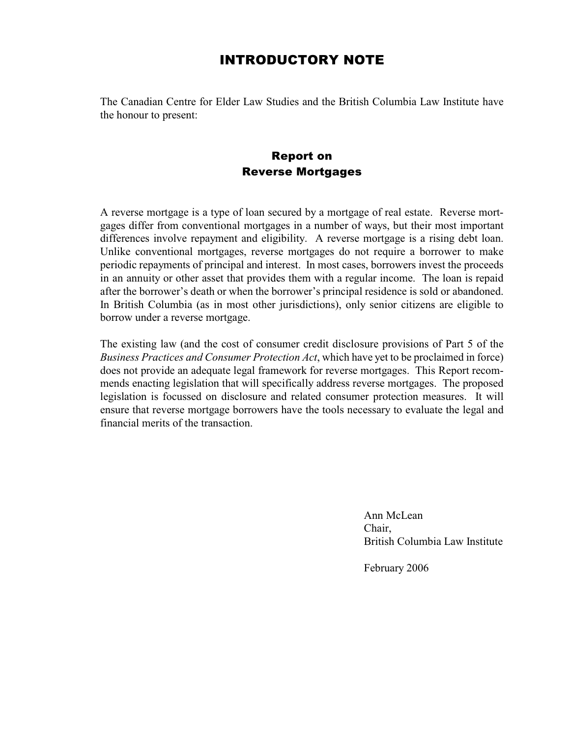# INTRODUCTORY NOTE

The Canadian Centre for Elder Law Studies and the British Columbia Law Institute have the honour to present:

## Report on
## Reverse Mortgages

A reverse mortgage is a type of loan secured by a mortgage of real estate. Reverse mortgages differ from conventional mortgages in a number of ways, but their most important differences involve repayment and eligibility. A reverse mortgage is a rising debt loan. Unlike conventional mortgages, reverse mortgages do not require a borrower to make periodic repayments of principal and interest. In most cases, borrowers invest the proceeds in an annuity or other asset that provides them with a regular income. The loan is repaid after the borrower's death or when the borrower's principal residence is sold or abandoned. In British Columbia (as in most other jurisdictions), only senior citizens are eligible to borrow under a reverse mortgage.

The existing law (and the cost of consumer credit disclosure provisions of Part 5 of the *Business Practices and Consumer Protection Act*, which have yet to be proclaimed in force) does not provide an adequate legal framework for reverse mortgages. This Report recommends enacting legislation that will specifically address reverse mortgages. The proposed legislation is focussed on disclosure and related consumer protection measures. It will ensure that reverse mortgage borrowers have the tools necessary to evaluate the legal and financial merits of the transaction.

Ann McLean
Chair,
British Columbia Law Institute

February 2006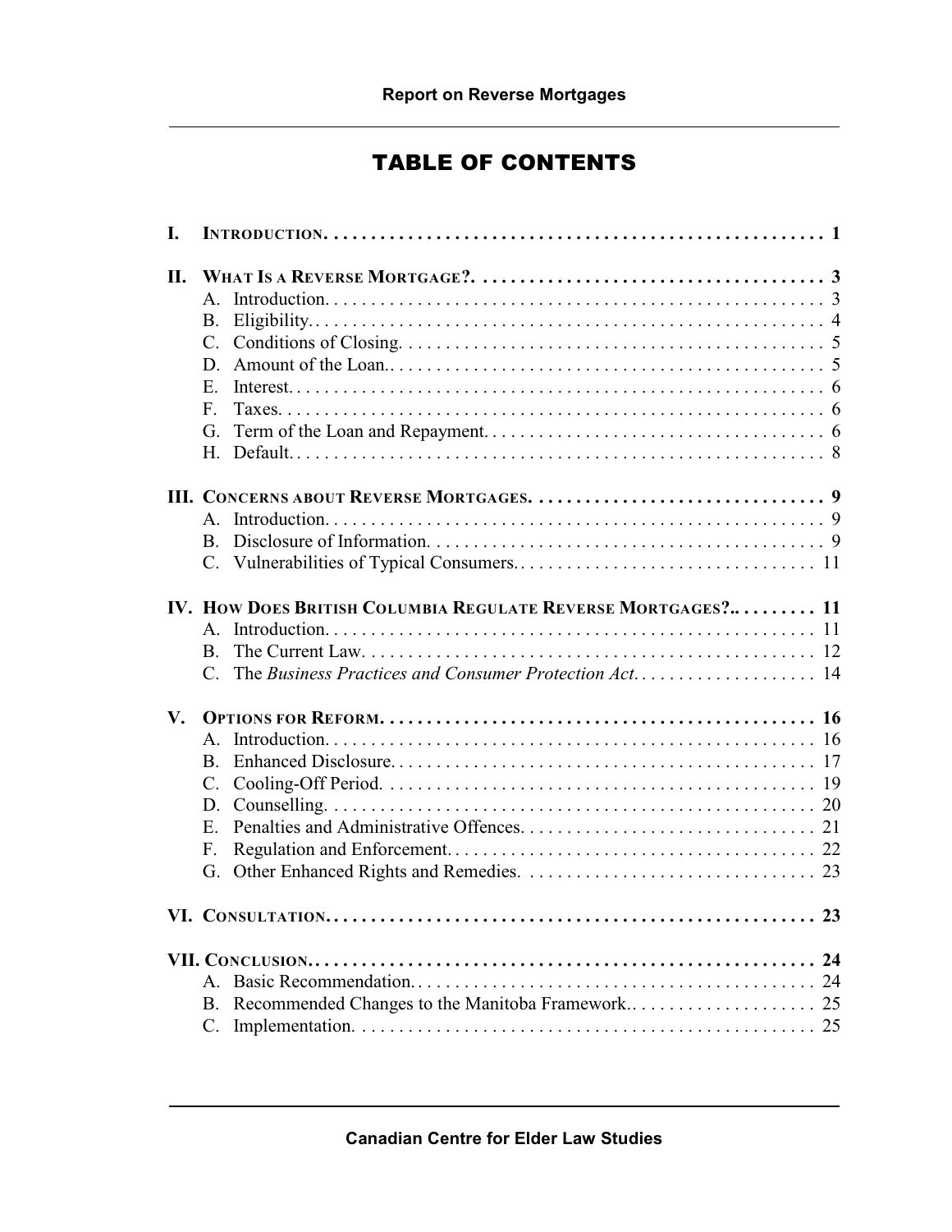# TABLE OF CONTENTS

I. INTRODUCTION. . . . . . . . . . . . . . . . . . . . . . . . . . . . . . . . . . . . . . . . . . . . . . . . . . . . . 1

II. WHAT IS A REVERSE MORTGAGE?. . . . . . . . . . . . . . . . . . . . . . . . . . . . . . . . . . . . . . 3
- A. Introduction. . . . . . . . . . . . . . . . . . . . . . . . . . . . . . . . . . . . . . . . . . . . . . . . . . . . . 3
- B. Eligibility. . . . . . . . . . . . . . . . . . . . . . . . . . . . . . . . . . . . . . . . . . . . . . . . . . . . . . 4
- C. Conditions of Closing. . . . . . . . . . . . . . . . . . . . . . . . . . . . . . . . . . . . . . . . . . . . . . 5
- D. Amount of the Loan.. . . . . . . . . . . . . . . . . . . . . . . . . . . . . . . . . . . . . . . . . . . . . . . 5
- E. Interest. . . . . . . . . . . . . . . . . . . . . . . . . . . . . . . . . . . . . . . . . . . . . . . . . . . . . . . . . 6
- F. Taxes. . . . . . . . . . . . . . . . . . . . . . . . . . . . . . . . . . . . . . . . . . . . . . . . . . . . . . . . . . 6
- G. Term of the Loan and Repayment. . . . . . . . . . . . . . . . . . . . . . . . . . . . . . . . . . . . . 6
- H. Default. . . . . . . . . . . . . . . . . . . . . . . . . . . . . . . . . . . . . . . . . . . . . . . . . . . . . . . . . 8

III. CONCERNS ABOUT REVERSE MORTGAGES. . . . . . . . . . . . . . . . . . . . . . . . . . . . . . . 9
- A. Introduction. . . . . . . . . . . . . . . . . . . . . . . . . . . . . . . . . . . . . . . . . . . . . . . . . . . . . 9
- B. Disclosure of Information. . . . . . . . . . . . . . . . . . . . . . . . . . . . . . . . . . . . . . . . . . . 9
- C. Vulnerabilities of Typical Consumers.. . . . . . . . . . . . . . . . . . . . . . . . . . . . . . . . 11

IV. HOW DOES BRITISH COLUMBIA REGULATE REVERSE MORTGAGES?.. . . . . . . . . 11
- A. Introduction. . . . . . . . . . . . . . . . . . . . . . . . . . . . . . . . . . . . . . . . . . . . . . . . . . . . 11
- B. The Current Law. . . . . . . . . . . . . . . . . . . . . . . . . . . . . . . . . . . . . . . . . . . . . . . . . 12
- C. The *Business Practices and Consumer Protection Act*. . . . . . . . . . . . . . . . . . . . 14

V. OPTIONS FOR REFORM. . . . . . . . . . . . . . . . . . . . . . . . . . . . . . . . . . . . . . . . . . . . . . . 16
- A. Introduction. . . . . . . . . . . . . . . . . . . . . . . . . . . . . . . . . . . . . . . . . . . . . . . . . . . . 16
- B. Enhanced Disclosure. . . . . . . . . . . . . . . . . . . . . . . . . . . . . . . . . . . . . . . . . . . . . . 17
- C. Cooling-Off Period. . . . . . . . . . . . . . . . . . . . . . . . . . . . . . . . . . . . . . . . . . . . . . . 19
- D. Counselling. . . . . . . . . . . . . . . . . . . . . . . . . . . . . . . . . . . . . . . . . . . . . . . . . . . . 20
- E. Penalties and Administrative Offences. . . . . . . . . . . . . . . . . . . . . . . . . . . . . . . . 21
- F. Regulation and Enforcement. . . . . . . . . . . . . . . . . . . . . . . . . . . . . . . . . . . . . . . . 22
- G. Other Enhanced Rights and Remedies. . . . . . . . . . . . . . . . . . . . . . . . . . . . . . . . 23

VI. CONSULTATION. . . . . . . . . . . . . . . . . . . . . . . . . . . . . . . . . . . . . . . . . . . . . . . . . . . . 23

VII. CONCLUSION.. . . . . . . . . . . . . . . . . . . . . . . . . . . . . . . . . . . . . . . . . . . . . . . . . . . . . 24
- A. Basic Recommendation. . . . . . . . . . . . . . . . . . . . . . . . . . . . . . . . . . . . . . . . . . . . 24
- B. Recommended Changes to the Manitoba Framework.. . . . . . . . . . . . . . . . . . . . . 25
- C. Implementation. . . . . . . . . . . . . . . . . . . . . . . . . . . . . . . . . . . . . . . . . . . . . . . . . . 25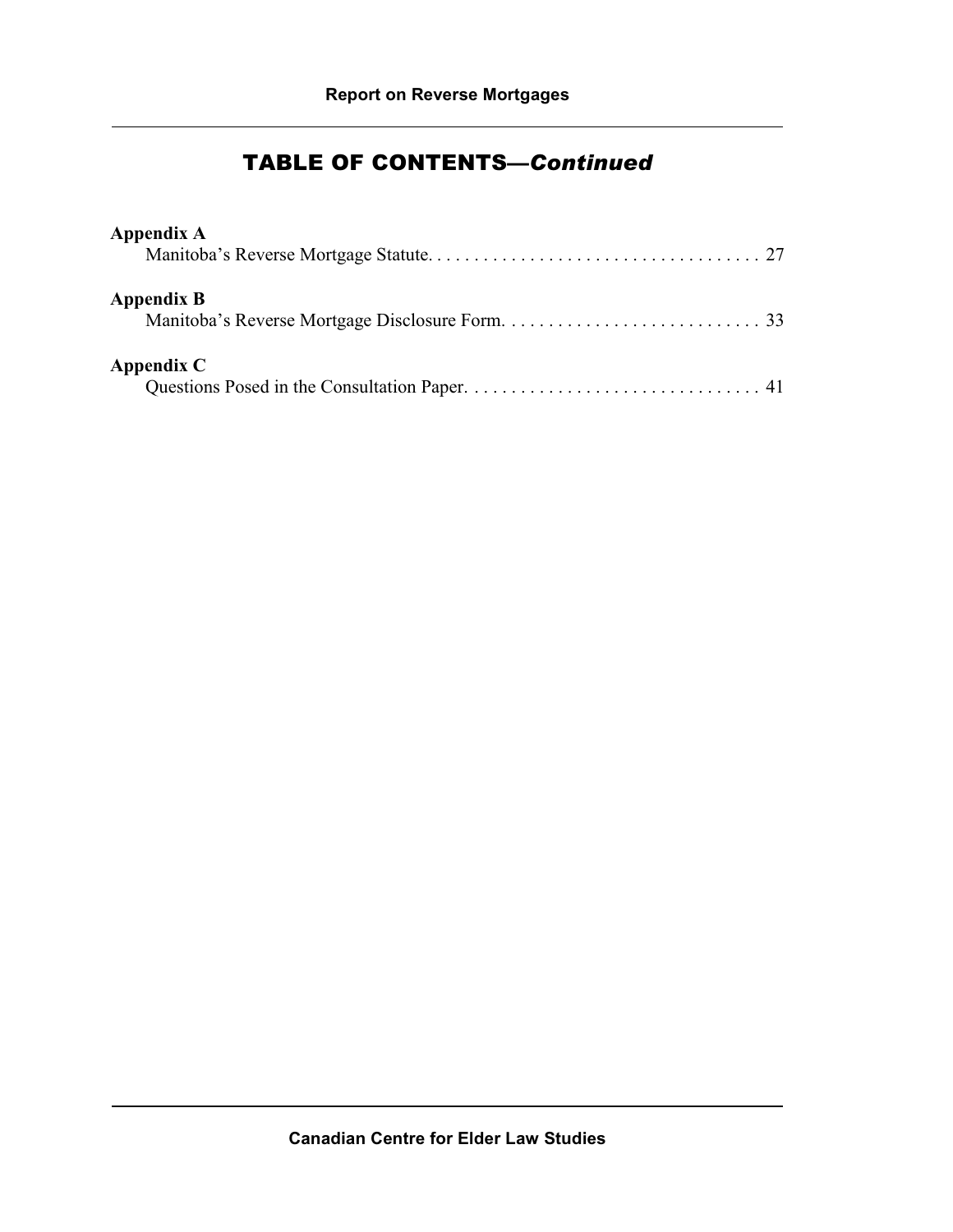## TABLE OF CONTENTS—*Continued*

**Appendix A**
Manitoba's Reverse Mortgage Statute. . . . . . . . . . . . . . . . . . . . . . . . . . . . . . . . . . . . 27

**Appendix B**
Manitoba's Reverse Mortgage Disclosure Form. . . . . . . . . . . . . . . . . . . . . . . . . . . . 33

**Appendix C**
Questions Posed in the Consultation Paper. . . . . . . . . . . . . . . . . . . . . . . . . . . . . . . . 41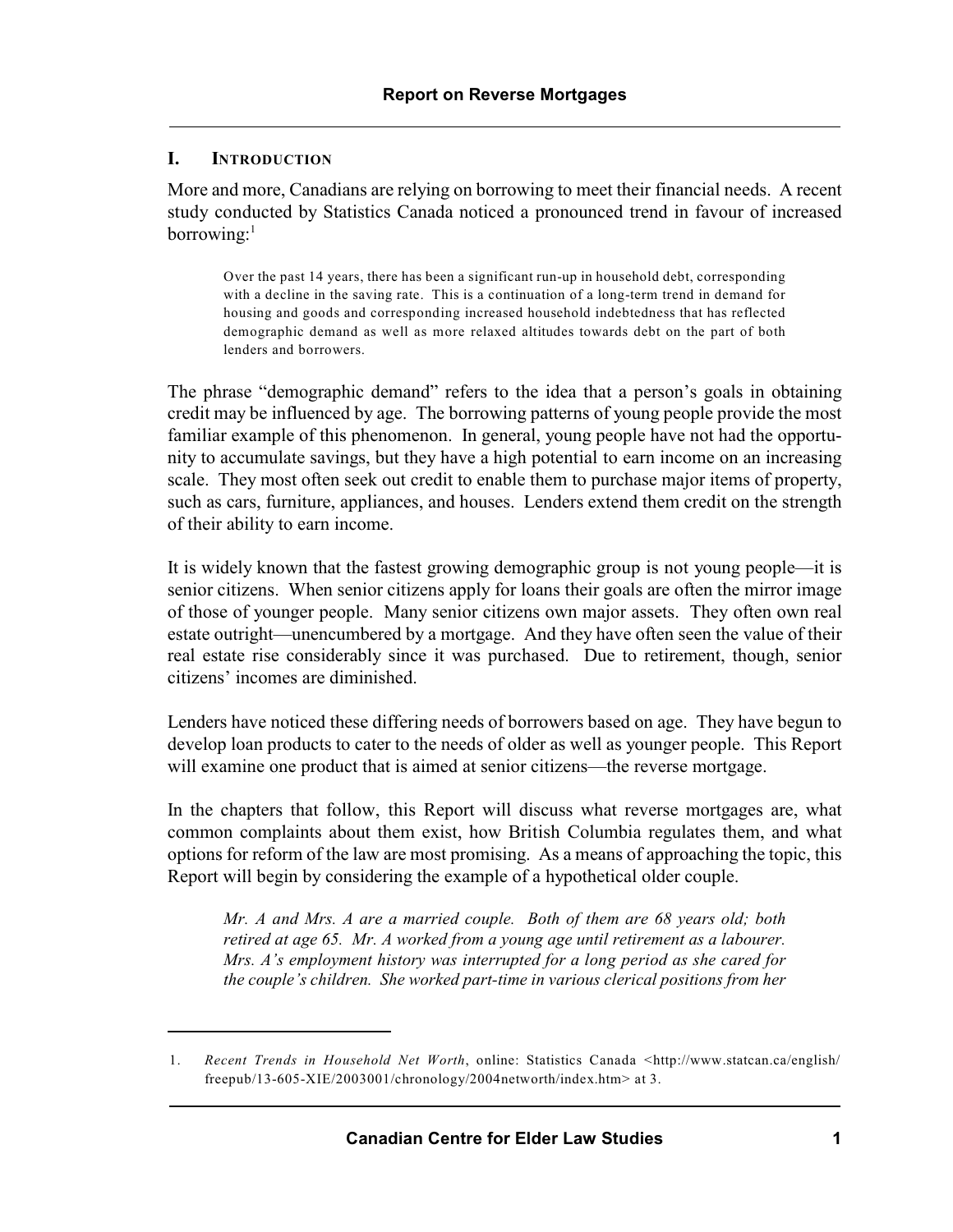## I. INTRODUCTION

More and more, Canadians are relying on borrowing to meet their financial needs. A recent study conducted by Statistics Canada noticed a pronounced trend in favour of increased borrowing:[1]

> Over the past 14 years, there has been a significant run-up in household debt, corresponding with a decline in the saving rate. This is a continuation of a long-term trend in demand for housing and goods and corresponding increased household indebtedness that has reflected demographic demand as well as more relaxed altitudes towards debt on the part of both lenders and borrowers.

The phrase "demographic demand" refers to the idea that a person's goals in obtaining credit may be influenced by age. The borrowing patterns of young people provide the most familiar example of this phenomenon. In general, young people have not had the opportunity to accumulate savings, but they have a high potential to earn income on an increasing scale. They most often seek out credit to enable them to purchase major items of property, such as cars, furniture, appliances, and houses. Lenders extend them credit on the strength of their ability to earn income.

It is widely known that the fastest growing demographic group is not young people—it is senior citizens. When senior citizens apply for loans their goals are often the mirror image of those of younger people. Many senior citizens own major assets. They often own real estate outright—unencumbered by a mortgage. And they have often seen the value of their real estate rise considerably since it was purchased. Due to retirement, though, senior citizens' incomes are diminished.

Lenders have noticed these differing needs of borrowers based on age. They have begun to develop loan products to cater to the needs of older as well as younger people. This Report will examine one product that is aimed at senior citizens—the reverse mortgage.

In the chapters that follow, this Report will discuss what reverse mortgages are, what common complaints about them exist, how British Columbia regulates them, and what options for reform of the law are most promising. As a means of approaching the topic, this Report will begin by considering the example of a hypothetical older couple.

> *Mr. A and Mrs. A are a married couple. Both of them are 68 years old; both retired at age 65. Mr. A worked from a young age until retirement as a labourer. Mrs. A's employment history was interrupted for a long period as she cared for the couple's children. She worked part-time in various clerical positions from her*

---

1. *Recent Trends in Household Net Worth*, online: Statistics Canada <http://www.statcan.ca/english/freepub/13-605-XIE/2003001/chronology/2004networth/index.htm> at 3.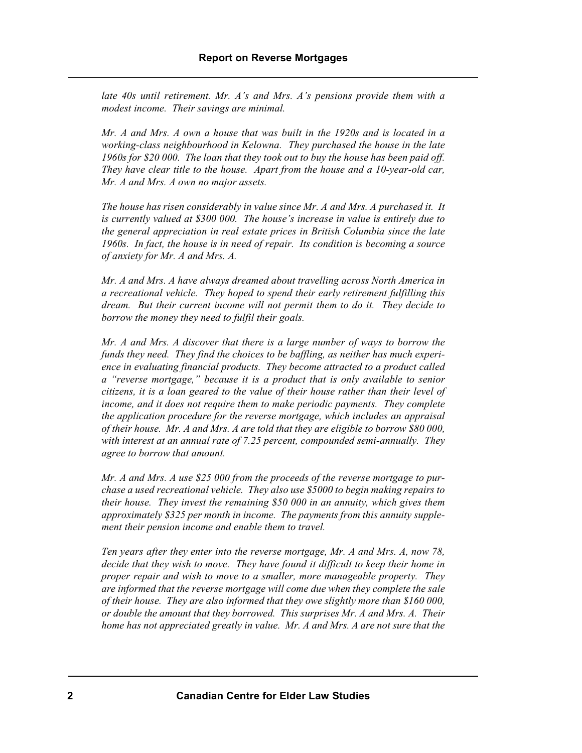*late 40s until retirement. Mr. A's and Mrs. A's pensions provide them with a modest income. Their savings are minimal.*

*Mr. A and Mrs. A own a house that was built in the 1920s and is located in a working-class neighbourhood in Kelowna. They purchased the house in the late 1960s for $20 000. The loan that they took out to buy the house has been paid off. They have clear title to the house. Apart from the house and a 10-year-old car, Mr. A and Mrs. A own no major assets.*

*The house has risen considerably in value since Mr. A and Mrs. A purchased it. It is currently valued at $300 000. The house's increase in value is entirely due to the general appreciation in real estate prices in British Columbia since the late 1960s. In fact, the house is in need of repair. Its condition is becoming a source of anxiety for Mr. A and Mrs. A.*

*Mr. A and Mrs. A have always dreamed about travelling across North America in a recreational vehicle. They hoped to spend their early retirement fulfilling this dream. But their current income will not permit them to do it. They decide to borrow the money they need to fulfil their goals.*

*Mr. A and Mrs. A discover that there is a large number of ways to borrow the funds they need. They find the choices to be baffling, as neither has much experience in evaluating financial products. They become attracted to a product called a "reverse mortgage," because it is a product that is only available to senior citizens, it is a loan geared to the value of their house rather than their level of income, and it does not require them to make periodic payments. They complete the application procedure for the reverse mortgage, which includes an appraisal of their house. Mr. A and Mrs. A are told that they are eligible to borrow $80 000, with interest at an annual rate of 7.25 percent, compounded semi-annually. They agree to borrow that amount.*

*Mr. A and Mrs. A use $25 000 from the proceeds of the reverse mortgage to purchase a used recreational vehicle. They also use $5000 to begin making repairs to their house. They invest the remaining $50 000 in an annuity, which gives them approximately $325 per month in income. The payments from this annuity supplement their pension income and enable them to travel.*

*Ten years after they enter into the reverse mortgage, Mr. A and Mrs. A, now 78, decide that they wish to move. They have found it difficult to keep their home in proper repair and wish to move to a smaller, more manageable property. They are informed that the reverse mortgage will come due when they complete the sale of their house. They are also informed that they owe slightly more than $160 000, or double the amount that they borrowed. This surprises Mr. A and Mrs. A. Their home has not appreciated greatly in value. Mr. A and Mrs. A are not sure that the*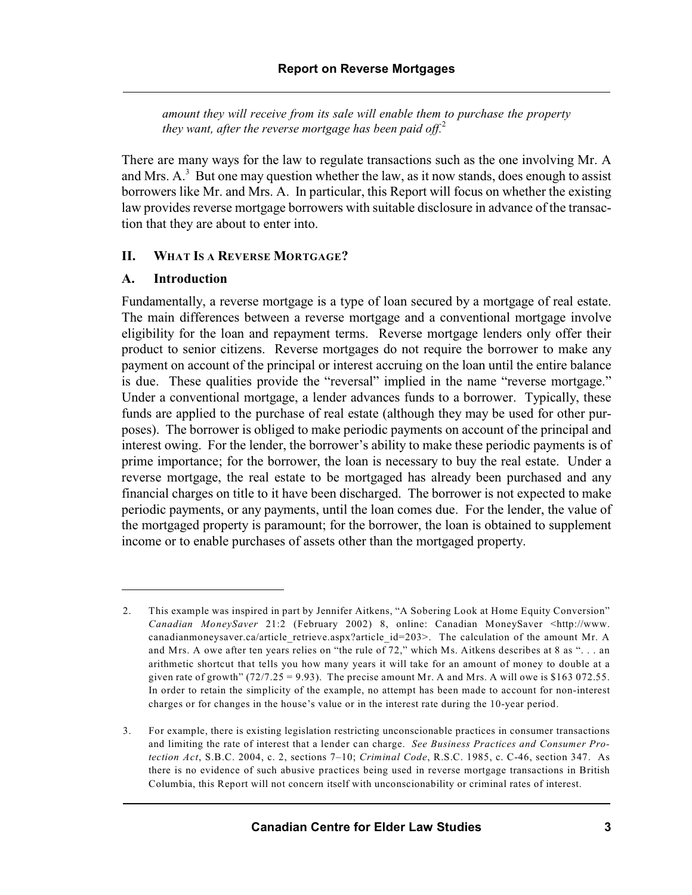*amount they will receive from its sale will enable them to purchase the property they want, after the reverse mortgage has been paid off.*[2]

There are many ways for the law to regulate transactions such as the one involving Mr. A and Mrs. A.[3] But one may question whether the law, as it now stands, does enough to assist borrowers like Mr. and Mrs. A. In particular, this Report will focus on whether the existing law provides reverse mortgage borrowers with suitable disclosure in advance of the transaction that they are about to enter into.

## II. What Is a Reverse Mortgage?

### A. Introduction

Fundamentally, a reverse mortgage is a type of loan secured by a mortgage of real estate. The main differences between a reverse mortgage and a conventional mortgage involve eligibility for the loan and repayment terms. Reverse mortgage lenders only offer their product to senior citizens. Reverse mortgages do not require the borrower to make any payment on account of the principal or interest accruing on the loan until the entire balance is due. These qualities provide the "reversal" implied in the name "reverse mortgage." Under a conventional mortgage, a lender advances funds to a borrower. Typically, these funds are applied to the purchase of real estate (although they may be used for other purposes). The borrower is obliged to make periodic payments on account of the principal and interest owing. For the lender, the borrower's ability to make these periodic payments is of prime importance; for the borrower, the loan is necessary to buy the real estate. Under a reverse mortgage, the real estate to be mortgaged has already been purchased and any financial charges on title to it have been discharged. The borrower is not expected to make periodic payments, or any payments, until the loan comes due. For the lender, the value of the mortgaged property is paramount; for the borrower, the loan is obtained to supplement income or to enable purchases of assets other than the mortgaged property.

---

2. This example was inspired in part by Jennifer Aitkens, "A Sobering Look at Home Equity Conversion" *Canadian MoneySaver* 21:2 (February 2002) 8, online: Canadian MoneySaver <http://www.canadianmoneysaver.ca/article_retrieve.aspx?article_id=203>. The calculation of the amount Mr. A and Mrs. A owe after ten years relies on "the rule of 72," which Ms. Aitkens describes at 8 as ". . . an arithmetic shortcut that tells you how many years it will take for an amount of money to double at a given rate of growth" (72/7.25 = 9.93). The precise amount Mr. A and Mrs. A will owe is $163 072.55. In order to retain the simplicity of the example, no attempt has been made to account for non-interest charges or for changes in the house's value or in the interest rate during the 10-year period.

3. For example, there is existing legislation restricting unconscionable practices in consumer transactions and limiting the rate of interest that a lender can charge. *See Business Practices and Consumer Protection Act*, S.B.C. 2004, c. 2, sections 7–10; *Criminal Code*, R.S.C. 1985, c. C-46, section 347. As there is no evidence of such abusive practices being used in reverse mortgage transactions in British Columbia, this Report will not concern itself with unconscionability or criminal rates of interest.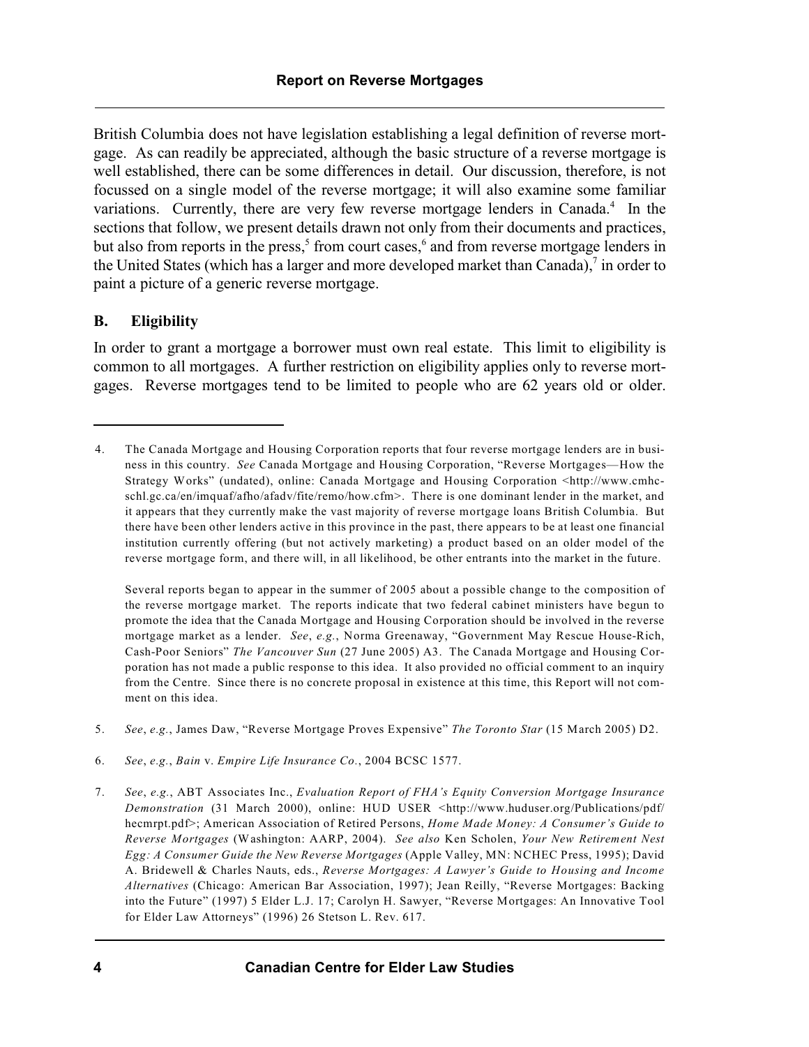British Columbia does not have legislation establishing a legal definition of reverse mortgage. As can readily be appreciated, although the basic structure of a reverse mortgage is well established, there can be some differences in detail. Our discussion, therefore, is not focussed on a single model of the reverse mortgage; it will also examine some familiar variations. Currently, there are very few reverse mortgage lenders in Canada.[4] In the sections that follow, we present details drawn not only from their documents and practices, but also from reports in the press,[5] from court cases,[6] and from reverse mortgage lenders in the United States (which has a larger and more developed market than Canada),[7] in order to paint a picture of a generic reverse mortgage.

## B. Eligibility

In order to grant a mortgage a borrower must own real estate. This limit to eligibility is common to all mortgages. A further restriction on eligibility applies only to reverse mortgages. Reverse mortgages tend to be limited to people who are 62 years old or older.

---

4. The Canada Mortgage and Housing Corporation reports that four reverse mortgage lenders are in business in this country. *See* Canada Mortgage and Housing Corporation, "Reverse Mortgages—How the Strategy Works" (undated), online: Canada Mortgage and Housing Corporation <http://www.cmhc-schl.gc.ca/en/imquaf/afho/afadv/fite/remo/how.cfm>. There is one dominant lender in the market, and it appears that they currently make the vast majority of reverse mortgage loans British Columbia. But there have been other lenders active in this province in the past, there appears to be at least one financial institution currently offering (but not actively marketing) a product based on an older model of the reverse mortgage form, and there will, in all likelihood, be other entrants into the market in the future.

   Several reports began to appear in the summer of 2005 about a possible change to the composition of the reverse mortgage market. The reports indicate that two federal cabinet ministers have begun to promote the idea that the Canada Mortgage and Housing Corporation should be involved in the reverse mortgage market as a lender. *See*, *e.g.*, Norma Greenaway, "Government May Rescue House-Rich, Cash-Poor Seniors" *The Vancouver Sun* (27 June 2005) A3. The Canada Mortgage and Housing Corporation has not made a public response to this idea. It also provided no official comment to an inquiry from the Centre. Since there is no concrete proposal in existence at this time, this Report will not comment on this idea.

5. *See*, *e.g.*, James Daw, "Reverse Mortgage Proves Expensive" *The Toronto Star* (15 March 2005) D2.

6. *See*, *e.g.*, *Bain* v. *Empire Life Insurance Co.*, 2004 BCSC 1577.

7. *See*, *e.g.*, ABT Associates Inc., *Evaluation Report of FHA's Equity Conversion Mortgage Insurance Demonstration* (31 March 2000), online: HUD USER <http://www.huduser.org/Publications/pdf/hecmrpt.pdf>; American Association of Retired Persons, *Home Made Money: A Consumer's Guide to Reverse Mortgages* (Washington: AARP, 2004). *See also* Ken Scholen, *Your New Retirement Nest Egg: A Consumer Guide the New Reverse Mortgages* (Apple Valley, MN: NCHEC Press, 1995); David A. Bridewell & Charles Nauts, eds., *Reverse Mortgages: A Lawyer's Guide to Housing and Income Alternatives* (Chicago: American Bar Association, 1997); Jean Reilly, "Reverse Mortgages: Backing into the Future" (1997) 5 Elder L.J. 17; Carolyn H. Sawyer, "Reverse Mortgages: An Innovative Tool for Elder Law Attorneys" (1996) 26 Stetson L. Rev. 617.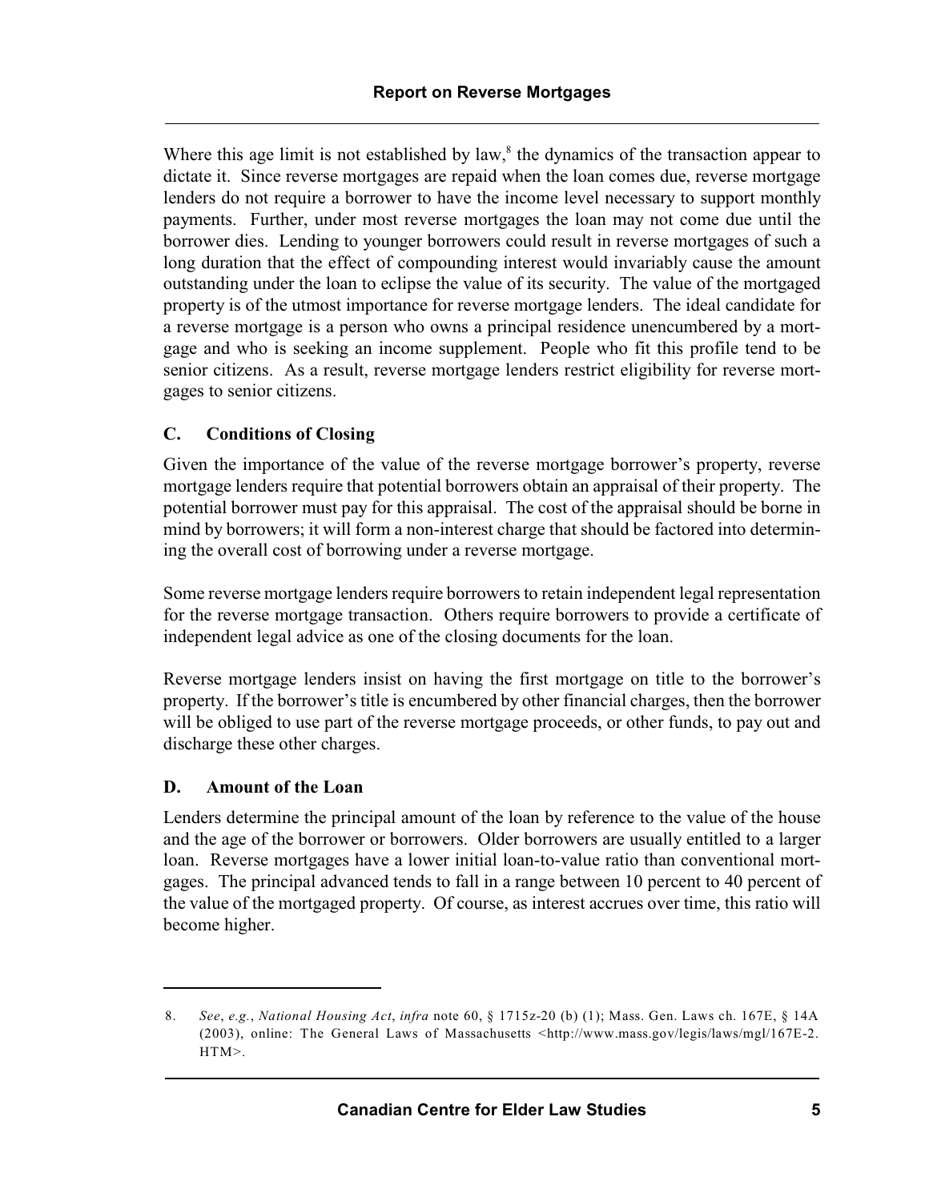Where this age limit is not established by law,[8] the dynamics of the transaction appear to dictate it. Since reverse mortgages are repaid when the loan comes due, reverse mortgage lenders do not require a borrower to have the income level necessary to support monthly payments. Further, under most reverse mortgages the loan may not come due until the borrower dies. Lending to younger borrowers could result in reverse mortgages of such a long duration that the effect of compounding interest would invariably cause the amount outstanding under the loan to eclipse the value of its security. The value of the mortgaged property is of the utmost importance for reverse mortgage lenders. The ideal candidate for a reverse mortgage is a person who owns a principal residence unencumbered by a mortgage and who is seeking an income supplement. People who fit this profile tend to be senior citizens. As a result, reverse mortgage lenders restrict eligibility for reverse mortgages to senior citizens.

### C. Conditions of Closing

Given the importance of the value of the reverse mortgage borrower's property, reverse mortgage lenders require that potential borrowers obtain an appraisal of their property. The potential borrower must pay for this appraisal. The cost of the appraisal should be borne in mind by borrowers; it will form a non-interest charge that should be factored into determining the overall cost of borrowing under a reverse mortgage.

Some reverse mortgage lenders require borrowers to retain independent legal representation for the reverse mortgage transaction. Others require borrowers to provide a certificate of independent legal advice as one of the closing documents for the loan.

Reverse mortgage lenders insist on having the first mortgage on title to the borrower's property. If the borrower's title is encumbered by other financial charges, then the borrower will be obliged to use part of the reverse mortgage proceeds, or other funds, to pay out and discharge these other charges.

### D. Amount of the Loan

Lenders determine the principal amount of the loan by reference to the value of the house and the age of the borrower or borrowers. Older borrowers are usually entitled to a larger loan. Reverse mortgages have a lower initial loan-to-value ratio than conventional mortgages. The principal advanced tends to fall in a range between 10 percent to 40 percent of the value of the mortgaged property. Of course, as interest accrues over time, this ratio will become higher.

---

8. *See*, *e.g.*, *National Housing Act*, *infra* note 60, § 1715z-20 (b) (1); Mass. Gen. Laws ch. 167E, § 14A (2003), online: The General Laws of Massachusetts <http://www.mass.gov/legis/laws/mgl/167E-2.HTM>.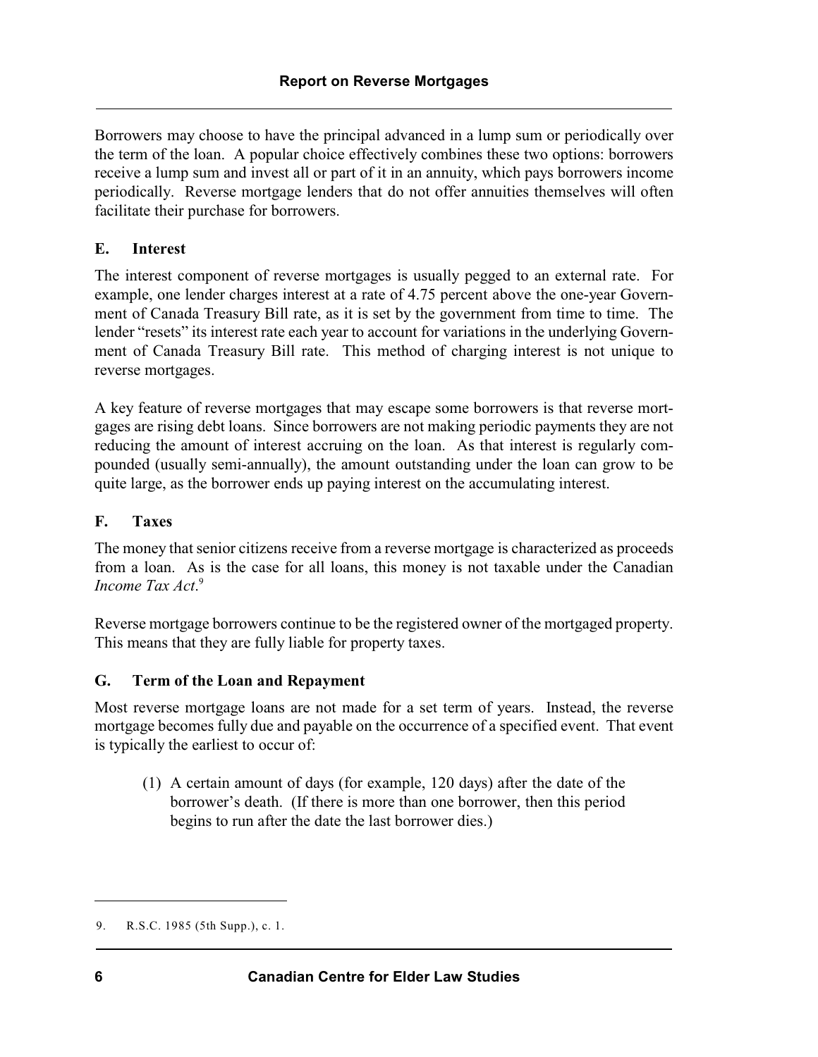Borrowers may choose to have the principal advanced in a lump sum or periodically over the term of the loan. A popular choice effectively combines these two options: borrowers receive a lump sum and invest all or part of it in an annuity, which pays borrowers income periodically. Reverse mortgage lenders that do not offer annuities themselves will often facilitate their purchase for borrowers.

### E. Interest

The interest component of reverse mortgages is usually pegged to an external rate. For example, one lender charges interest at a rate of 4.75 percent above the one-year Government of Canada Treasury Bill rate, as it is set by the government from time to time. The lender "resets" its interest rate each year to account for variations in the underlying Government of Canada Treasury Bill rate. This method of charging interest is not unique to reverse mortgages.

A key feature of reverse mortgages that may escape some borrowers is that reverse mortgages are rising debt loans. Since borrowers are not making periodic payments they are not reducing the amount of interest accruing on the loan. As that interest is regularly compounded (usually semi-annually), the amount outstanding under the loan can grow to be quite large, as the borrower ends up paying interest on the accumulating interest.

### F. Taxes

The money that senior citizens receive from a reverse mortgage is characterized as proceeds from a loan. As is the case for all loans, this money is not taxable under the Canadian *Income Tax Act*.[9]

Reverse mortgage borrowers continue to be the registered owner of the mortgaged property. This means that they are fully liable for property taxes.

### G. Term of the Loan and Repayment

Most reverse mortgage loans are not made for a set term of years. Instead, the reverse mortgage becomes fully due and payable on the occurrence of a specified event. That event is typically the earliest to occur of:

(1) A certain amount of days (for example, 120 days) after the date of the borrower's death. (If there is more than one borrower, then this period begins to run after the date the last borrower dies.)

---

9. R.S.C. 1985 (5th Supp.), c. 1.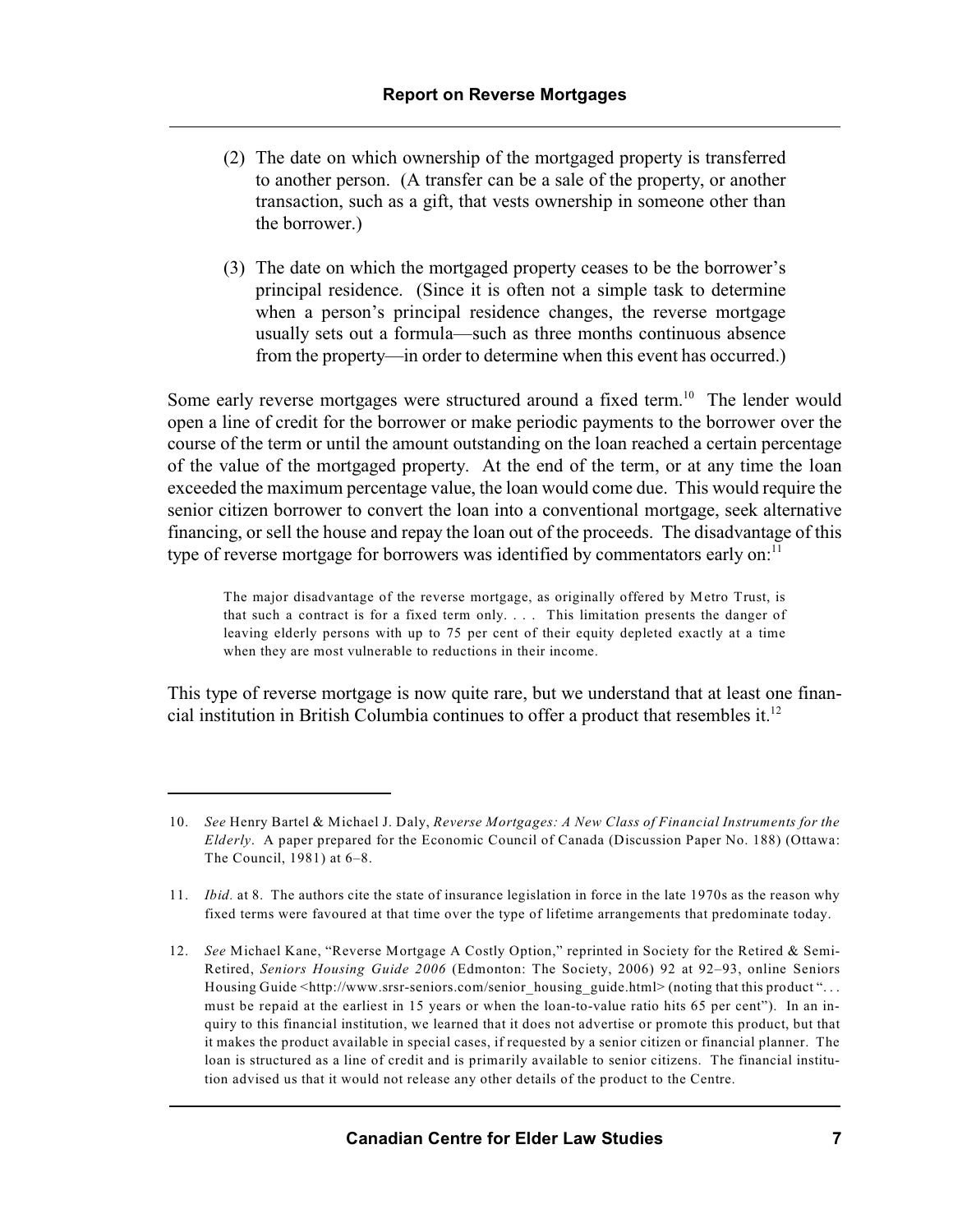(2) The date on which ownership of the mortgaged property is transferred to another person. (A transfer can be a sale of the property, or another transaction, such as a gift, that vests ownership in someone other than the borrower.)

(3) The date on which the mortgaged property ceases to be the borrower's principal residence. (Since it is often not a simple task to determine when a person's principal residence changes, the reverse mortgage usually sets out a formula—such as three months continuous absence from the property—in order to determine when this event has occurred.)

Some early reverse mortgages were structured around a fixed term.[10] The lender would open a line of credit for the borrower or make periodic payments to the borrower over the course of the term or until the amount outstanding on the loan reached a certain percentage of the value of the mortgaged property. At the end of the term, or at any time the loan exceeded the maximum percentage value, the loan would come due. This would require the senior citizen borrower to convert the loan into a conventional mortgage, seek alternative financing, or sell the house and repay the loan out of the proceeds. The disadvantage of this type of reverse mortgage for borrowers was identified by commentators early on:[11]

> The major disadvantage of the reverse mortgage, as originally offered by Metro Trust, is that such a contract is for a fixed term only. . . . This limitation presents the danger of leaving elderly persons with up to 75 per cent of their equity depleted exactly at a time when they are most vulnerable to reductions in their income.

This type of reverse mortgage is now quite rare, but we understand that at least one financial institution in British Columbia continues to offer a product that resembles it.[12]

---

10. *See* Henry Bartel & Michael J. Daly, *Reverse Mortgages: A New Class of Financial Instruments for the Elderly*. A paper prepared for the Economic Council of Canada (Discussion Paper No. 188) (Ottawa: The Council, 1981) at 6–8.

11. *Ibid.* at 8. The authors cite the state of insurance legislation in force in the late 1970s as the reason why fixed terms were favoured at that time over the type of lifetime arrangements that predominate today.

12. *See* Michael Kane, "Reverse Mortgage A Costly Option," reprinted in Society for the Retired & Semi-Retired, *Seniors Housing Guide 2006* (Edmonton: The Society, 2006) 92 at 92–93, online Seniors Housing Guide <http://www.srsr-seniors.com/senior_housing_guide.html> (noting that this product ". . . must be repaid at the earliest in 15 years or when the loan-to-value ratio hits 65 per cent"). In an inquiry to this financial institution, we learned that it does not advertise or promote this product, but that it makes the product available in special cases, if requested by a senior citizen or financial planner. The loan is structured as a line of credit and is primarily available to senior citizens. The financial institution advised us that it would not release any other details of the product to the Centre.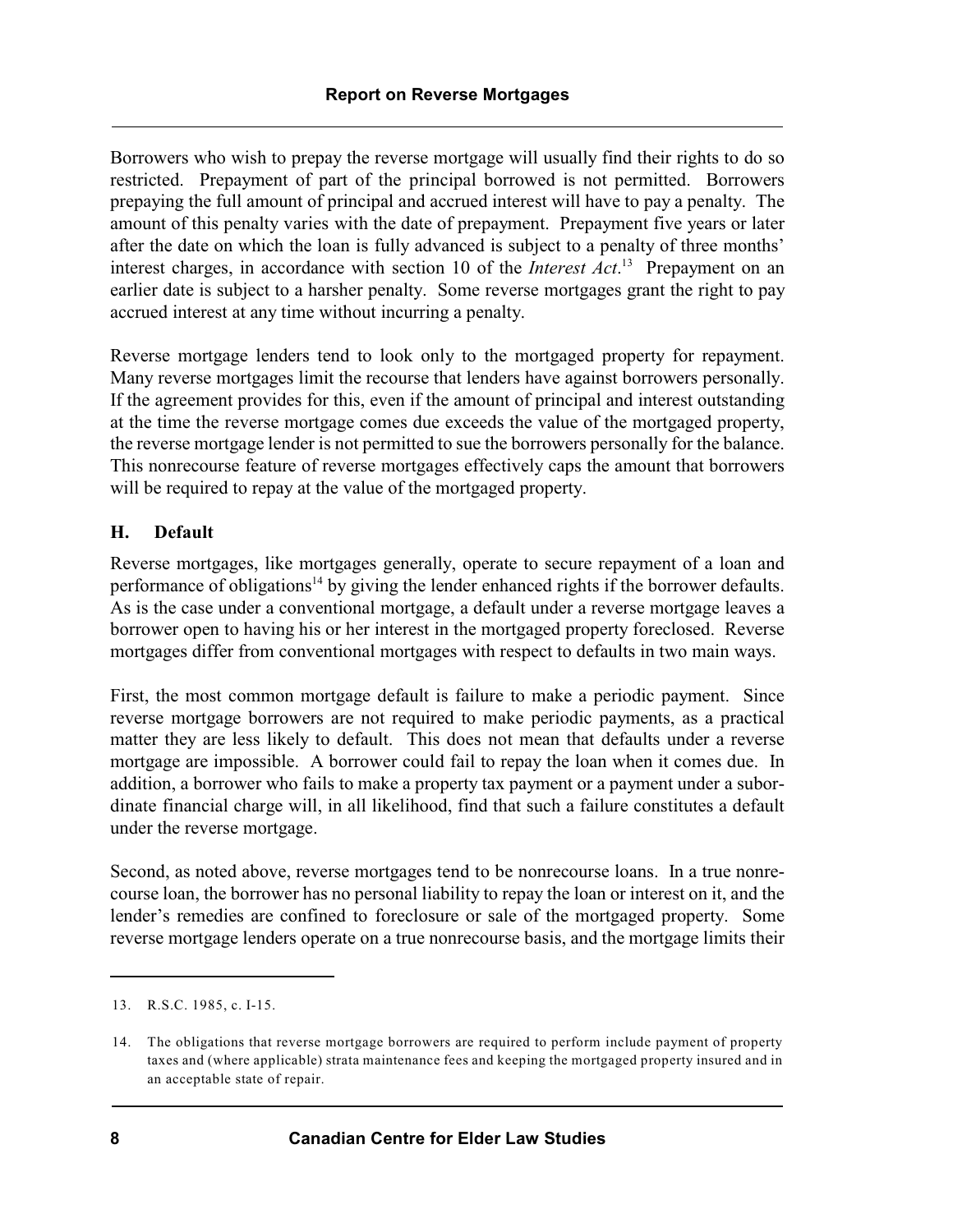Borrowers who wish to prepay the reverse mortgage will usually find their rights to do so restricted. Prepayment of part of the principal borrowed is not permitted. Borrowers prepaying the full amount of principal and accrued interest will have to pay a penalty. The amount of this penalty varies with the date of prepayment. Prepayment five years or later after the date on which the loan is fully advanced is subject to a penalty of three months' interest charges, in accordance with section 10 of the *Interest Act*.[13] Prepayment on an earlier date is subject to a harsher penalty. Some reverse mortgages grant the right to pay accrued interest at any time without incurring a penalty.

Reverse mortgage lenders tend to look only to the mortgaged property for repayment. Many reverse mortgages limit the recourse that lenders have against borrowers personally. If the agreement provides for this, even if the amount of principal and interest outstanding at the time the reverse mortgage comes due exceeds the value of the mortgaged property, the reverse mortgage lender is not permitted to sue the borrowers personally for the balance. This nonrecourse feature of reverse mortgages effectively caps the amount that borrowers will be required to repay at the value of the mortgaged property.

### H. Default

Reverse mortgages, like mortgages generally, operate to secure repayment of a loan and performance of obligations[14] by giving the lender enhanced rights if the borrower defaults. As is the case under a conventional mortgage, a default under a reverse mortgage leaves a borrower open to having his or her interest in the mortgaged property foreclosed. Reverse mortgages differ from conventional mortgages with respect to defaults in two main ways.

First, the most common mortgage default is failure to make a periodic payment. Since reverse mortgage borrowers are not required to make periodic payments, as a practical matter they are less likely to default. This does not mean that defaults under a reverse mortgage are impossible. A borrower could fail to repay the loan when it comes due. In addition, a borrower who fails to make a property tax payment or a payment under a subordinate financial charge will, in all likelihood, find that such a failure constitutes a default under the reverse mortgage.

Second, as noted above, reverse mortgages tend to be nonrecourse loans. In a true nonrecourse loan, the borrower has no personal liability to repay the loan or interest on it, and the lender's remedies are confined to foreclosure or sale of the mortgaged property. Some reverse mortgage lenders operate on a true nonrecourse basis, and the mortgage limits their

---

13. R.S.C. 1985, c. I-15.

14. The obligations that reverse mortgage borrowers are required to perform include payment of property taxes and (where applicable) strata maintenance fees and keeping the mortgaged property insured and in an acceptable state of repair.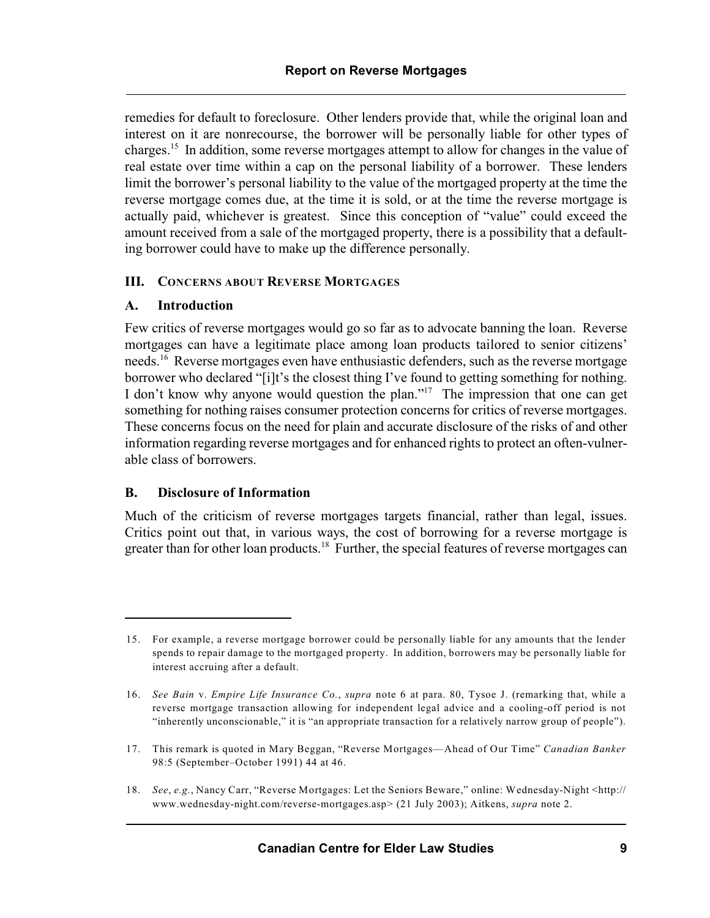remedies for default to foreclosure. Other lenders provide that, while the original loan and interest on it are nonrecourse, the borrower will be personally liable for other types of charges.[15] In addition, some reverse mortgages attempt to allow for changes in the value of real estate over time within a cap on the personal liability of a borrower. These lenders limit the borrower's personal liability to the value of the mortgaged property at the time the reverse mortgage comes due, at the time it is sold, or at the time the reverse mortgage is actually paid, whichever is greatest. Since this conception of "value" could exceed the amount received from a sale of the mortgaged property, there is a possibility that a defaulting borrower could have to make up the difference personally.

## III. Concerns about Reverse Mortgages

### A. Introduction

Few critics of reverse mortgages would go so far as to advocate banning the loan. Reverse mortgages can have a legitimate place among loan products tailored to senior citizens' needs.[16] Reverse mortgages even have enthusiastic defenders, such as the reverse mortgage borrower who declared "[i]t's the closest thing I've found to getting something for nothing. I don't know why anyone would question the plan."[17] The impression that one can get something for nothing raises consumer protection concerns for critics of reverse mortgages. These concerns focus on the need for plain and accurate disclosure of the risks of and other information regarding reverse mortgages and for enhanced rights to protect an often-vulnerable class of borrowers.

### B. Disclosure of Information

Much of the criticism of reverse mortgages targets financial, rather than legal, issues. Critics point out that, in various ways, the cost of borrowing for a reverse mortgage is greater than for other loan products.[18] Further, the special features of reverse mortgages can

---

15. For example, a reverse mortgage borrower could be personally liable for any amounts that the lender spends to repair damage to the mortgaged property. In addition, borrowers may be personally liable for interest accruing after a default.

16. *See Bain* v. *Empire Life Insurance Co.*, *supra* note 6 at para. 80, Tysoe J. (remarking that, while a reverse mortgage transaction allowing for independent legal advice and a cooling-off period is not "inherently unconscionable," it is "an appropriate transaction for a relatively narrow group of people").

17. This remark is quoted in Mary Beggan, "Reverse Mortgages—Ahead of Our Time" *Canadian Banker* 98:5 (September–October 1991) 44 at 46.

18. *See*, *e.g.*, Nancy Carr, "Reverse Mortgages: Let the Seniors Beware," online: Wednesday-Night <http://www.wednesday-night.com/reverse-mortgages.asp> (21 July 2003); Aitkens, *supra* note 2.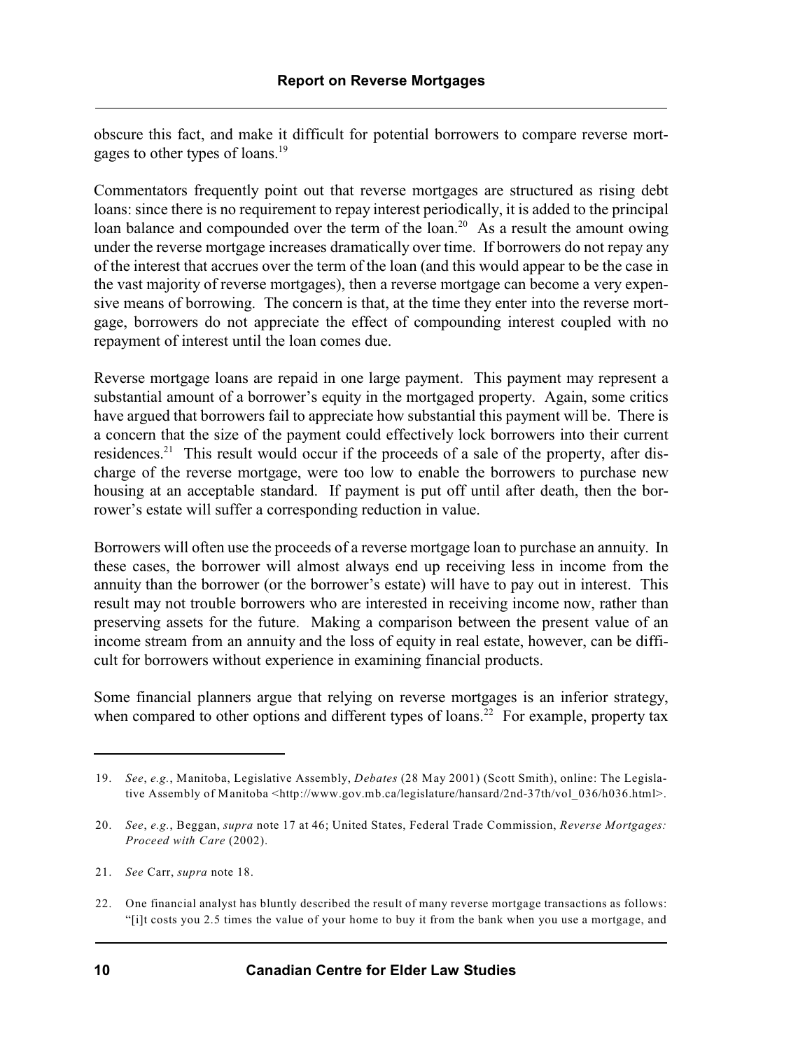obscure this fact, and make it difficult for potential borrowers to compare reverse mortgages to other types of loans.[19]

Commentators frequently point out that reverse mortgages are structured as rising debt loans: since there is no requirement to repay interest periodically, it is added to the principal loan balance and compounded over the term of the loan.[20] As a result the amount owing under the reverse mortgage increases dramatically over time. If borrowers do not repay any of the interest that accrues over the term of the loan (and this would appear to be the case in the vast majority of reverse mortgages), then a reverse mortgage can become a very expensive means of borrowing. The concern is that, at the time they enter into the reverse mortgage, borrowers do not appreciate the effect of compounding interest coupled with no repayment of interest until the loan comes due.

Reverse mortgage loans are repaid in one large payment. This payment may represent a substantial amount of a borrower's equity in the mortgaged property. Again, some critics have argued that borrowers fail to appreciate how substantial this payment will be. There is a concern that the size of the payment could effectively lock borrowers into their current residences.[21] This result would occur if the proceeds of a sale of the property, after discharge of the reverse mortgage, were too low to enable the borrowers to purchase new housing at an acceptable standard. If payment is put off until after death, then the borrower's estate will suffer a corresponding reduction in value.

Borrowers will often use the proceeds of a reverse mortgage loan to purchase an annuity. In these cases, the borrower will almost always end up receiving less in income from the annuity than the borrower (or the borrower's estate) will have to pay out in interest. This result may not trouble borrowers who are interested in receiving income now, rather than preserving assets for the future. Making a comparison between the present value of an income stream from an annuity and the loss of equity in real estate, however, can be difficult for borrowers without experience in examining financial products.

Some financial planners argue that relying on reverse mortgages is an inferior strategy, when compared to other options and different types of loans.[22] For example, property tax

---

19. *See*, *e.g.*, Manitoba, Legislative Assembly, *Debates* (28 May 2001) (Scott Smith), online: The Legislative Assembly of Manitoba <http://www.gov.mb.ca/legislature/hansard/2nd-37th/vol_036/h036.html>.

20. *See*, *e.g.*, Beggan, *supra* note 17 at 46; United States, Federal Trade Commission, *Reverse Mortgages: Proceed with Care* (2002).

21. *See* Carr, *supra* note 18.

22. One financial analyst has bluntly described the result of many reverse mortgage transactions as follows: "[i]t costs you 2.5 times the value of your home to buy it from the bank when you use a mortgage, and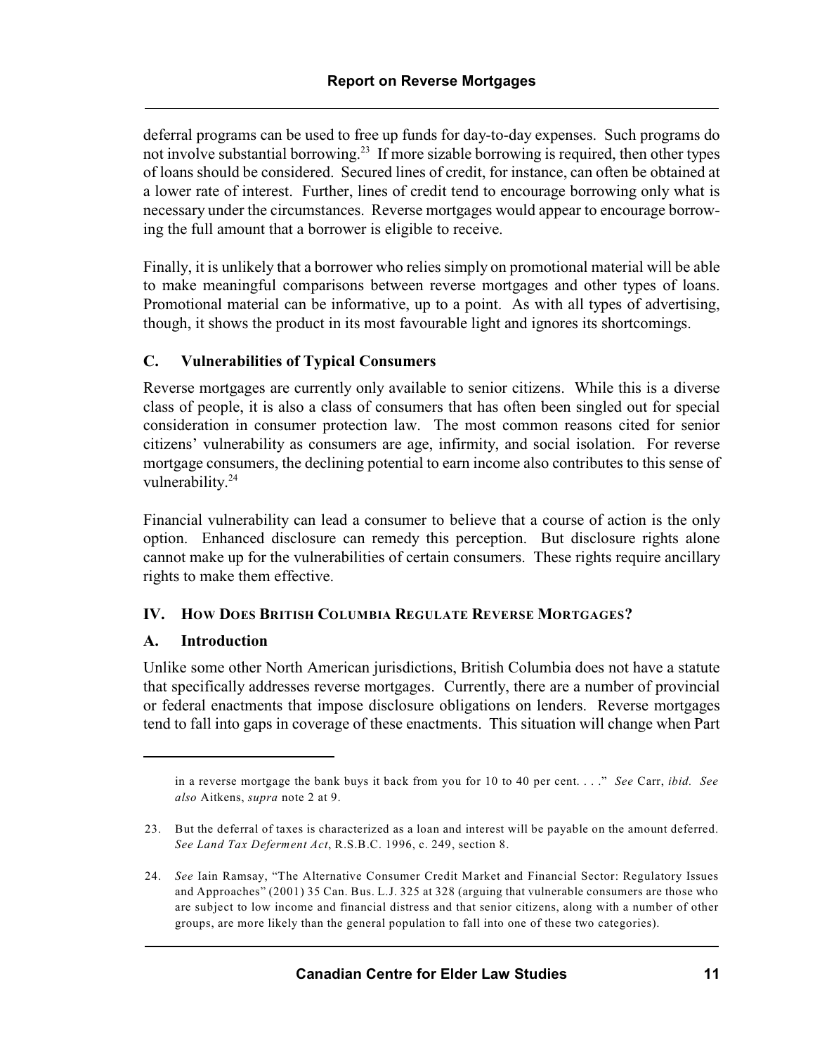deferral programs can be used to free up funds for day-to-day expenses. Such programs do not involve substantial borrowing.[23] If more sizable borrowing is required, then other types of loans should be considered. Secured lines of credit, for instance, can often be obtained at a lower rate of interest. Further, lines of credit tend to encourage borrowing only what is necessary under the circumstances. Reverse mortgages would appear to encourage borrowing the full amount that a borrower is eligible to receive.

Finally, it is unlikely that a borrower who relies simply on promotional material will be able to make meaningful comparisons between reverse mortgages and other types of loans. Promotional material can be informative, up to a point. As with all types of advertising, though, it shows the product in its most favourable light and ignores its shortcomings.

### C. Vulnerabilities of Typical Consumers

Reverse mortgages are currently only available to senior citizens. While this is a diverse class of people, it is also a class of consumers that has often been singled out for special consideration in consumer protection law. The most common reasons cited for senior citizens' vulnerability as consumers are age, infirmity, and social isolation. For reverse mortgage consumers, the declining potential to earn income also contributes to this sense of vulnerability.[24]

Financial vulnerability can lead a consumer to believe that a course of action is the only option. Enhanced disclosure can remedy this perception. But disclosure rights alone cannot make up for the vulnerabilities of certain consumers. These rights require ancillary rights to make them effective.

## IV. How Does British Columbia Regulate Reverse Mortgages?

### A. Introduction

Unlike some other North American jurisdictions, British Columbia does not have a statute that specifically addresses reverse mortgages. Currently, there are a number of provincial or federal enactments that impose disclosure obligations on lenders. Reverse mortgages tend to fall into gaps in coverage of these enactments. This situation will change when Part

---

in a reverse mortgage the bank buys it back from you for 10 to 40 per cent. . . ." *See* Carr, *ibid. See also* Aitkens, *supra* note 2 at 9.

23. But the deferral of taxes is characterized as a loan and interest will be payable on the amount deferred. *See Land Tax Deferment Act*, R.S.B.C. 1996, c. 249, section 8.

24. *See* Iain Ramsay, "The Alternative Consumer Credit Market and Financial Sector: Regulatory Issues and Approaches" (2001) 35 Can. Bus. L.J. 325 at 328 (arguing that vulnerable consumers are those who are subject to low income and financial distress and that senior citizens, along with a number of other groups, are more likely than the general population to fall into one of these two categories).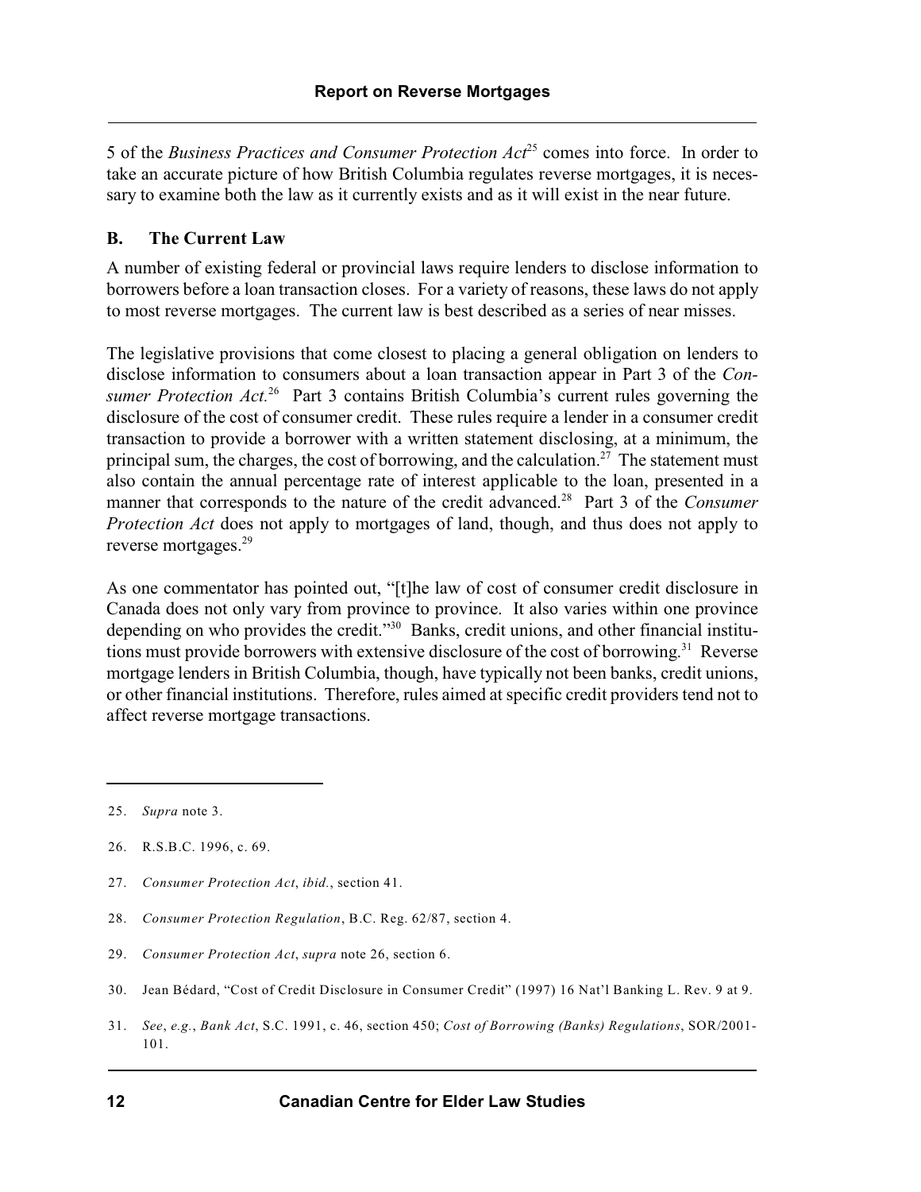5 of the *Business Practices and Consumer Protection Act*[25] comes into force. In order to take an accurate picture of how British Columbia regulates reverse mortgages, it is necessary to examine both the law as it currently exists and as it will exist in the near future.

## B. The Current Law

A number of existing federal or provincial laws require lenders to disclose information to borrowers before a loan transaction closes. For a variety of reasons, these laws do not apply to most reverse mortgages. The current law is best described as a series of near misses.

The legislative provisions that come closest to placing a general obligation on lenders to disclose information to consumers about a loan transaction appear in Part 3 of the *Consumer Protection Act.*[26] Part 3 contains British Columbia's current rules governing the disclosure of the cost of consumer credit. These rules require a lender in a consumer credit transaction to provide a borrower with a written statement disclosing, at a minimum, the principal sum, the charges, the cost of borrowing, and the calculation.[27] The statement must also contain the annual percentage rate of interest applicable to the loan, presented in a manner that corresponds to the nature of the credit advanced.[28] Part 3 of the *Consumer Protection Act* does not apply to mortgages of land, though, and thus does not apply to reverse mortgages.[29]

As one commentator has pointed out, "[t]he law of cost of consumer credit disclosure in Canada does not only vary from province to province. It also varies within one province depending on who provides the credit."[30] Banks, credit unions, and other financial institutions must provide borrowers with extensive disclosure of the cost of borrowing.[31] Reverse mortgage lenders in British Columbia, though, have typically not been banks, credit unions, or other financial institutions. Therefore, rules aimed at specific credit providers tend not to affect reverse mortgage transactions.

---

25. *Supra* note 3.

26. R.S.B.C. 1996, c. 69.

27. *Consumer Protection Act*, *ibid.*, section 41.

28. *Consumer Protection Regulation*, B.C. Reg. 62/87, section 4.

29. *Consumer Protection Act*, *supra* note 26, section 6.

30. Jean Bédard, "Cost of Credit Disclosure in Consumer Credit" (1997) 16 Nat'l Banking L. Rev. 9 at 9.

31. *See*, *e.g.*, *Bank Act*, S.C. 1991, c. 46, section 450; *Cost of Borrowing (Banks) Regulations*, SOR/2001-101.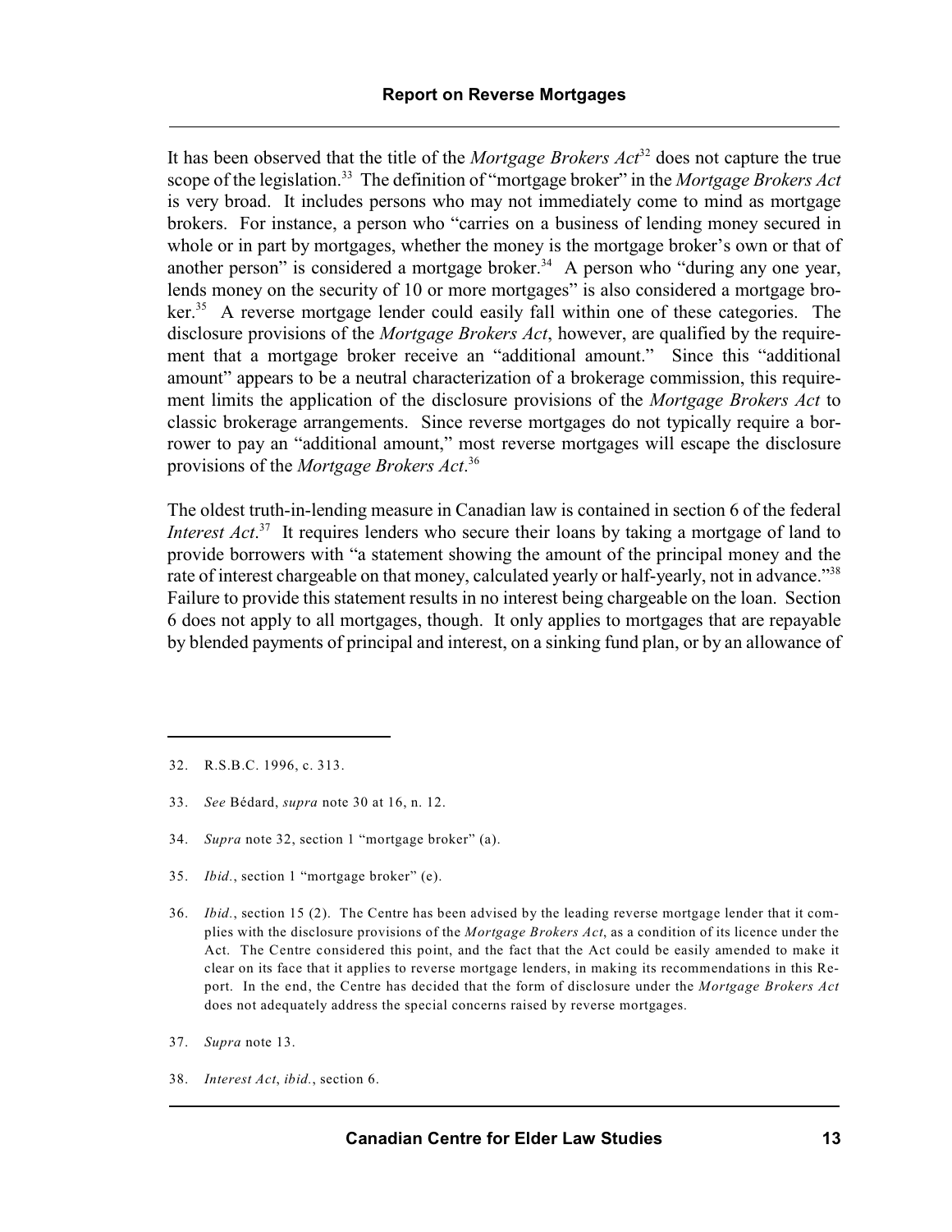It has been observed that the title of the *Mortgage Brokers Act*[32] does not capture the true scope of the legislation.[33] The definition of "mortgage broker" in the *Mortgage Brokers Act* is very broad. It includes persons who may not immediately come to mind as mortgage brokers. For instance, a person who "carries on a business of lending money secured in whole or in part by mortgages, whether the money is the mortgage broker's own or that of another person" is considered a mortgage broker.[34] A person who "during any one year, lends money on the security of 10 or more mortgages" is also considered a mortgage broker.[35] A reverse mortgage lender could easily fall within one of these categories. The disclosure provisions of the *Mortgage Brokers Act*, however, are qualified by the requirement that a mortgage broker receive an "additional amount." Since this "additional amount" appears to be a neutral characterization of a brokerage commission, this requirement limits the application of the disclosure provisions of the *Mortgage Brokers Act* to classic brokerage arrangements. Since reverse mortgages do not typically require a borrower to pay an "additional amount," most reverse mortgages will escape the disclosure provisions of the *Mortgage Brokers Act*.[36]

The oldest truth-in-lending measure in Canadian law is contained in section 6 of the federal *Interest Act*.[37] It requires lenders who secure their loans by taking a mortgage of land to provide borrowers with "a statement showing the amount of the principal money and the rate of interest chargeable on that money, calculated yearly or half-yearly, not in advance."[38] Failure to provide this statement results in no interest being chargeable on the loan. Section 6 does not apply to all mortgages, though. It only applies to mortgages that are repayable by blended payments of principal and interest, on a sinking fund plan, or by an allowance of

---

32. R.S.B.C. 1996, c. 313.

33. *See* Bédard, *supra* note 30 at 16, n. 12.

34. *Supra* note 32, section 1 "mortgage broker" (a).

35. *Ibid.*, section 1 "mortgage broker" (e).

36. *Ibid.*, section 15 (2). The Centre has been advised by the leading reverse mortgage lender that it complies with the disclosure provisions of the *Mortgage Brokers Act*, as a condition of its licence under the Act. The Centre considered this point, and the fact that the Act could be easily amended to make it clear on its face that it applies to reverse mortgage lenders, in making its recommendations in this Report. In the end, the Centre has decided that the form of disclosure under the *Mortgage Brokers Act* does not adequately address the special concerns raised by reverse mortgages.

37. *Supra* note 13.

38. *Interest Act*, *ibid.*, section 6.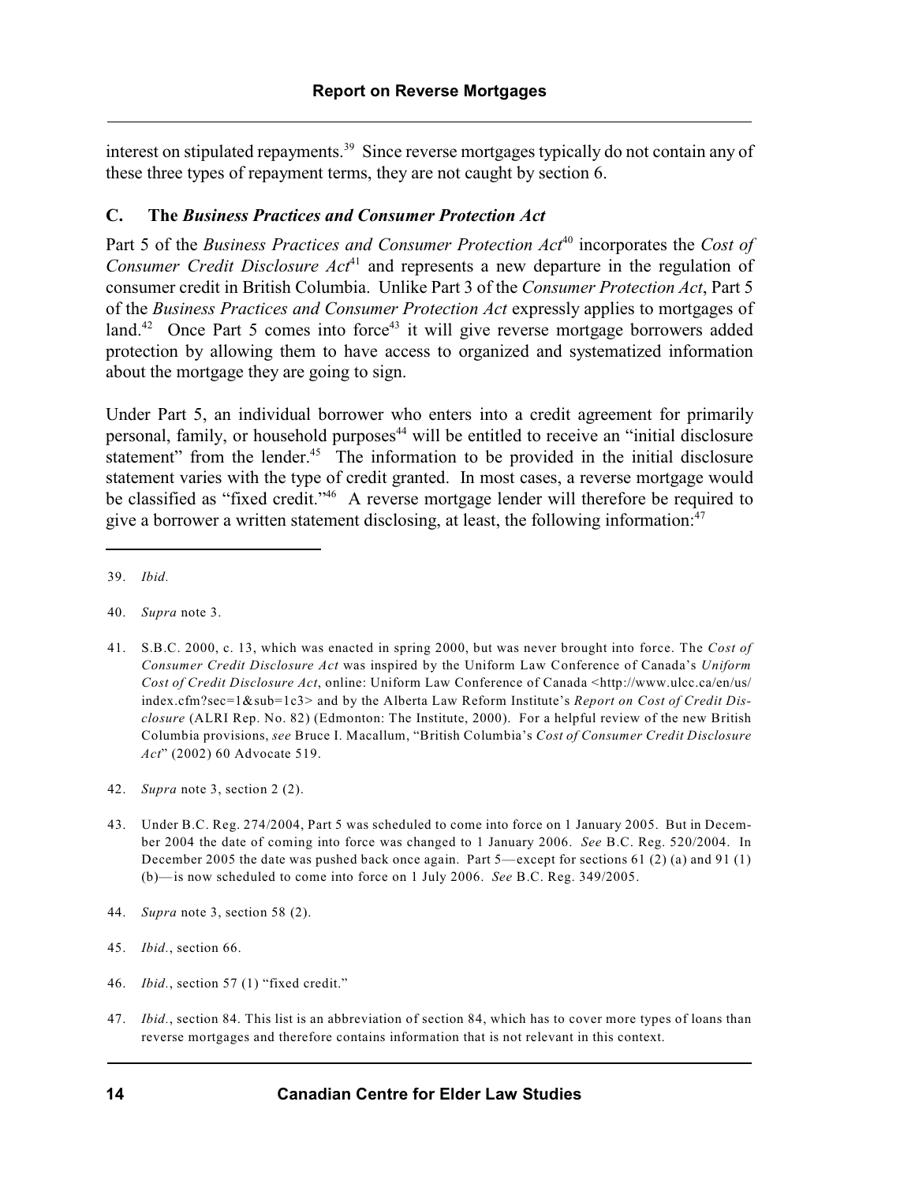interest on stipulated repayments.[39] Since reverse mortgages typically do not contain any of these three types of repayment terms, they are not caught by section 6.

### C. The *Business Practices and Consumer Protection Act*

Part 5 of the *Business Practices and Consumer Protection Act*[40] incorporates the *Cost of Consumer Credit Disclosure Act*[41] and represents a new departure in the regulation of consumer credit in British Columbia. Unlike Part 3 of the *Consumer Protection Act*, Part 5 of the *Business Practices and Consumer Protection Act* expressly applies to mortgages of land.[42] Once Part 5 comes into force[43] it will give reverse mortgage borrowers added protection by allowing them to have access to organized and systematized information about the mortgage they are going to sign.

Under Part 5, an individual borrower who enters into a credit agreement for primarily personal, family, or household purposes[44] will be entitled to receive an "initial disclosure statement" from the lender.[45] The information to be provided in the initial disclosure statement varies with the type of credit granted. In most cases, a reverse mortgage would be classified as "fixed credit."[46] A reverse mortgage lender will therefore be required to give a borrower a written statement disclosing, at least, the following information:[47]

---

39. *Ibid.*

40. *Supra* note 3.

41. S.B.C. 2000, c. 13, which was enacted in spring 2000, but was never brought into force. The *Cost of Consumer Credit Disclosure Act* was inspired by the Uniform Law Conference of Canada's *Uniform Cost of Credit Disclosure Act*, online: Uniform Law Conference of Canada <http://www.ulcc.ca/en/us/index.cfm?sec=1&sub=1c3> and by the Alberta Law Reform Institute's *Report on Cost of Credit Disclosure* (ALRI Rep. No. 82) (Edmonton: The Institute, 2000). For a helpful review of the new British Columbia provisions, *see* Bruce I. Macallum, "British Columbia's *Cost of Consumer Credit Disclosure Act*" (2002) 60 Advocate 519.

42. *Supra* note 3, section 2 (2).

43. Under B.C. Reg. 274/2004, Part 5 was scheduled to come into force on 1 January 2005. But in December 2004 the date of coming into force was changed to 1 January 2006. *See* B.C. Reg. 520/2004. In December 2005 the date was pushed back once again. Part 5—except for sections 61 (2) (a) and 91 (1) (b)—is now scheduled to come into force on 1 July 2006. *See* B.C. Reg. 349/2005.

44. *Supra* note 3, section 58 (2).

45. *Ibid.*, section 66.

46. *Ibid.*, section 57 (1) "fixed credit."

47. *Ibid.*, section 84. This list is an abbreviation of section 84, which has to cover more types of loans than reverse mortgages and therefore contains information that is not relevant in this context.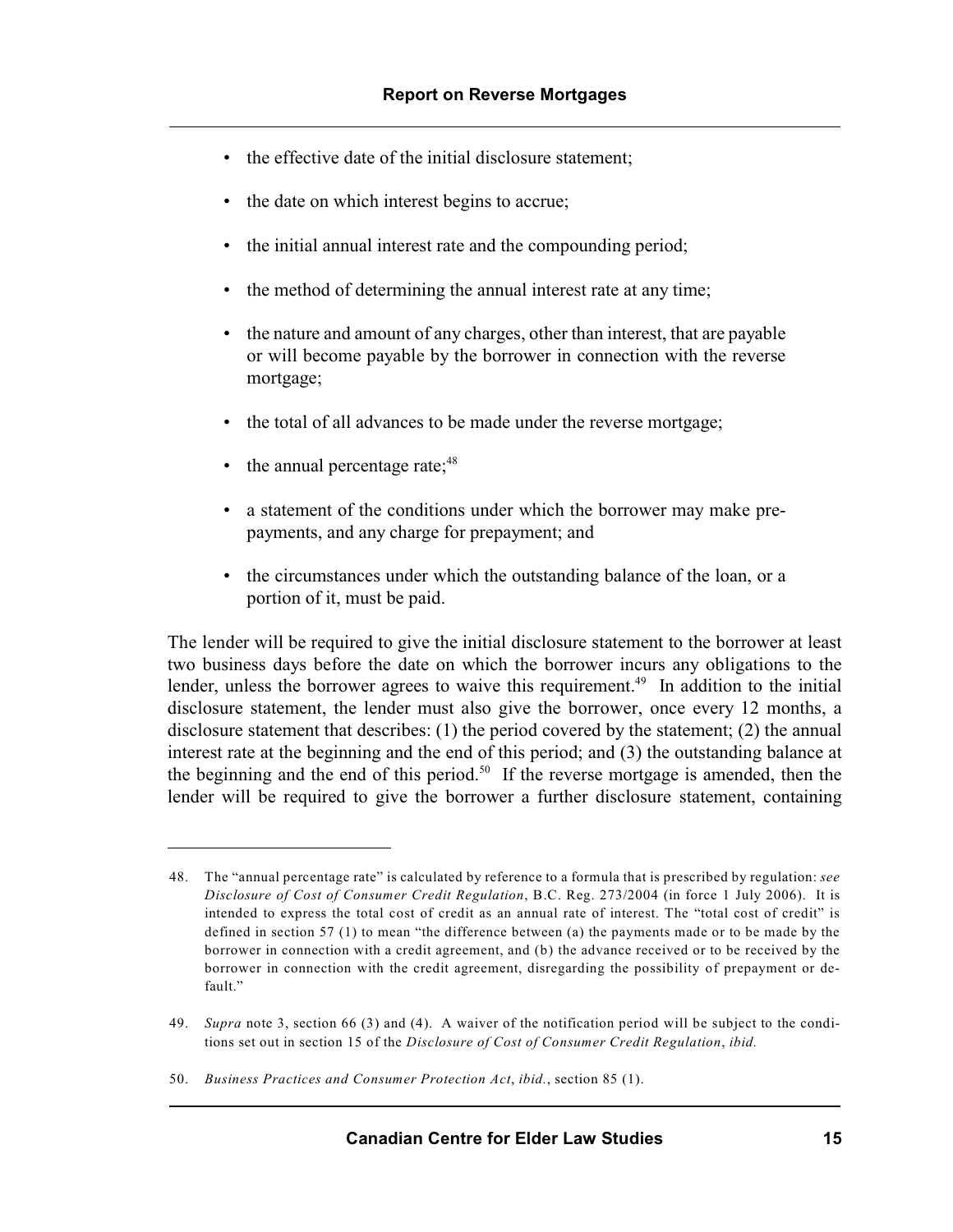- the effective date of the initial disclosure statement;
- the date on which interest begins to accrue;
- the initial annual interest rate and the compounding period;
- the method of determining the annual interest rate at any time;
- the nature and amount of any charges, other than interest, that are payable or will become payable by the borrower in connection with the reverse mortgage;
- the total of all advances to be made under the reverse mortgage;
- the annual percentage rate;[48]
- a statement of the conditions under which the borrower may make pre-payments, and any charge for prepayment; and
- the circumstances under which the outstanding balance of the loan, or a portion of it, must be paid.

The lender will be required to give the initial disclosure statement to the borrower at least two business days before the date on which the borrower incurs any obligations to the lender, unless the borrower agrees to waive this requirement.[49] In addition to the initial disclosure statement, the lender must also give the borrower, once every 12 months, a disclosure statement that describes: (1) the period covered by the statement; (2) the annual interest rate at the beginning and the end of this period; and (3) the outstanding balance at the beginning and the end of this period.[50] If the reverse mortgage is amended, then the lender will be required to give the borrower a further disclosure statement, containing

---

48. The "annual percentage rate" is calculated by reference to a formula that is prescribed by regulation: *see Disclosure of Cost of Consumer Credit Regulation*, B.C. Reg. 273/2004 (in force 1 July 2006). It is intended to express the total cost of credit as an annual rate of interest. The "total cost of credit" is defined in section 57 (1) to mean "the difference between (a) the payments made or to be made by the borrower in connection with a credit agreement, and (b) the advance received or to be received by the borrower in connection with the credit agreement, disregarding the possibility of prepayment or default."

49. *Supra* note 3, section 66 (3) and (4). A waiver of the notification period will be subject to the conditions set out in section 15 of the *Disclosure of Cost of Consumer Credit Regulation*, *ibid.*

50. *Business Practices and Consumer Protection Act*, *ibid.*, section 85 (1).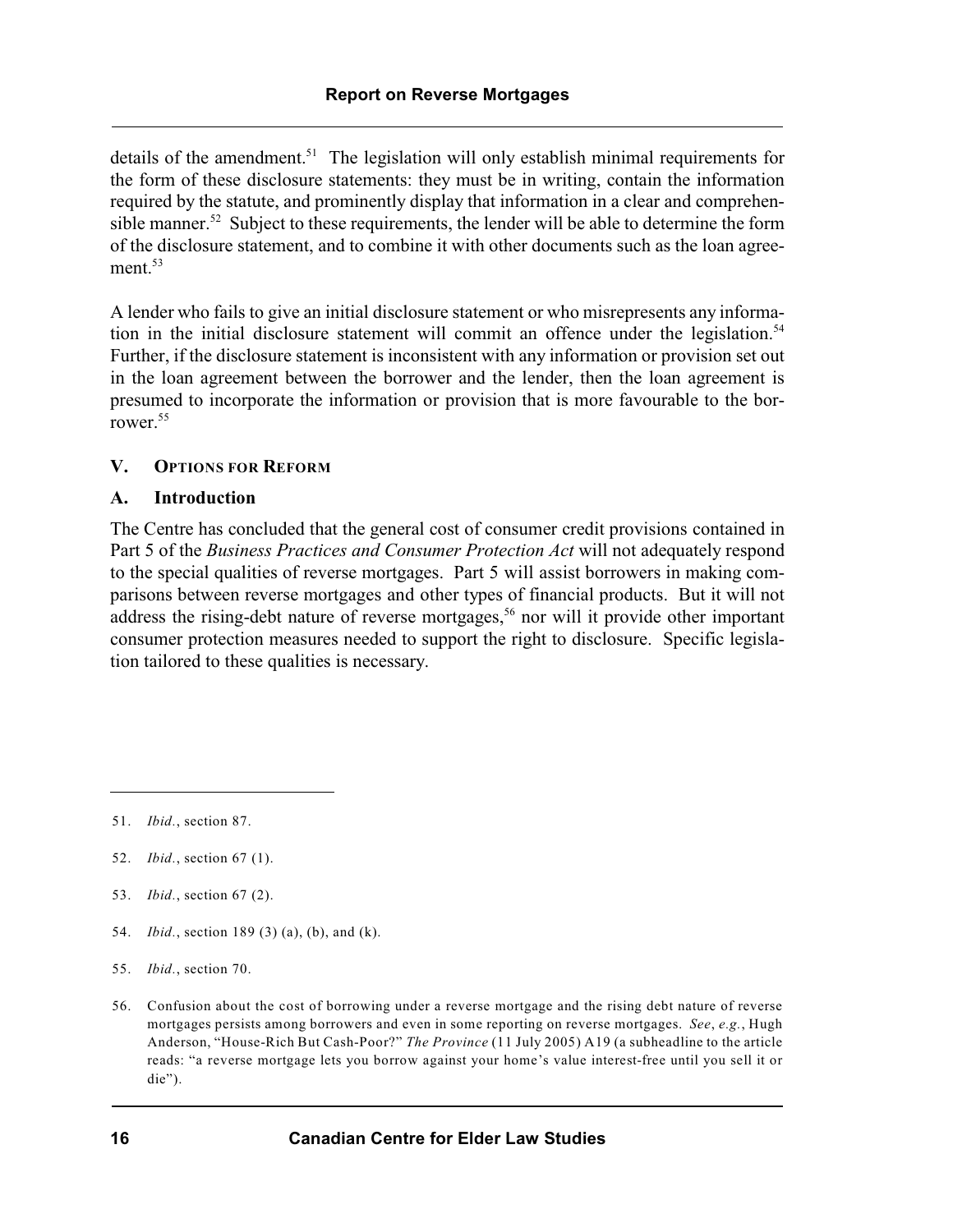details of the amendment.[51] The legislation will only establish minimal requirements for the form of these disclosure statements: they must be in writing, contain the information required by the statute, and prominently display that information in a clear and comprehensible manner.[52] Subject to these requirements, the lender will be able to determine the form of the disclosure statement, and to combine it with other documents such as the loan agreement.[53]

A lender who fails to give an initial disclosure statement or who misrepresents any information in the initial disclosure statement will commit an offence under the legislation.[54] Further, if the disclosure statement is inconsistent with any information or provision set out in the loan agreement between the borrower and the lender, then the loan agreement is presumed to incorporate the information or provision that is more favourable to the borrower.[55]

## V. Options for Reform

### A. Introduction

The Centre has concluded that the general cost of consumer credit provisions contained in Part 5 of the *Business Practices and Consumer Protection Act* will not adequately respond to the special qualities of reverse mortgages. Part 5 will assist borrowers in making comparisons between reverse mortgages and other types of financial products. But it will not address the rising-debt nature of reverse mortgages,[56] nor will it provide other important consumer protection measures needed to support the right to disclosure. Specific legislation tailored to these qualities is necessary.

---

51. *Ibid.*, section 87.

52. *Ibid.*, section 67 (1).

53. *Ibid.*, section 67 (2).

54. *Ibid.*, section 189 (3) (a), (b), and (k).

55. *Ibid.*, section 70.

56. Confusion about the cost of borrowing under a reverse mortgage and the rising debt nature of reverse mortgages persists among borrowers and even in some reporting on reverse mortgages. *See*, *e.g.*, Hugh Anderson, "House-Rich But Cash-Poor?" *The Province* (11 July 2005) A19 (a subheadline to the article reads: "a reverse mortgage lets you borrow against your home's value interest-free until you sell it or die").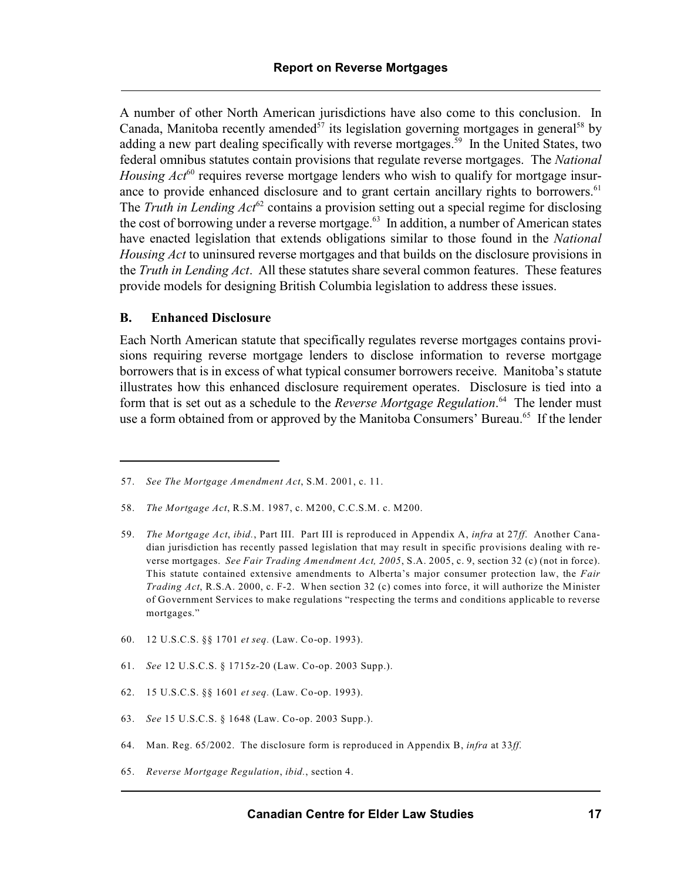A number of other North American jurisdictions have also come to this conclusion. In Canada, Manitoba recently amended[57] its legislation governing mortgages in general[58] by adding a new part dealing specifically with reverse mortgages.[59] In the United States, two federal omnibus statutes contain provisions that regulate reverse mortgages. The *National Housing Act*[60] requires reverse mortgage lenders who wish to qualify for mortgage insurance to provide enhanced disclosure and to grant certain ancillary rights to borrowers.[61] The *Truth in Lending Act*[62] contains a provision setting out a special regime for disclosing the cost of borrowing under a reverse mortgage.[63] In addition, a number of American states have enacted legislation that extends obligations similar to those found in the *National Housing Act* to uninsured reverse mortgages and that builds on the disclosure provisions in the *Truth in Lending Act*. All these statutes share several common features. These features provide models for designing British Columbia legislation to address these issues.

### B. Enhanced Disclosure

Each North American statute that specifically regulates reverse mortgages contains provisions requiring reverse mortgage lenders to disclose information to reverse mortgage borrowers that is in excess of what typical consumer borrowers receive. Manitoba's statute illustrates how this enhanced disclosure requirement operates. Disclosure is tied into a form that is set out as a schedule to the *Reverse Mortgage Regulation*.[64] The lender must use a form obtained from or approved by the Manitoba Consumers' Bureau.[65] If the lender

---

57. *See The Mortgage Amendment Act*, S.M. 2001, c. 11.

58. *The Mortgage Act*, R.S.M. 1987, c. M200, C.C.S.M. c. M200.

59. *The Mortgage Act*, *ibid.*, Part III. Part III is reproduced in Appendix A, *infra* at 27*ff*. Another Canadian jurisdiction has recently passed legislation that may result in specific provisions dealing with reverse mortgages. *See Fair Trading Amendment Act, 2005*, S.A. 2005, c. 9, section 32 (c) (not in force). This statute contained extensive amendments to Alberta's major consumer protection law, the *Fair Trading Act*, R.S.A. 2000, c. F-2. When section 32 (c) comes into force, it will authorize the Minister of Government Services to make regulations "respecting the terms and conditions applicable to reverse mortgages."

60. 12 U.S.C.S. §§ 1701 *et seq.* (Law. Co-op. 1993).

61. *See* 12 U.S.C.S. § 1715z-20 (Law. Co-op. 2003 Supp.).

62. 15 U.S.C.S. §§ 1601 *et seq.* (Law. Co-op. 1993).

63. *See* 15 U.S.C.S. § 1648 (Law. Co-op. 2003 Supp.).

64. Man. Reg. 65/2002. The disclosure form is reproduced in Appendix B, *infra* at 33*ff*.

65. *Reverse Mortgage Regulation*, *ibid.*, section 4.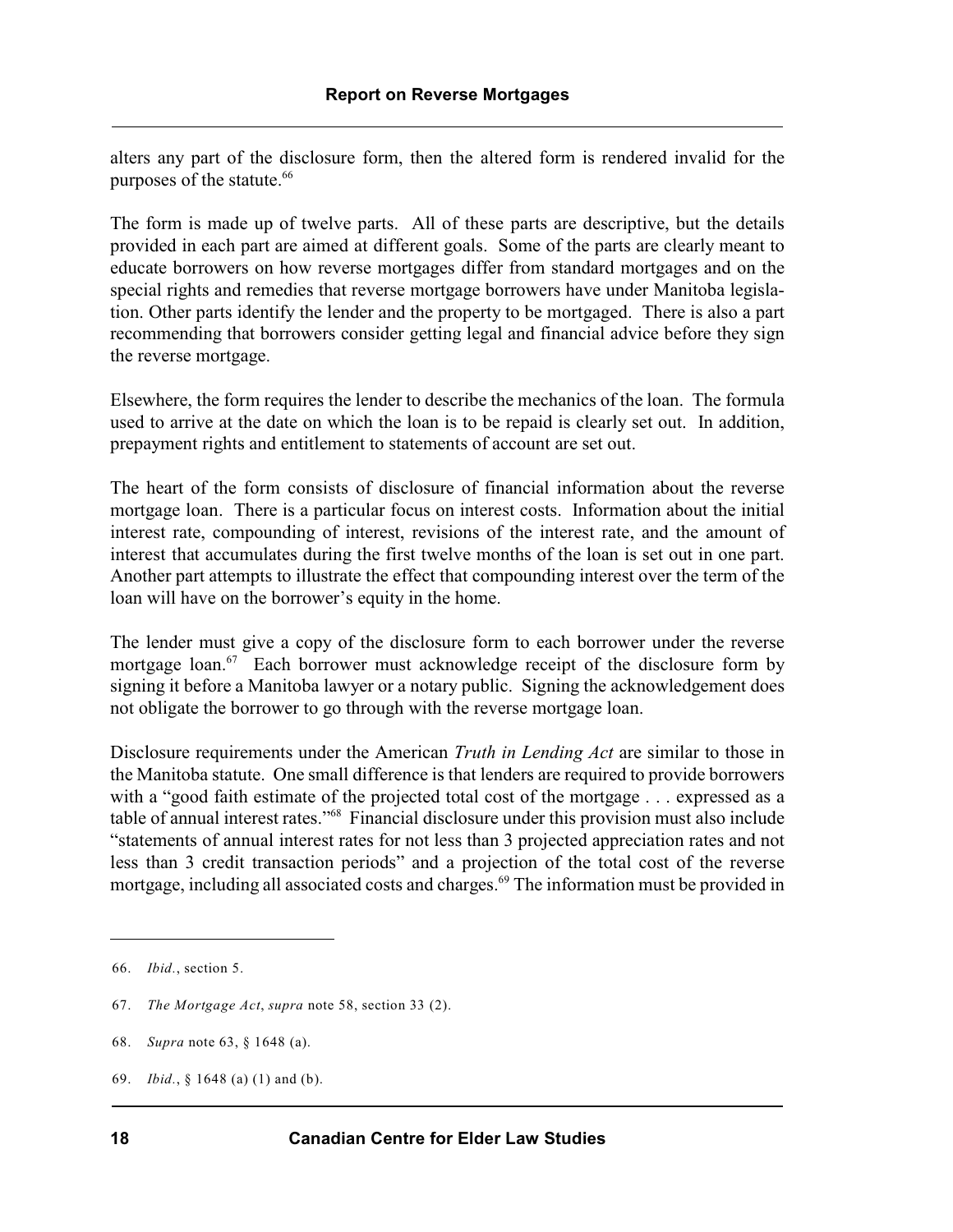alters any part of the disclosure form, then the altered form is rendered invalid for the purposes of the statute.[66]

The form is made up of twelve parts. All of these parts are descriptive, but the details provided in each part are aimed at different goals. Some of the parts are clearly meant to educate borrowers on how reverse mortgages differ from standard mortgages and on the special rights and remedies that reverse mortgage borrowers have under Manitoba legislation. Other parts identify the lender and the property to be mortgaged. There is also a part recommending that borrowers consider getting legal and financial advice before they sign the reverse mortgage.

Elsewhere, the form requires the lender to describe the mechanics of the loan. The formula used to arrive at the date on which the loan is to be repaid is clearly set out. In addition, prepayment rights and entitlement to statements of account are set out.

The heart of the form consists of disclosure of financial information about the reverse mortgage loan. There is a particular focus on interest costs. Information about the initial interest rate, compounding of interest, revisions of the interest rate, and the amount of interest that accumulates during the first twelve months of the loan is set out in one part. Another part attempts to illustrate the effect that compounding interest over the term of the loan will have on the borrower's equity in the home.

The lender must give a copy of the disclosure form to each borrower under the reverse mortgage loan.[67] Each borrower must acknowledge receipt of the disclosure form by signing it before a Manitoba lawyer or a notary public. Signing the acknowledgement does not obligate the borrower to go through with the reverse mortgage loan.

Disclosure requirements under the American *Truth in Lending Act* are similar to those in the Manitoba statute. One small difference is that lenders are required to provide borrowers with a "good faith estimate of the projected total cost of the mortgage . . . expressed as a table of annual interest rates."[68] Financial disclosure under this provision must also include "statements of annual interest rates for not less than 3 projected appreciation rates and not less than 3 credit transaction periods" and a projection of the total cost of the reverse mortgage, including all associated costs and charges.[69] The information must be provided in

---

66. *Ibid.*, section 5.

67. *The Mortgage Act*, *supra* note 58, section 33 (2).

68. *Supra* note 63, § 1648 (a).

69. *Ibid.*, § 1648 (a) (1) and (b).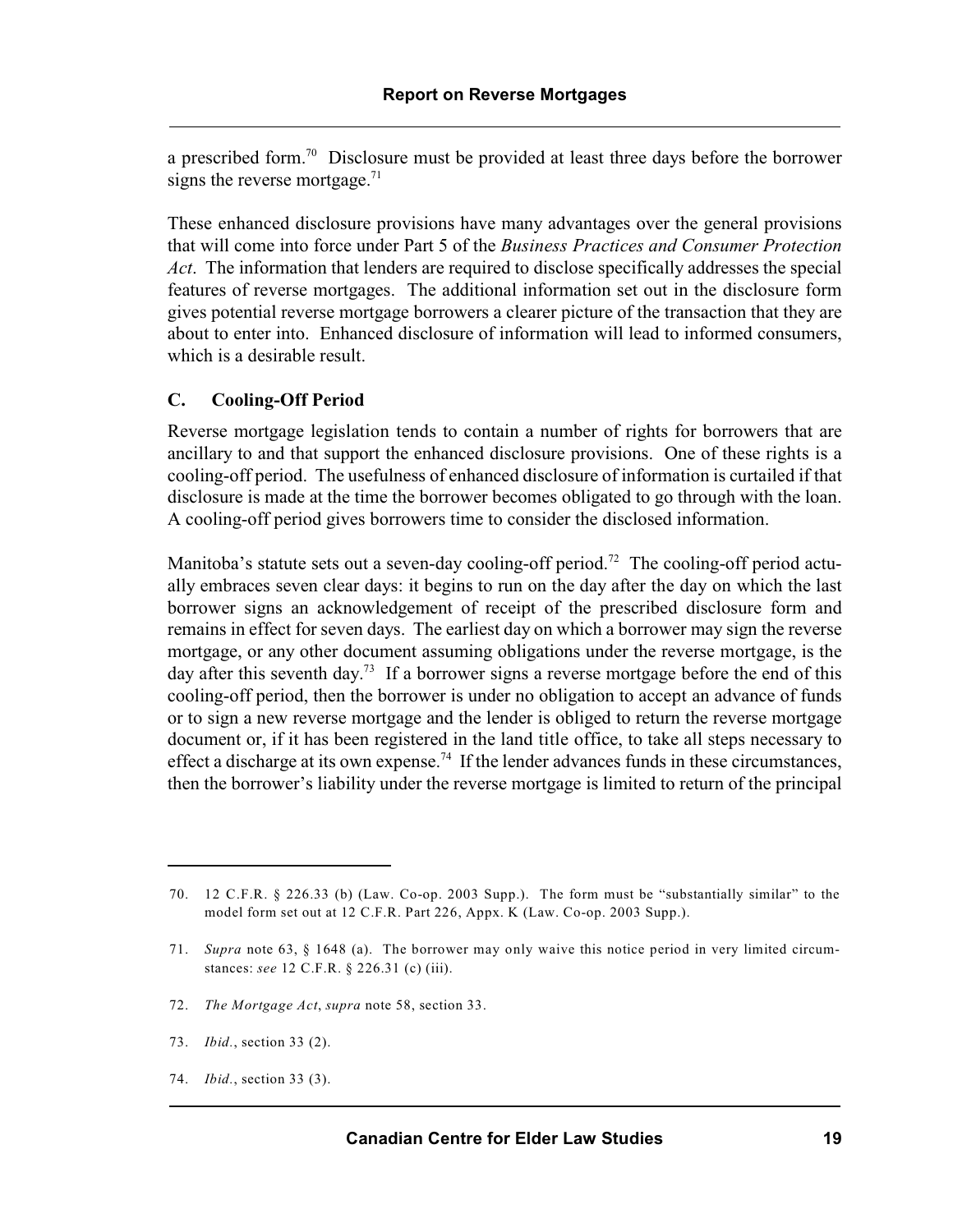a prescribed form.[70] Disclosure must be provided at least three days before the borrower signs the reverse mortgage.[71]

These enhanced disclosure provisions have many advantages over the general provisions that will come into force under Part 5 of the *Business Practices and Consumer Protection Act*. The information that lenders are required to disclose specifically addresses the special features of reverse mortgages. The additional information set out in the disclosure form gives potential reverse mortgage borrowers a clearer picture of the transaction that they are about to enter into. Enhanced disclosure of information will lead to informed consumers, which is a desirable result.

### C. Cooling-Off Period

Reverse mortgage legislation tends to contain a number of rights for borrowers that are ancillary to and that support the enhanced disclosure provisions. One of these rights is a cooling-off period. The usefulness of enhanced disclosure of information is curtailed if that disclosure is made at the time the borrower becomes obligated to go through with the loan. A cooling-off period gives borrowers time to consider the disclosed information.

Manitoba's statute sets out a seven-day cooling-off period.[72] The cooling-off period actually embraces seven clear days: it begins to run on the day after the day on which the last borrower signs an acknowledgement of receipt of the prescribed disclosure form and remains in effect for seven days. The earliest day on which a borrower may sign the reverse mortgage, or any other document assuming obligations under the reverse mortgage, is the day after this seventh day.[73] If a borrower signs a reverse mortgage before the end of this cooling-off period, then the borrower is under no obligation to accept an advance of funds or to sign a new reverse mortgage and the lender is obliged to return the reverse mortgage document or, if it has been registered in the land title office, to take all steps necessary to effect a discharge at its own expense.[74] If the lender advances funds in these circumstances, then the borrower's liability under the reverse mortgage is limited to return of the principal

---

70. 12 C.F.R. § 226.33 (b) (Law. Co-op. 2003 Supp.). The form must be "substantially similar" to the model form set out at 12 C.F.R. Part 226, Appx. K (Law. Co-op. 2003 Supp.).

71. *Supra* note 63, § 1648 (a). The borrower may only waive this notice period in very limited circumstances: *see* 12 C.F.R. § 226.31 (c) (iii).

72. *The Mortgage Act*, *supra* note 58, section 33.

73. *Ibid.*, section 33 (2).

74. *Ibid.*, section 33 (3).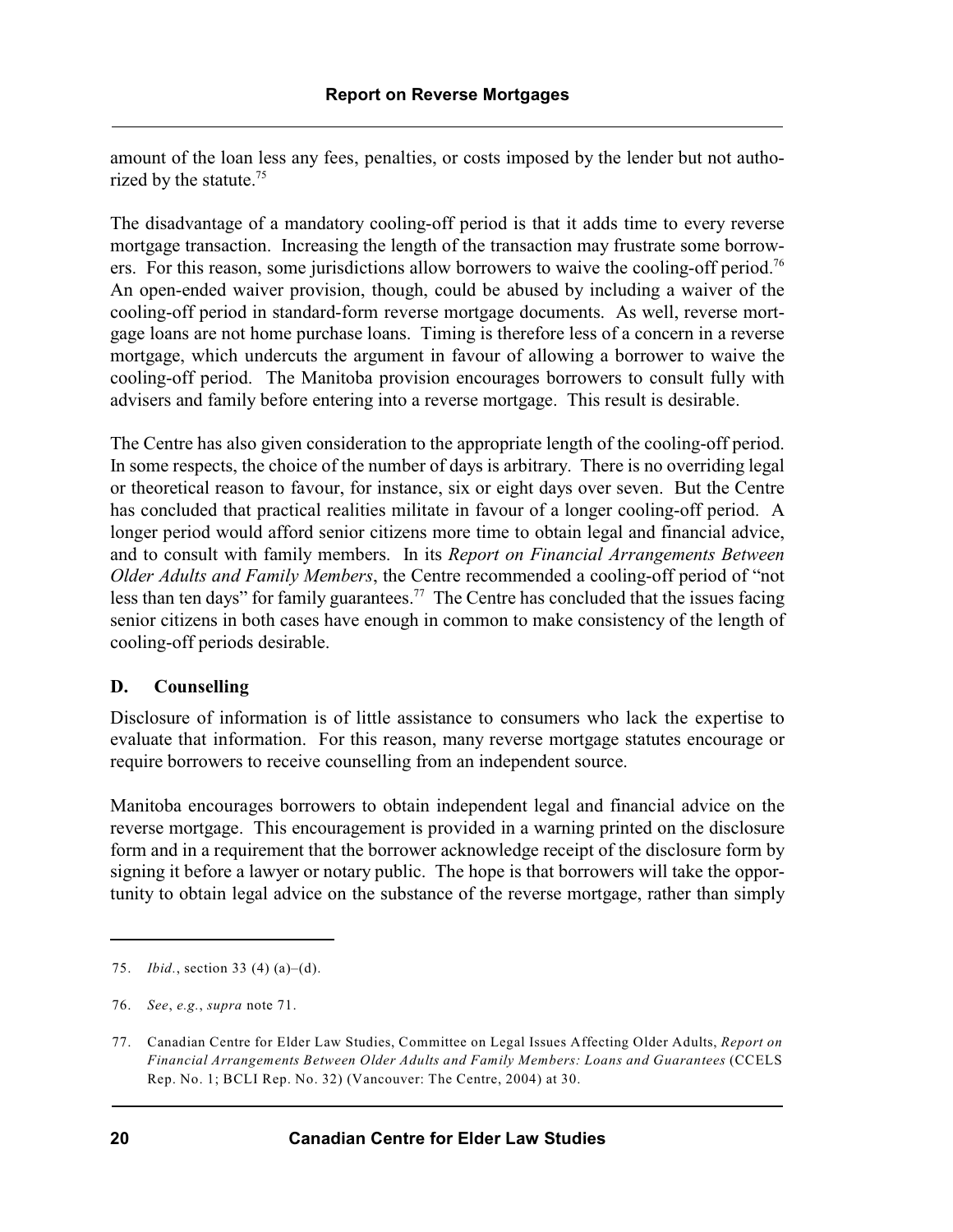amount of the loan less any fees, penalties, or costs imposed by the lender but not authorized by the statute.[75]

The disadvantage of a mandatory cooling-off period is that it adds time to every reverse mortgage transaction. Increasing the length of the transaction may frustrate some borrowers. For this reason, some jurisdictions allow borrowers to waive the cooling-off period.[76] An open-ended waiver provision, though, could be abused by including a waiver of the cooling-off period in standard-form reverse mortgage documents. As well, reverse mortgage loans are not home purchase loans. Timing is therefore less of a concern in a reverse mortgage, which undercuts the argument in favour of allowing a borrower to waive the cooling-off period. The Manitoba provision encourages borrowers to consult fully with advisers and family before entering into a reverse mortgage. This result is desirable.

The Centre has also given consideration to the appropriate length of the cooling-off period. In some respects, the choice of the number of days is arbitrary. There is no overriding legal or theoretical reason to favour, for instance, six or eight days over seven. But the Centre has concluded that practical realities militate in favour of a longer cooling-off period. A longer period would afford senior citizens more time to obtain legal and financial advice, and to consult with family members. In its *Report on Financial Arrangements Between Older Adults and Family Members*, the Centre recommended a cooling-off period of "not less than ten days" for family guarantees.[77] The Centre has concluded that the issues facing senior citizens in both cases have enough in common to make consistency of the length of cooling-off periods desirable.

### D. Counselling

Disclosure of information is of little assistance to consumers who lack the expertise to evaluate that information. For this reason, many reverse mortgage statutes encourage or require borrowers to receive counselling from an independent source.

Manitoba encourages borrowers to obtain independent legal and financial advice on the reverse mortgage. This encouragement is provided in a warning printed on the disclosure form and in a requirement that the borrower acknowledge receipt of the disclosure form by signing it before a lawyer or notary public. The hope is that borrowers will take the opportunity to obtain legal advice on the substance of the reverse mortgage, rather than simply

---

75. *Ibid.*, section 33 (4) (a)–(d).

76. *See*, *e.g.*, *supra* note 71.

77. Canadian Centre for Elder Law Studies, Committee on Legal Issues Affecting Older Adults, *Report on Financial Arrangements Between Older Adults and Family Members: Loans and Guarantees* (CCELS Rep. No. 1; BCLI Rep. No. 32) (Vancouver: The Centre, 2004) at 30.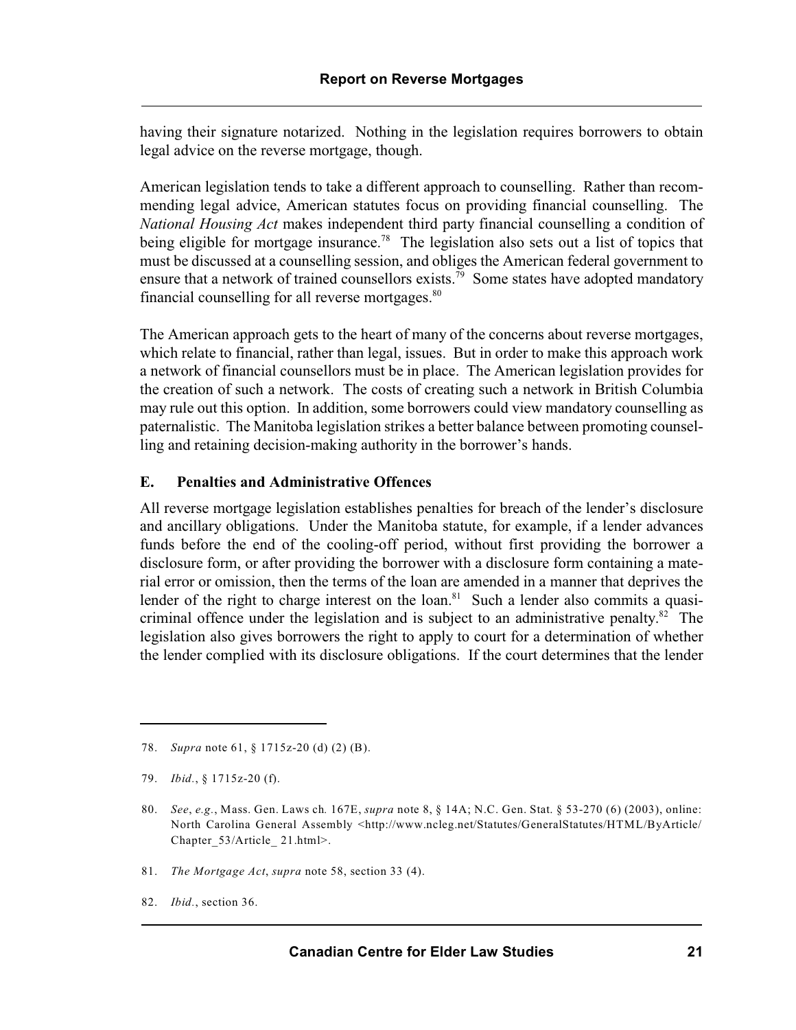having their signature notarized. Nothing in the legislation requires borrowers to obtain legal advice on the reverse mortgage, though.

American legislation tends to take a different approach to counselling. Rather than recommending legal advice, American statutes focus on providing financial counselling. The *National Housing Act* makes independent third party financial counselling a condition of being eligible for mortgage insurance.[78] The legislation also sets out a list of topics that must be discussed at a counselling session, and obliges the American federal government to ensure that a network of trained counsellors exists.[79] Some states have adopted mandatory financial counselling for all reverse mortgages.[80]

The American approach gets to the heart of many of the concerns about reverse mortgages, which relate to financial, rather than legal, issues. But in order to make this approach work a network of financial counsellors must be in place. The American legislation provides for the creation of such a network. The costs of creating such a network in British Columbia may rule out this option. In addition, some borrowers could view mandatory counselling as paternalistic. The Manitoba legislation strikes a better balance between promoting counselling and retaining decision-making authority in the borrower's hands.

### E. Penalties and Administrative Offences

All reverse mortgage legislation establishes penalties for breach of the lender's disclosure and ancillary obligations. Under the Manitoba statute, for example, if a lender advances funds before the end of the cooling-off period, without first providing the borrower a disclosure form, or after providing the borrower with a disclosure form containing a material error or omission, then the terms of the loan are amended in a manner that deprives the lender of the right to charge interest on the loan.[81] Such a lender also commits a quasi-criminal offence under the legislation and is subject to an administrative penalty.[82] The legislation also gives borrowers the right to apply to court for a determination of whether the lender complied with its disclosure obligations. If the court determines that the lender

---

78. *Supra* note 61, § 1715z-20 (d) (2) (B).

79. *Ibid.*, § 1715z-20 (f).

80. *See*, *e.g.*, Mass. Gen. Laws ch*.* 167E, *supra* note 8, § 14A; N.C. Gen. Stat. § 53-270 (6) (2003), online: North Carolina General Assembly <http://www.ncleg.net/Statutes/GeneralStatutes/HTML/ByArticle/Chapter_53/Article_ 21.html>.

81. *The Mortgage Act*, *supra* note 58, section 33 (4).

82. *Ibid.*, section 36.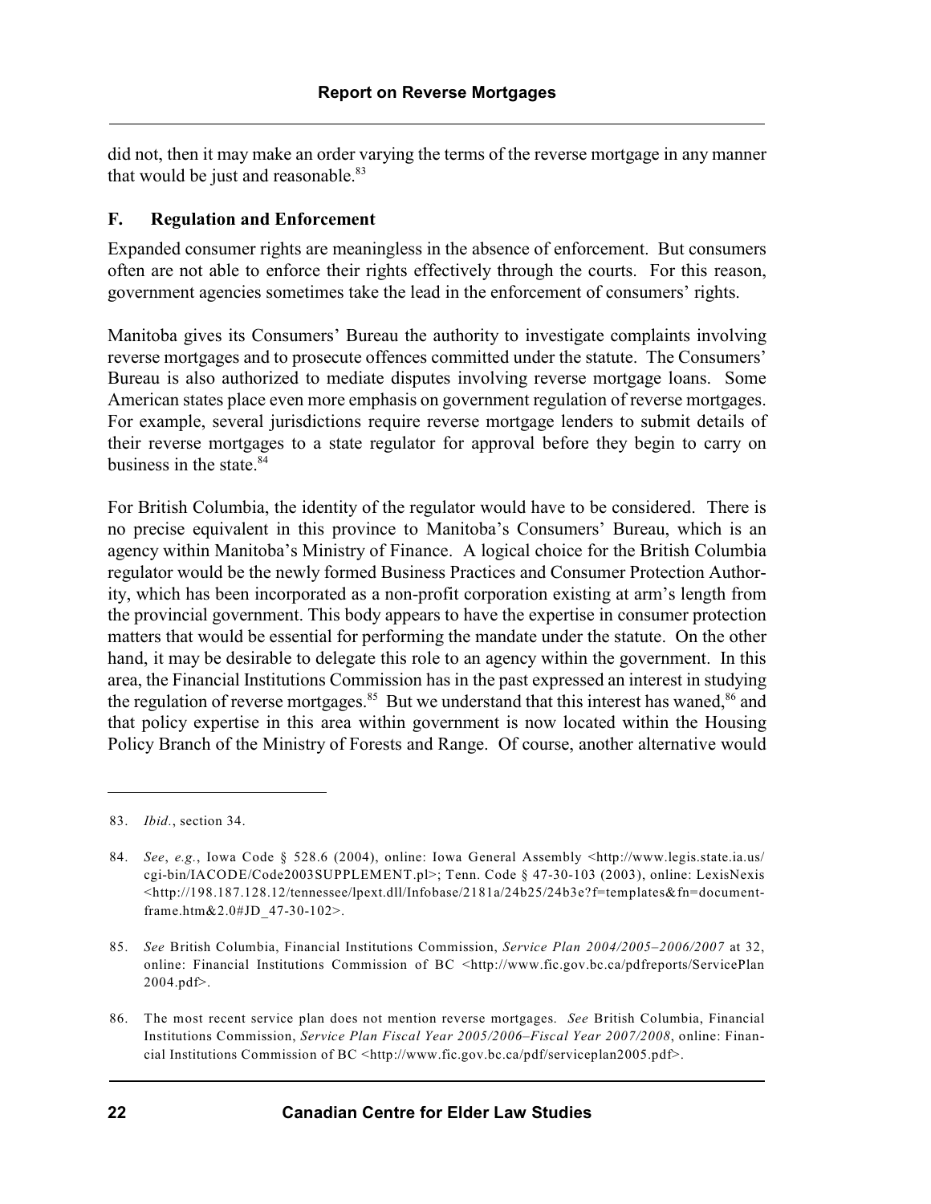did not, then it may make an order varying the terms of the reverse mortgage in any manner that would be just and reasonable.[83]

### F. Regulation and Enforcement

Expanded consumer rights are meaningless in the absence of enforcement. But consumers often are not able to enforce their rights effectively through the courts. For this reason, government agencies sometimes take the lead in the enforcement of consumers' rights.

Manitoba gives its Consumers' Bureau the authority to investigate complaints involving reverse mortgages and to prosecute offences committed under the statute. The Consumers' Bureau is also authorized to mediate disputes involving reverse mortgage loans. Some American states place even more emphasis on government regulation of reverse mortgages. For example, several jurisdictions require reverse mortgage lenders to submit details of their reverse mortgages to a state regulator for approval before they begin to carry on business in the state.[84]

For British Columbia, the identity of the regulator would have to be considered. There is no precise equivalent in this province to Manitoba's Consumers' Bureau, which is an agency within Manitoba's Ministry of Finance. A logical choice for the British Columbia regulator would be the newly formed Business Practices and Consumer Protection Authority, which has been incorporated as a non-profit corporation existing at arm's length from the provincial government. This body appears to have the expertise in consumer protection matters that would be essential for performing the mandate under the statute. On the other hand, it may be desirable to delegate this role to an agency within the government. In this area, the Financial Institutions Commission has in the past expressed an interest in studying the regulation of reverse mortgages.[85] But we understand that this interest has waned,[86] and that policy expertise in this area within government is now located within the Housing Policy Branch of the Ministry of Forests and Range. Of course, another alternative would

---

83. *Ibid.*, section 34.

84. *See*, *e.g.*, Iowa Code § 528.6 (2004), online: Iowa General Assembly <http://www.legis.state.ia.us/cgi-bin/IACODE/Code2003SUPPLEMENT.pl>; Tenn. Code § 47-30-103 (2003), online: LexisNexis <http://198.187.128.12/tennessee/lpext.dll/Infobase/2181a/24b25/24b3e?f=templates&fn=document-frame.htm&2.0#JD_47-30-102>.

85. *See* British Columbia, Financial Institutions Commission, *Service Plan 2004/2005–2006/2007* at 32, online: Financial Institutions Commission of BC <http://www.fic.gov.bc.ca/pdfreports/ServicePlan2004.pdf>.

86. The most recent service plan does not mention reverse mortgages. *See* British Columbia, Financial Institutions Commission, *Service Plan Fiscal Year 2005/2006–Fiscal Year 2007/2008*, online: Financial Institutions Commission of BC <http://www.fic.gov.bc.ca/pdf/serviceplan2005.pdf>.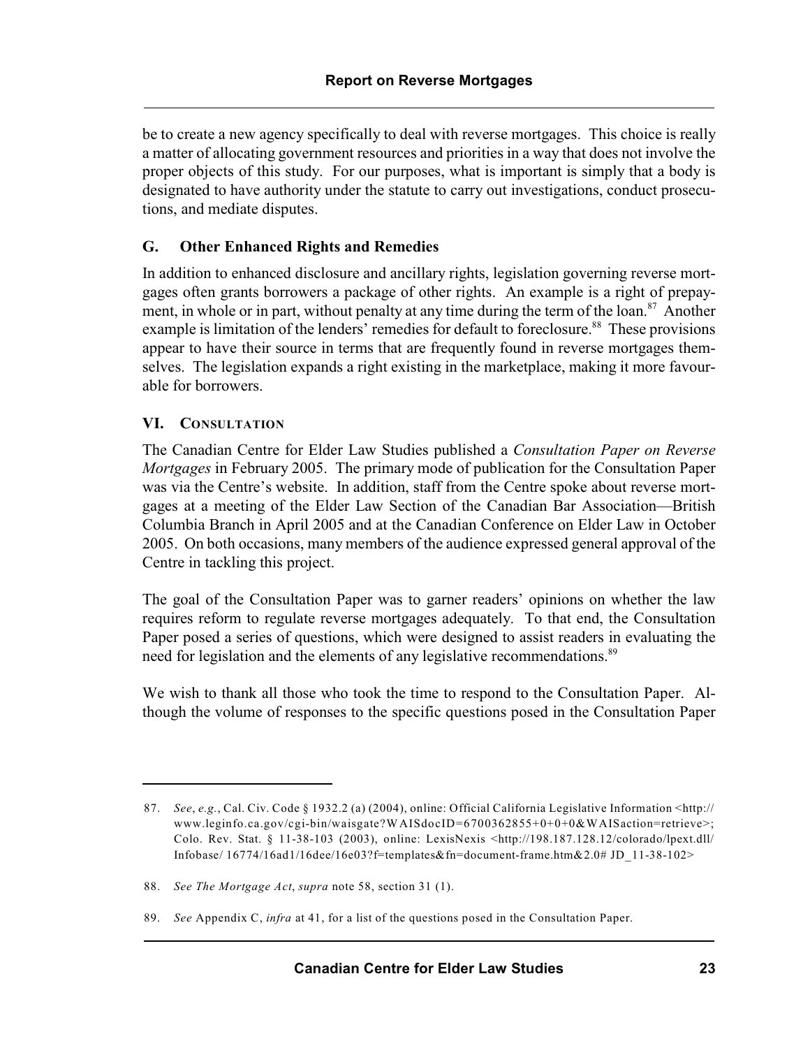be to create a new agency specifically to deal with reverse mortgages. This choice is really a matter of allocating government resources and priorities in a way that does not involve the proper objects of this study. For our purposes, what is important is simply that a body is designated to have authority under the statute to carry out investigations, conduct prosecutions, and mediate disputes.

### G. Other Enhanced Rights and Remedies

In addition to enhanced disclosure and ancillary rights, legislation governing reverse mortgages often grants borrowers a package of other rights. An example is a right of prepayment, in whole or in part, without penalty at any time during the term of the loan.[87] Another example is limitation of the lenders' remedies for default to foreclosure.[88] These provisions appear to have their source in terms that are frequently found in reverse mortgages themselves. The legislation expands a right existing in the marketplace, making it more favourable for borrowers.

## VI. Consultation

The Canadian Centre for Elder Law Studies published a *Consultation Paper on Reverse Mortgages* in February 2005. The primary mode of publication for the Consultation Paper was via the Centre's website. In addition, staff from the Centre spoke about reverse mortgages at a meeting of the Elder Law Section of the Canadian Bar Association—British Columbia Branch in April 2005 and at the Canadian Conference on Elder Law in October 2005. On both occasions, many members of the audience expressed general approval of the Centre in tackling this project.

The goal of the Consultation Paper was to garner readers' opinions on whether the law requires reform to regulate reverse mortgages adequately. To that end, the Consultation Paper posed a series of questions, which were designed to assist readers in evaluating the need for legislation and the elements of any legislative recommendations.[89]

We wish to thank all those who took the time to respond to the Consultation Paper. Although the volume of responses to the specific questions posed in the Consultation Paper

---

87. *See*, *e.g.*, Cal. Civ. Code § 1932.2 (a) (2004), online: Official California Legislative Information <http://www.leginfo.ca.gov/cgi-bin/waisgate?WAISdocID=6700362855+0+0+0&WAISaction=retrieve>; Colo. Rev. Stat. § 11-38-103 (2003), online: LexisNexis <http://198.187.128.12/colorado/lpext.dll/Infobase/ 16774/16ad1/16dee/16e03?f=templates&fn=document-frame.htm&2.0# JD_11-38-102>

88. *See The Mortgage Act*, *supra* note 58, section 31 (1).

89. *See* Appendix C, *infra* at 41, for a list of the questions posed in the Consultation Paper.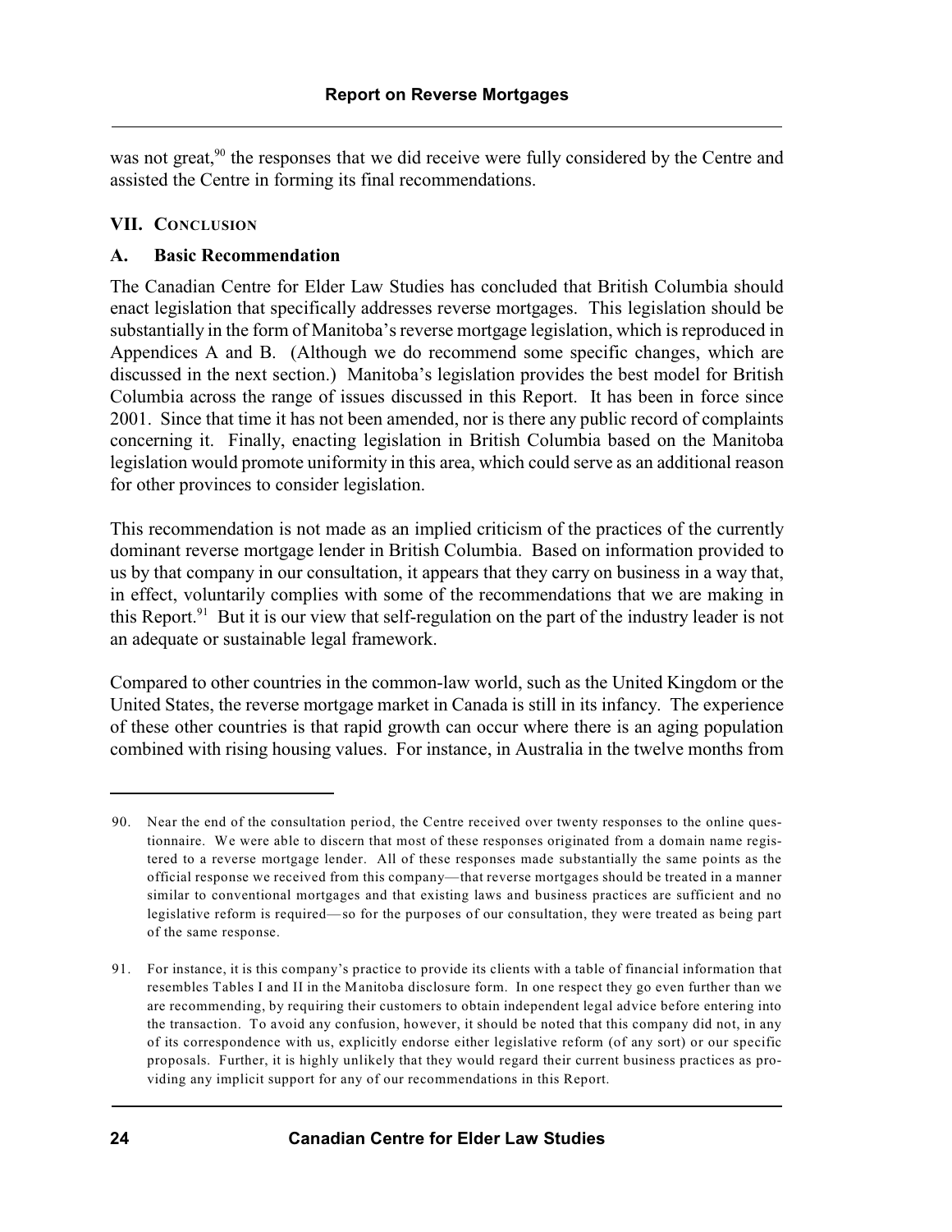was not great,[90] the responses that we did receive were fully considered by the Centre and assisted the Centre in forming its final recommendations.

## VII. Conclusion

### A. Basic Recommendation

The Canadian Centre for Elder Law Studies has concluded that British Columbia should enact legislation that specifically addresses reverse mortgages. This legislation should be substantially in the form of Manitoba's reverse mortgage legislation, which is reproduced in Appendices A and B. (Although we do recommend some specific changes, which are discussed in the next section.) Manitoba's legislation provides the best model for British Columbia across the range of issues discussed in this Report. It has been in force since 2001. Since that time it has not been amended, nor is there any public record of complaints concerning it. Finally, enacting legislation in British Columbia based on the Manitoba legislation would promote uniformity in this area, which could serve as an additional reason for other provinces to consider legislation.

This recommendation is not made as an implied criticism of the practices of the currently dominant reverse mortgage lender in British Columbia. Based on information provided to us by that company in our consultation, it appears that they carry on business in a way that, in effect, voluntarily complies with some of the recommendations that we are making in this Report.[91] But it is our view that self-regulation on the part of the industry leader is not an adequate or sustainable legal framework.

Compared to other countries in the common-law world, such as the United Kingdom or the United States, the reverse mortgage market in Canada is still in its infancy. The experience of these other countries is that rapid growth can occur where there is an aging population combined with rising housing values. For instance, in Australia in the twelve months from

---

90. Near the end of the consultation period, the Centre received over twenty responses to the online questionnaire. We were able to discern that most of these responses originated from a domain name registered to a reverse mortgage lender. All of these responses made substantially the same points as the official response we received from this company—that reverse mortgages should be treated in a manner similar to conventional mortgages and that existing laws and business practices are sufficient and no legislative reform is required—so for the purposes of our consultation, they were treated as being part of the same response.

91. For instance, it is this company's practice to provide its clients with a table of financial information that resembles Tables I and II in the Manitoba disclosure form. In one respect they go even further than we are recommending, by requiring their customers to obtain independent legal advice before entering into the transaction. To avoid any confusion, however, it should be noted that this company did not, in any of its correspondence with us, explicitly endorse either legislative reform (of any sort) or our specific proposals. Further, it is highly unlikely that they would regard their current business practices as providing any implicit support for any of our recommendations in this Report.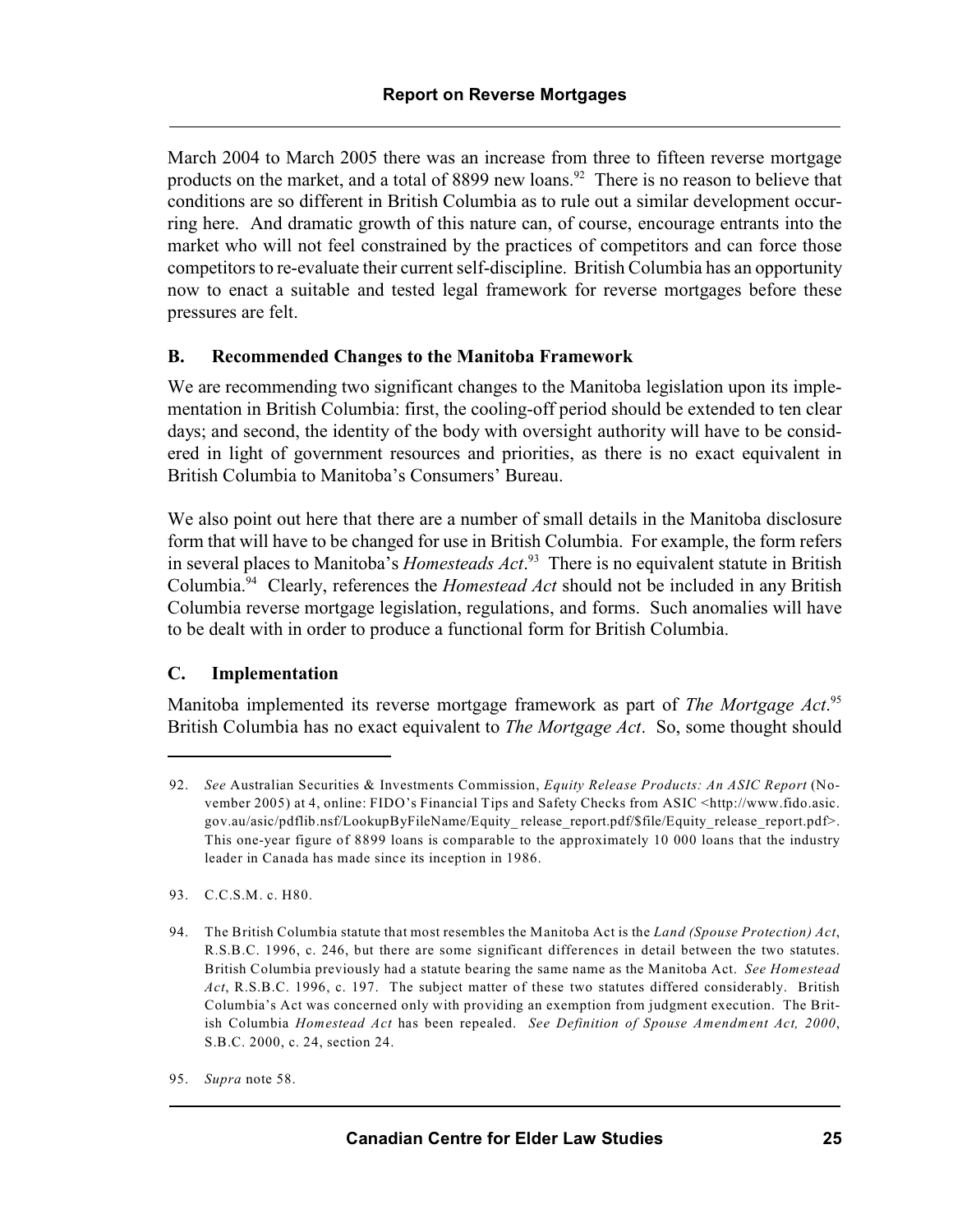March 2004 to March 2005 there was an increase from three to fifteen reverse mortgage products on the market, and a total of 8899 new loans.[92] There is no reason to believe that conditions are so different in British Columbia as to rule out a similar development occurring here. And dramatic growth of this nature can, of course, encourage entrants into the market who will not feel constrained by the practices of competitors and can force those competitors to re-evaluate their current self-discipline. British Columbia has an opportunity now to enact a suitable and tested legal framework for reverse mortgages before these pressures are felt.

### B. Recommended Changes to the Manitoba Framework

We are recommending two significant changes to the Manitoba legislation upon its implementation in British Columbia: first, the cooling-off period should be extended to ten clear days; and second, the identity of the body with oversight authority will have to be considered in light of government resources and priorities, as there is no exact equivalent in British Columbia to Manitoba's Consumers' Bureau.

We also point out here that there are a number of small details in the Manitoba disclosure form that will have to be changed for use in British Columbia. For example, the form refers in several places to Manitoba's *Homesteads Act*.[93] There is no equivalent statute in British Columbia.[94] Clearly, references the *Homestead Act* should not be included in any British Columbia reverse mortgage legislation, regulations, and forms. Such anomalies will have to be dealt with in order to produce a functional form for British Columbia.

### C. Implementation

Manitoba implemented its reverse mortgage framework as part of *The Mortgage Act*.[95] British Columbia has no exact equivalent to *The Mortgage Act*. So, some thought should

---

92. *See* Australian Securities & Investments Commission, *Equity Release Products: An ASIC Report* (November 2005) at 4, online: FIDO's Financial Tips and Safety Checks from ASIC <http://www.fido.asic.gov.au/asic/pdflib.nsf/LookupByFileName/Equity_release_report.pdf/$file/Equity_release_report.pdf>. This one-year figure of 8899 loans is comparable to the approximately 10 000 loans that the industry leader in Canada has made since its inception in 1986.

93. C.C.S.M. c. H80.

94. The British Columbia statute that most resembles the Manitoba Act is the *Land (Spouse Protection) Act*, R.S.B.C. 1996, c. 246, but there are some significant differences in detail between the two statutes. British Columbia previously had a statute bearing the same name as the Manitoba Act. *See Homestead Act*, R.S.B.C. 1996, c. 197. The subject matter of these two statutes differed considerably. British Columbia's Act was concerned only with providing an exemption from judgment execution. The British Columbia *Homestead Act* has been repealed. *See Definition of Spouse Amendment Act, 2000*, S.B.C. 2000, c. 24, section 24.

95. *Supra* note 58.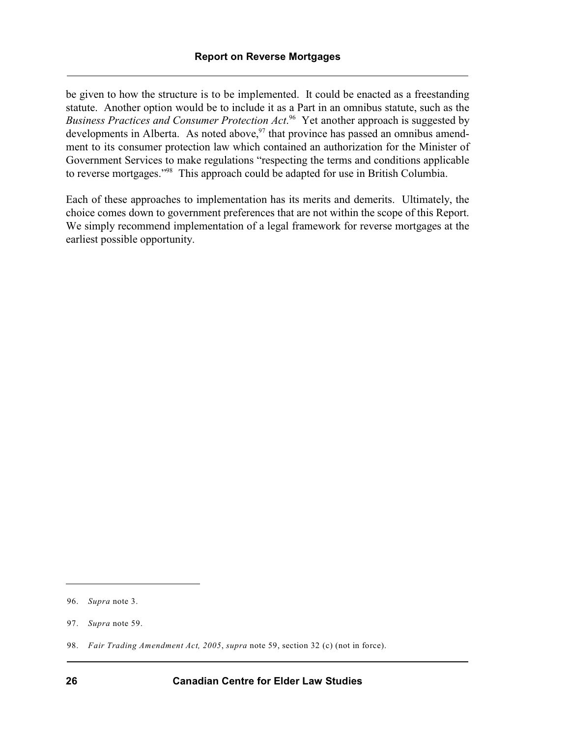be given to how the structure is to be implemented. It could be enacted as a freestanding statute. Another option would be to include it as a Part in an omnibus statute, such as the *Business Practices and Consumer Protection Act*.[96] Yet another approach is suggested by developments in Alberta. As noted above,[97] that province has passed an omnibus amendment to its consumer protection law which contained an authorization for the Minister of Government Services to make regulations "respecting the terms and conditions applicable to reverse mortgages."[98] This approach could be adapted for use in British Columbia.

Each of these approaches to implementation has its merits and demerits. Ultimately, the choice comes down to government preferences that are not within the scope of this Report. We simply recommend implementation of a legal framework for reverse mortgages at the earliest possible opportunity.

---

96. *Supra* note 3.

97. *Supra* note 59.

98. *Fair Trading Amendment Act, 2005*, *supra* note 59, section 32 (c) (not in force).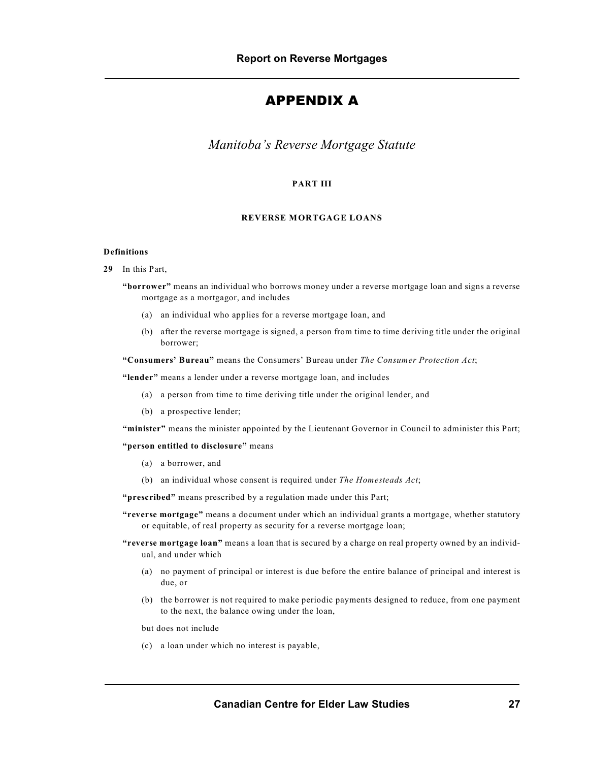# APPENDIX A

## *Manitoba's Reverse Mortgage Statute*

**PART III**

**REVERSE MORTGAGE LOANS**

**Definitions**

**29** In this Part,

**"borrower"** means an individual who borrows money under a reverse mortgage loan and signs a reverse mortgage as a mortgagor, and includes

(a) an individual who applies for a reverse mortgage loan, and

(b) after the reverse mortgage is signed, a person from time to time deriving title under the original borrower;

**"Consumers' Bureau"** means the Consumers' Bureau under *The Consumer Protection Act*;

**"lender"** means a lender under a reverse mortgage loan, and includes

(a) a person from time to time deriving title under the original lender, and

(b) a prospective lender;

**"minister"** means the minister appointed by the Lieutenant Governor in Council to administer this Part;

**"person entitled to disclosure"** means

(a) a borrower, and

(b) an individual whose consent is required under *The Homesteads Act*;

**"prescribed"** means prescribed by a regulation made under this Part;

**"reverse mortgage"** means a document under which an individual grants a mortgage, whether statutory or equitable, of real property as security for a reverse mortgage loan;

**"reverse mortgage loan"** means a loan that is secured by a charge on real property owned by an individual, and under which

(a) no payment of principal or interest is due before the entire balance of principal and interest is due, or

(b) the borrower is not required to make periodic payments designed to reduce, from one payment to the next, the balance owing under the loan,

but does not include

(c) a loan under which no interest is payable,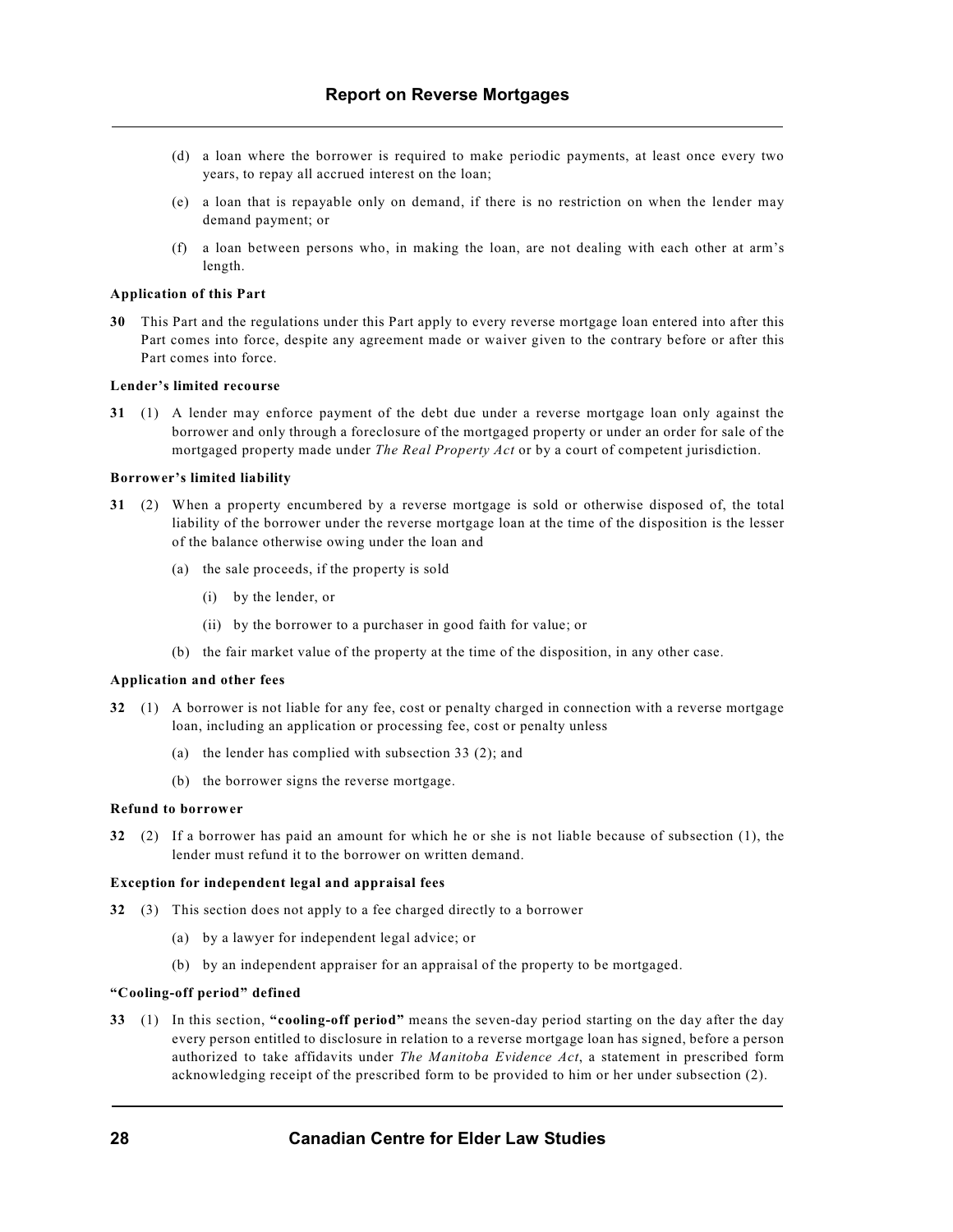(d) a loan where the borrower is required to make periodic payments, at least once every two years, to repay all accrued interest on the loan;

(e) a loan that is repayable only on demand, if there is no restriction on when the lender may demand payment; or

(f) a loan between persons who, in making the loan, are not dealing with each other at arm's length.

**Application of this Part**

**30** This Part and the regulations under this Part apply to every reverse mortgage loan entered into after this Part comes into force, despite any agreement made or waiver given to the contrary before or after this Part comes into force.

**Lender's limited recourse**

**31** (1) A lender may enforce payment of the debt due under a reverse mortgage loan only against the borrower and only through a foreclosure of the mortgaged property or under an order for sale of the mortgaged property made under *The Real Property Act* or by a court of competent jurisdiction.

**Borrower's limited liability**

**31** (2) When a property encumbered by a reverse mortgage is sold or otherwise disposed of, the total liability of the borrower under the reverse mortgage loan at the time of the disposition is the lesser of the balance otherwise owing under the loan and

(a) the sale proceeds, if the property is sold

(i) by the lender, or

(ii) by the borrower to a purchaser in good faith for value; or

(b) the fair market value of the property at the time of the disposition, in any other case.

**Application and other fees**

**32** (1) A borrower is not liable for any fee, cost or penalty charged in connection with a reverse mortgage loan, including an application or processing fee, cost or penalty unless

(a) the lender has complied with subsection 33 (2); and

(b) the borrower signs the reverse mortgage.

**Refund to borrower**

**32** (2) If a borrower has paid an amount for which he or she is not liable because of subsection (1), the lender must refund it to the borrower on written demand.

**Exception for independent legal and appraisal fees**

**32** (3) This section does not apply to a fee charged directly to a borrower

(a) by a lawyer for independent legal advice; or

(b) by an independent appraiser for an appraisal of the property to be mortgaged.

**"Cooling-off period" defined**

**33** (1) In this section, **"cooling-off period"** means the seven-day period starting on the day after the day every person entitled to disclosure in relation to a reverse mortgage loan has signed, before a person authorized to take affidavits under *The Manitoba Evidence Act*, a statement in prescribed form acknowledging receipt of the prescribed form to be provided to him or her under subsection (2).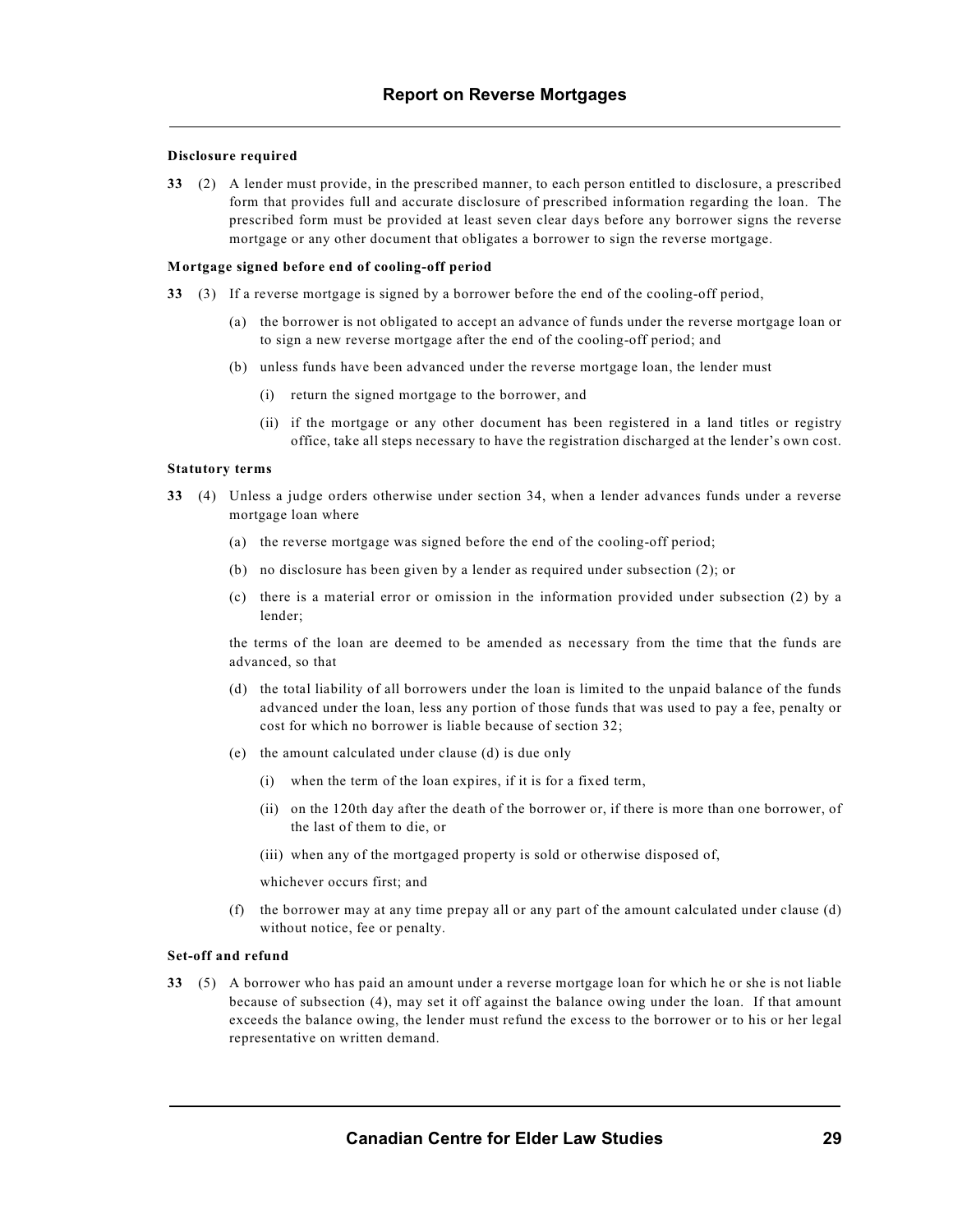**Disclosure required**

**33** (2) A lender must provide, in the prescribed manner, to each person entitled to disclosure, a prescribed form that provides full and accurate disclosure of prescribed information regarding the loan. The prescribed form must be provided at least seven clear days before any borrower signs the reverse mortgage or any other document that obligates a borrower to sign the reverse mortgage.

**Mortgage signed before end of cooling-off period**

**33** (3) If a reverse mortgage is signed by a borrower before the end of the cooling-off period,

(a) the borrower is not obligated to accept an advance of funds under the reverse mortgage loan or to sign a new reverse mortgage after the end of the cooling-off period; and

(b) unless funds have been advanced under the reverse mortgage loan, the lender must

(i) return the signed mortgage to the borrower, and

(ii) if the mortgage or any other document has been registered in a land titles or registry office, take all steps necessary to have the registration discharged at the lender's own cost.

**Statutory terms**

**33** (4) Unless a judge orders otherwise under section 34, when a lender advances funds under a reverse mortgage loan where

(a) the reverse mortgage was signed before the end of the cooling-off period;

(b) no disclosure has been given by a lender as required under subsection (2); or

(c) there is a material error or omission in the information provided under subsection (2) by a lender;

the terms of the loan are deemed to be amended as necessary from the time that the funds are advanced, so that

(d) the total liability of all borrowers under the loan is limited to the unpaid balance of the funds advanced under the loan, less any portion of those funds that was used to pay a fee, penalty or cost for which no borrower is liable because of section 32;

(e) the amount calculated under clause (d) is due only

(i) when the term of the loan expires, if it is for a fixed term,

(ii) on the 120th day after the death of the borrower or, if there is more than one borrower, of the last of them to die, or

(iii) when any of the mortgaged property is sold or otherwise disposed of,

whichever occurs first; and

(f) the borrower may at any time prepay all or any part of the amount calculated under clause (d) without notice, fee or penalty.

**Set-off and refund**

**33** (5) A borrower who has paid an amount under a reverse mortgage loan for which he or she is not liable because of subsection (4), may set it off against the balance owing under the loan. If that amount exceeds the balance owing, the lender must refund the excess to the borrower or to his or her legal representative on written demand.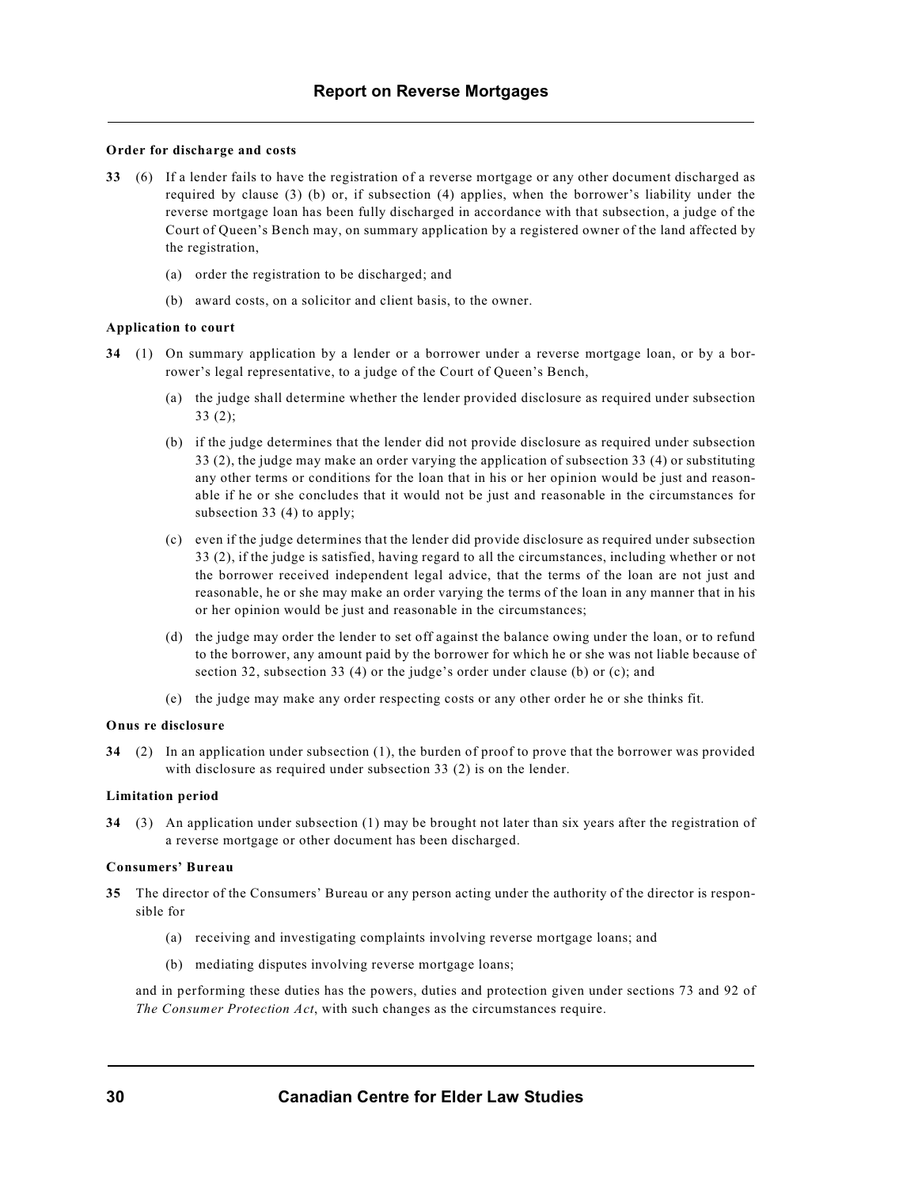**Order for discharge and costs**

**33** (6) If a lender fails to have the registration of a reverse mortgage or any other document discharged as required by clause (3) (b) or, if subsection (4) applies, when the borrower's liability under the reverse mortgage loan has been fully discharged in accordance with that subsection, a judge of the Court of Queen's Bench may, on summary application by a registered owner of the land affected by the registration,

(a) order the registration to be discharged; and

(b) award costs, on a solicitor and client basis, to the owner.

**Application to court**

**34** (1) On summary application by a lender or a borrower under a reverse mortgage loan, or by a borrower's legal representative, to a judge of the Court of Queen's Bench,

(a) the judge shall determine whether the lender provided disclosure as required under subsection 33 (2);

(b) if the judge determines that the lender did not provide disclosure as required under subsection 33 (2), the judge may make an order varying the application of subsection 33 (4) or substituting any other terms or conditions for the loan that in his or her opinion would be just and reasonable if he or she concludes that it would not be just and reasonable in the circumstances for subsection 33 (4) to apply;

(c) even if the judge determines that the lender did provide disclosure as required under subsection 33 (2), if the judge is satisfied, having regard to all the circumstances, including whether or not the borrower received independent legal advice, that the terms of the loan are not just and reasonable, he or she may make an order varying the terms of the loan in any manner that in his or her opinion would be just and reasonable in the circumstances;

(d) the judge may order the lender to set off against the balance owing under the loan, or to refund to the borrower, any amount paid by the borrower for which he or she was not liable because of section 32, subsection 33 (4) or the judge's order under clause (b) or (c); and

(e) the judge may make any order respecting costs or any other order he or she thinks fit.

**Onus re disclosure**

**34** (2) In an application under subsection (1), the burden of proof to prove that the borrower was provided with disclosure as required under subsection 33 (2) is on the lender.

**Limitation period**

**34** (3) An application under subsection (1) may be brought not later than six years after the registration of a reverse mortgage or other document has been discharged.

**Consumers' Bureau**

**35** The director of the Consumers' Bureau or any person acting under the authority of the director is responsible for

(a) receiving and investigating complaints involving reverse mortgage loans; and

(b) mediating disputes involving reverse mortgage loans;

and in performing these duties has the powers, duties and protection given under sections 73 and 92 of *The Consumer Protection Act*, with such changes as the circumstances require.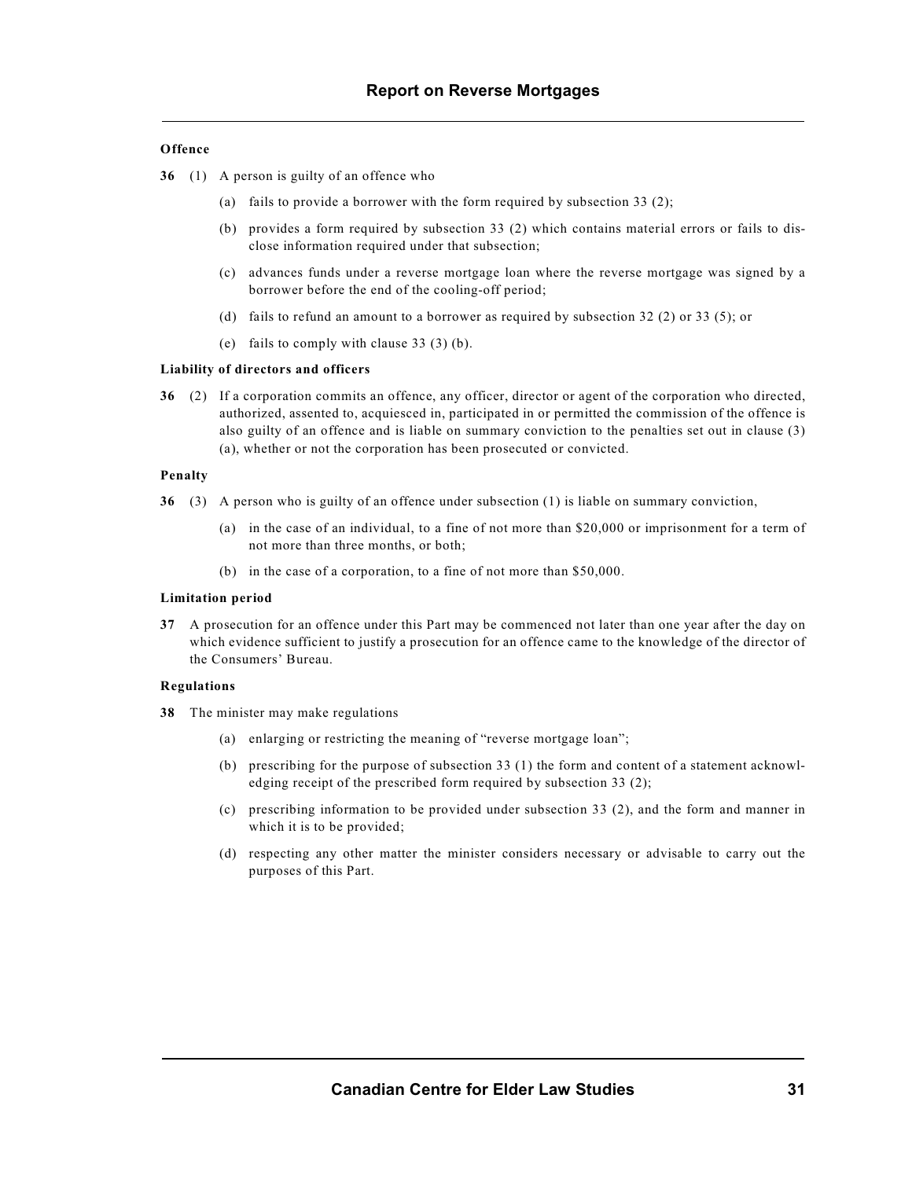**Offence**

**36** (1) A person is guilty of an offence who

(a) fails to provide a borrower with the form required by subsection 33 (2);

(b) provides a form required by subsection 33 (2) which contains material errors or fails to disclose information required under that subsection;

(c) advances funds under a reverse mortgage loan where the reverse mortgage was signed by a borrower before the end of the cooling-off period;

(d) fails to refund an amount to a borrower as required by subsection 32 (2) or 33 (5); or

(e) fails to comply with clause 33 (3) (b).

**Liability of directors and officers**

**36** (2) If a corporation commits an offence, any officer, director or agent of the corporation who directed, authorized, assented to, acquiesced in, participated in or permitted the commission of the offence is also guilty of an offence and is liable on summary conviction to the penalties set out in clause (3) (a), whether or not the corporation has been prosecuted or convicted.

**Penalty**

**36** (3) A person who is guilty of an offence under subsection (1) is liable on summary conviction,

(a) in the case of an individual, to a fine of not more than $20,000 or imprisonment for a term of not more than three months, or both;

(b) in the case of a corporation, to a fine of not more than $50,000.

**Limitation period**

**37** A prosecution for an offence under this Part may be commenced not later than one year after the day on which evidence sufficient to justify a prosecution for an offence came to the knowledge of the director of the Consumers' Bureau.

**Regulations**

**38** The minister may make regulations

(a) enlarging or restricting the meaning of "reverse mortgage loan";

(b) prescribing for the purpose of subsection 33 (1) the form and content of a statement acknowledging receipt of the prescribed form required by subsection 33 (2);

(c) prescribing information to be provided under subsection 33 (2), and the form and manner in which it is to be provided;

(d) respecting any other matter the minister considers necessary or advisable to carry out the purposes of this Part.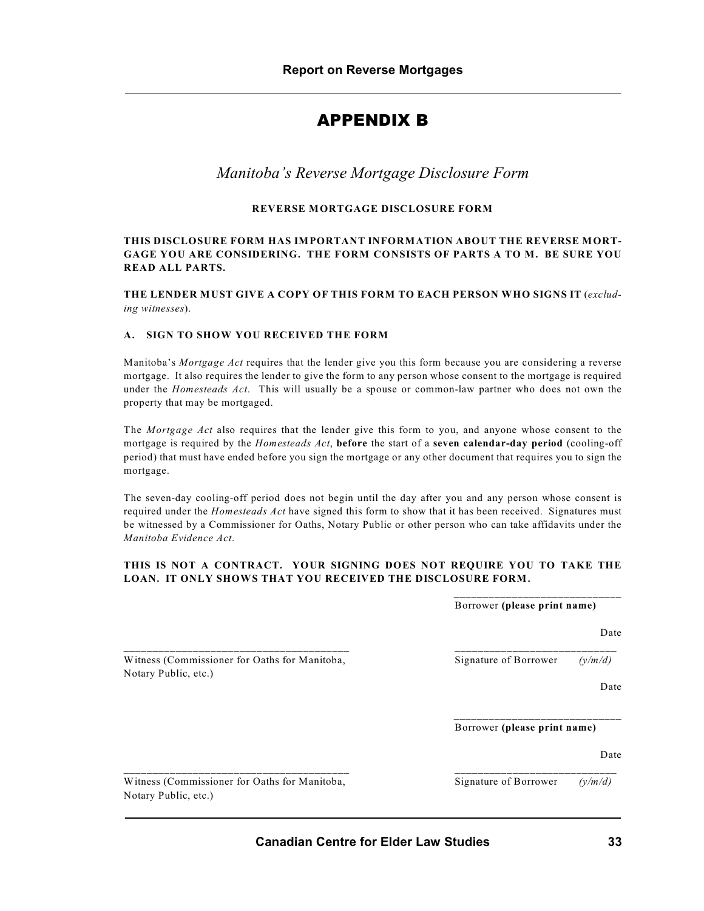# APPENDIX B

## *Manitoba's Reverse Mortgage Disclosure Form*

**REVERSE MORTGAGE DISCLOSURE FORM**

**THIS DISCLOSURE FORM HAS IMPORTANT INFORMATION ABOUT THE REVERSE MORTGAGE YOU ARE CONSIDERING. THE FORM CONSISTS OF PARTS A TO M. BE SURE YOU READ ALL PARTS.**

**THE LENDER MUST GIVE A COPY OF THIS FORM TO EACH PERSON WHO SIGNS IT** (*excluding witnesses*).

### A. SIGN TO SHOW YOU RECEIVED THE FORM

Manitoba's *Mortgage Act* requires that the lender give you this form because you are considering a reverse mortgage. It also requires the lender to give the form to any person whose consent to the mortgage is required under the *Homesteads Act*. This will usually be a spouse or common-law partner who does not own the property that may be mortgaged.

The *Mortgage Act* also requires that the lender give this form to you, and anyone whose consent to the mortgage is required by the *Homesteads Act*, **before** the start of a **seven calendar-day period** (cooling-off period) that must have ended before you sign the mortgage or any other document that requires you to sign the mortgage.

The seven-day cooling-off period does not begin until the day after you and any person whose consent is required under the *Homesteads Act* have signed this form to show that it has been received. Signatures must be witnessed by a Commissioner for Oaths, Notary Public or other person who can take affidavits under the *Manitoba Evidence Act*.

**THIS IS NOT A CONTRACT. YOUR SIGNING DOES NOT REQUIRE YOU TO TAKE THE LOAN. IT ONLY SHOWS THAT YOU RECEIVED THE DISCLOSURE FORM.**

| | ______________________________<br>Borrower **(please print name)** |
|---|---|
| | Date |
| ______________________________________<br>Witness (Commissioner for Oaths for Manitoba, Notary Public, etc.) | ____________________________<br>Signature of Borrower *(y/m/d)* |
| | Date |
| | ______________________________<br>Borrower **(please print name)** |
| | Date |
| ______________________________________<br>Witness (Commissioner for Oaths for Manitoba, Notary Public, etc.) | ____________________________<br>Signature of Borrower *(y/m/d)* |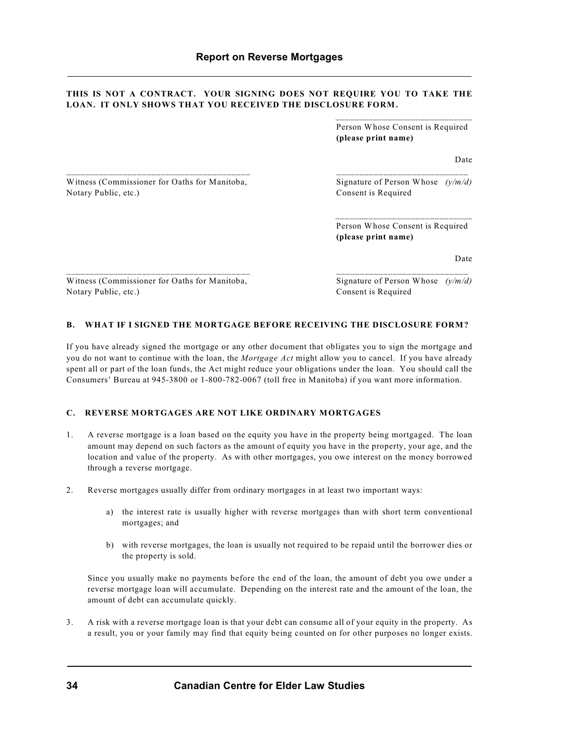**THIS IS NOT A CONTRACT. YOUR SIGNING DOES NOT REQUIRE YOU TO TAKE THE LOAN. IT ONLY SHOWS THAT YOU RECEIVED THE DISCLOSURE FORM.**

\_\_\_\_\_\_\_\_\_\_\_\_\_\_\_\_\_\_\_\_\_\_\_\_\_\_\_\_
Person Whose Consent is Required **(please print name)**

Date

\_\_\_\_\_\_\_\_\_\_\_\_\_\_\_\_\_\_\_\_\_\_\_\_\_\_\_\_\_\_\_\_\_\_\_\_\_\_
Witness (Commissioner for Oaths for Manitoba, Notary Public, etc.)

\_\_\_\_\_\_\_\_\_\_\_\_\_\_\_\_\_\_\_\_\_\_\_\_\_\_\_\_
Signature of Person Whose Consent is Required *(y/m/d)*

\_\_\_\_\_\_\_\_\_\_\_\_\_\_\_\_\_\_\_\_\_\_\_\_\_\_\_\_
Person Whose Consent is Required **(please print name)**

Date

\_\_\_\_\_\_\_\_\_\_\_\_\_\_\_\_\_\_\_\_\_\_\_\_\_\_\_\_\_\_\_\_\_\_\_\_\_\_
Witness (Commissioner for Oaths for Manitoba, Notary Public, etc.)

\_\_\_\_\_\_\_\_\_\_\_\_\_\_\_\_\_\_\_\_\_\_\_\_\_\_\_\_
Signature of Person Whose Consent is Required *(y/m/d)*

### B. WHAT IF I SIGNED THE MORTGAGE BEFORE RECEIVING THE DISCLOSURE FORM?

If you have already signed the mortgage or any other document that obligates you to sign the mortgage and you do not want to continue with the loan, the *Mortgage Act* might allow you to cancel. If you have already spent all or part of the loan funds, the Act might reduce your obligations under the loan. You should call the Consumers' Bureau at 945-3800 or 1-800-782-0067 (toll free in Manitoba) if you want more information.

### C. REVERSE MORTGAGES ARE NOT LIKE ORDINARY MORTGAGES

1. A reverse mortgage is a loan based on the equity you have in the property being mortgaged. The loan amount may depend on such factors as the amount of equity you have in the property, your age, and the location and value of the property. As with other mortgages, you owe interest on the money borrowed through a reverse mortgage.

2. Reverse mortgages usually differ from ordinary mortgages in at least two important ways:

   a) the interest rate is usually higher with reverse mortgages than with short term conventional mortgages; and

   b) with reverse mortgages, the loan is usually not required to be repaid until the borrower dies or the property is sold.

   Since you usually make no payments before the end of the loan, the amount of debt you owe under a reverse mortgage loan will accumulate. Depending on the interest rate and the amount of the loan, the amount of debt can accumulate quickly.

3. A risk with a reverse mortgage loan is that your debt can consume all of your equity in the property. As a result, you or your family may find that equity being counted on for other purposes no longer exists.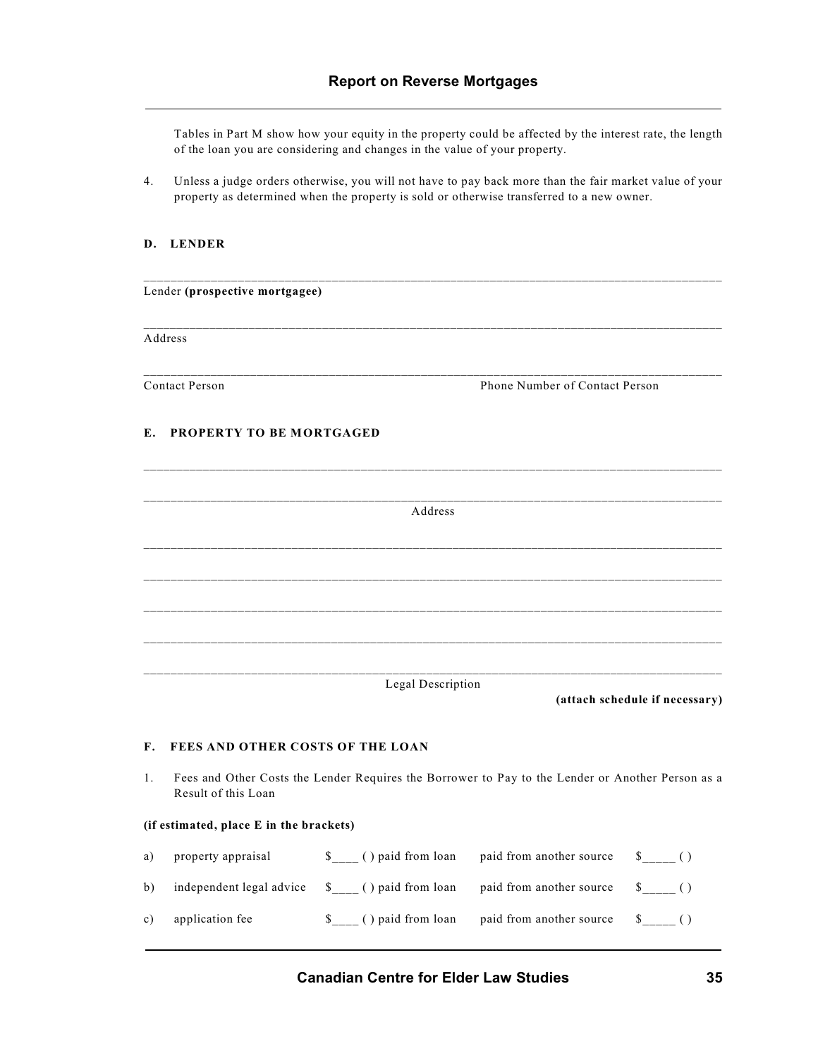Tables in Part M show how your equity in the property could be affected by the interest rate, the length of the loan you are considering and changes in the value of your property.

4. Unless a judge orders otherwise, you will not have to pay back more than the fair market value of your property as determined when the property is sold or otherwise transferred to a new owner.

### D. LENDER

_______________________________________________________________________________

Lender **(prospective mortgagee)**

_______________________________________________________________________________

Address

_______________________________________________________________________________

Contact Person                                        Phone Number of Contact Person

### E. PROPERTY TO BE MORTGAGED

_______________________________________________________________________________

_______________________________________________________________________________

Address

_______________________________________________________________________________

_______________________________________________________________________________

_______________________________________________________________________________

_______________________________________________________________________________

_______________________________________________________________________________

Legal Description

**(attach schedule if necessary)**

### F. FEES AND OTHER COSTS OF THE LOAN

1. Fees and Other Costs the Lender Requires the Borrower to Pay to the Lender or Another Person as a Result of this Loan

**(if estimated, place E in the brackets)**

| | | | |
|---|---|---|---|
| a) property appraisal | $____ ( ) paid from loan | paid from another source | $_____ ( ) |
| b) independent legal advice | $____ ( ) paid from loan | paid from another source | $_____ ( ) |
| c) application fee | $____ ( ) paid from loan | paid from another source | $_____ ( ) |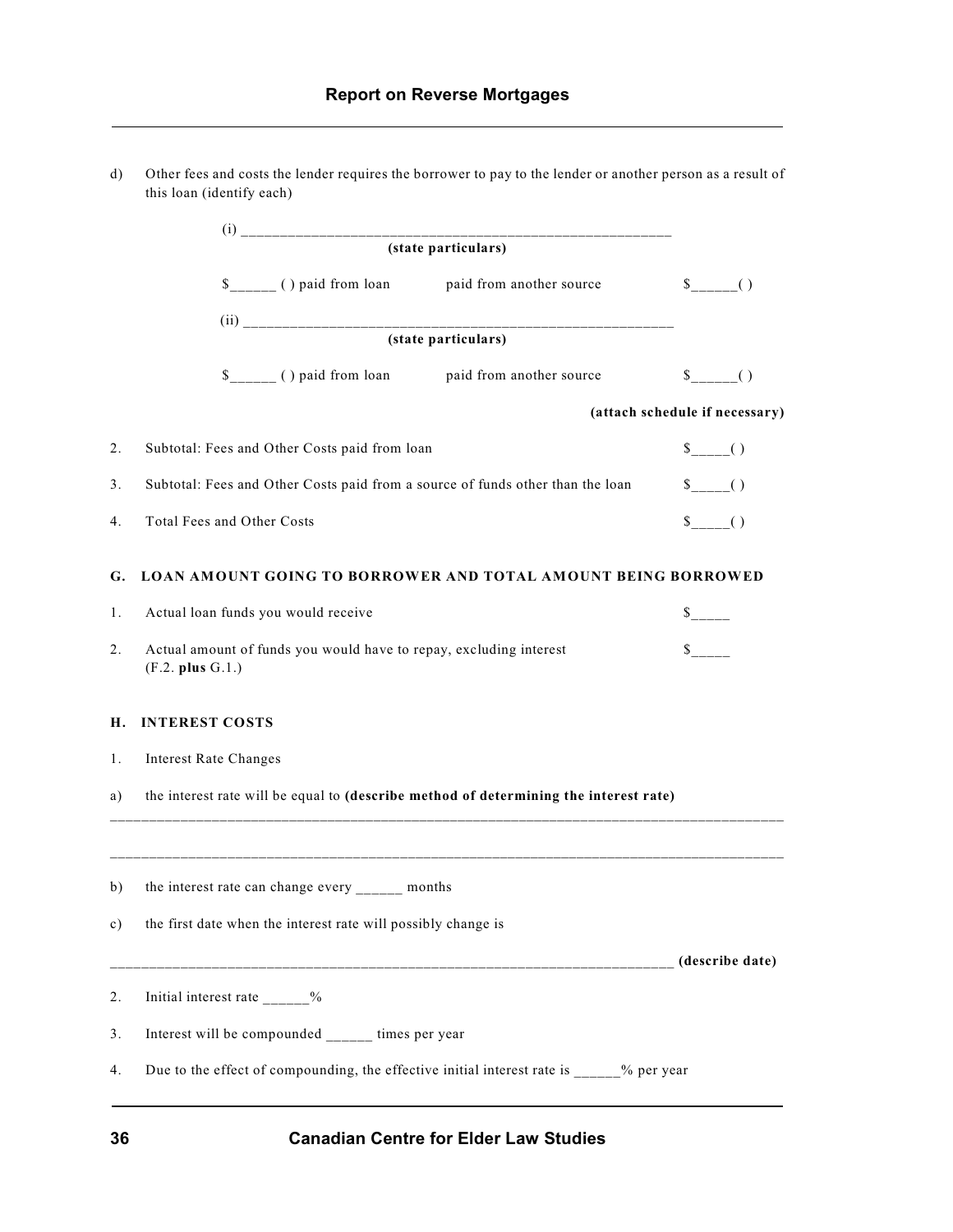d) Other fees and costs the lender requires the borrower to pay to the lender or another person as a result of this loan (identify each)

(i) ________________________________________________________

**(state particulars)**

$______ ( ) paid from loan paid from another source $______( )

(ii) ________________________________________________________

**(state particulars)**

$______ ( ) paid from loan paid from another source $______( )

**(attach schedule if necessary)**

2. Subtotal: Fees and Other Costs paid from loan $_____( )

3. Subtotal: Fees and Other Costs paid from a source of funds other than the loan $_____( )

4. Total Fees and Other Costs $_____( )

**G. LOAN AMOUNT GOING TO BORROWER AND TOTAL AMOUNT BEING BORROWED**

1. Actual loan funds you would receive $_____

2. Actual amount of funds you would have to repay, excluding interest (F.2. **plus** G.1.) $_____

**H. INTEREST COSTS**

1. Interest Rate Changes

a) the interest rate will be equal to **(describe method of determining the interest rate)**

________________________________________________________________________________________

________________________________________________________________________________________

b) the interest rate can change every ______ months

c) the first date when the interest rate will possibly change is

__________________________________________________________________________ **(describe date)**

2. Initial interest rate ______%

3. Interest will be compounded ______ times per year

4. Due to the effect of compounding, the effective initial interest rate is ______% per year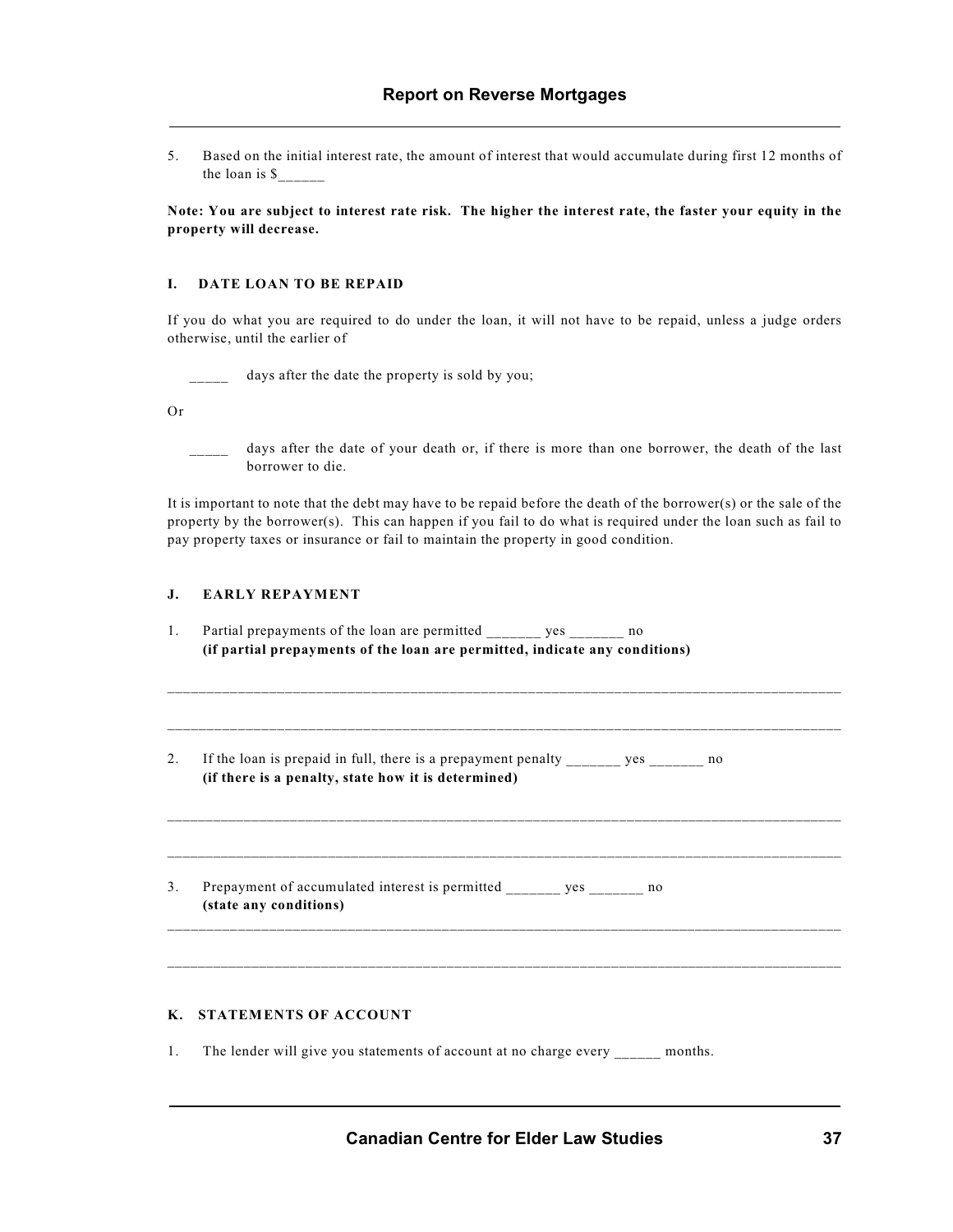5. Based on the initial interest rate, the amount of interest that would accumulate during first 12 months of the loan is $______

**Note: You are subject to interest rate risk. The higher the interest rate, the faster your equity in the property will decrease.**

### I. DATE LOAN TO BE REPAID

If you do what you are required to do under the loan, it will not have to be repaid, unless a judge orders otherwise, until the earlier of

_____ days after the date the property is sold by you;

Or

_____ days after the date of your death or, if there is more than one borrower, the death of the last borrower to die.

It is important to note that the debt may have to be repaid before the death of the borrower(s) or the sale of the property by the borrower(s). This can happen if you fail to do what is required under the loan such as fail to pay property taxes or insurance or fail to maintain the property in good condition.

### J. EARLY REPAYMENT

1. Partial prepayments of the loan are permitted _______ yes _______ no
   **(if partial prepayments of the loan are permitted, indicate any conditions)**

________________________________________________________________________________________

________________________________________________________________________________________

2. If the loan is prepaid in full, there is a prepayment penalty _______ yes _______ no
   **(if there is a penalty, state how it is determined)**

________________________________________________________________________________________

________________________________________________________________________________________

3. Prepayment of accumulated interest is permitted _______ yes _______ no
   **(state any conditions)**

________________________________________________________________________________________

________________________________________________________________________________________

### K. STATEMENTS OF ACCOUNT

1. The lender will give you statements of account at no charge every ______ months.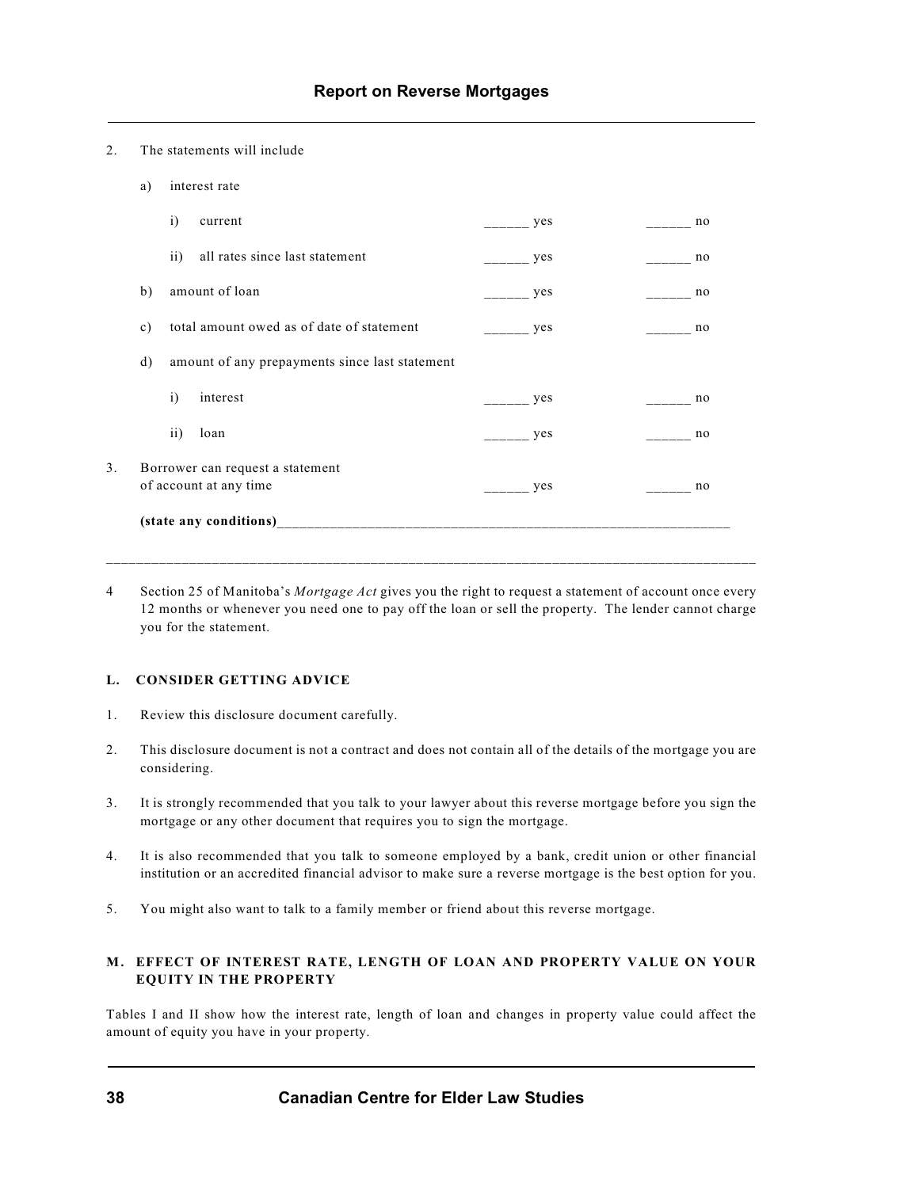2. The statements will include

   a) interest rate

      i) current ______ yes ______ no

      ii) all rates since last statement ______ yes ______ no

   b) amount of loan ______ yes ______ no

   c) total amount owed as of date of statement ______ yes ______ no

   d) amount of any prepayments since last statement

      i) interest ______ yes ______ no

      ii) loan ______ yes ______ no

3. Borrower can request a statement of account at any time ______ yes ______ no

   **(state any conditions)**______________________________________________________________

______________________________________________________________________________________

4 Section 25 of Manitoba's *Mortgage Act* gives you the right to request a statement of account once every 12 months or whenever you need one to pay off the loan or sell the property. The lender cannot charge you for the statement.

### L. CONSIDER GETTING ADVICE

1. Review this disclosure document carefully.
2. This disclosure document is not a contract and does not contain all of the details of the mortgage you are considering.
3. It is strongly recommended that you talk to your lawyer about this reverse mortgage before you sign the mortgage or any other document that requires you to sign the mortgage.
4. It is also recommended that you talk to someone employed by a bank, credit union or other financial institution or an accredited financial advisor to make sure a reverse mortgage is the best option for you.
5. You might also want to talk to a family member or friend about this reverse mortgage.

### M. EFFECT OF INTEREST RATE, LENGTH OF LOAN AND PROPERTY VALUE ON YOUR EQUITY IN THE PROPERTY

Tables I and II show how the interest rate, length of loan and changes in property value could affect the amount of equity you have in your property.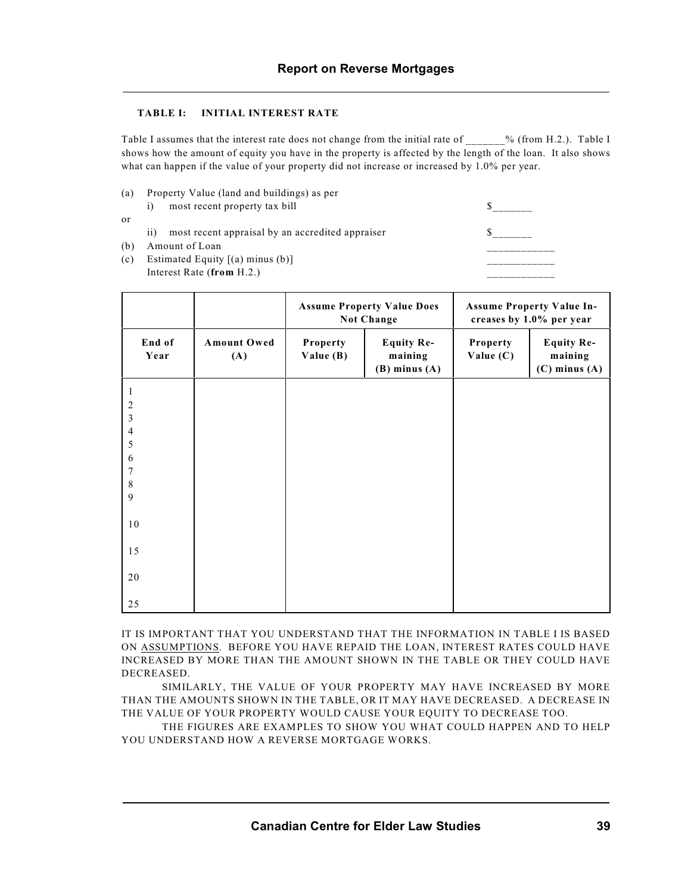**TABLE I: INITIAL INTEREST RATE**

Table I assumes that the interest rate does not change from the initial rate of _______% (from H.2.). Table I shows how the amount of equity you have in the property is affected by the length of the loan. It also shows what can happen if the value of your property did not increase or increased by 1.0% per year.

(a) Property Value (land and buildings) as per
    i) most recent property tax bill $_______

or

    ii) most recent appraisal by an accredited appraiser $_______

(b) Amount of Loan ____________

(c) Estimated Equity [(a) minus (b)] ____________

    Interest Rate (**from** H.2.) ____________

| | | Assume Property Value Does Not Change | | Assume Property Value Increases by 1.0% per year | |
|---|---|---|---|---|---|
| **End of Year** | **Amount Owed (A)** | **Property Value (B)** | **Equity Remaining (B) minus (A)** | **Property Value (C)** | **Equity Remaining (C) minus (A)** |
| 1 | | | | | |
| 2 | | | | | |
| 3 | | | | | |
| 4 | | | | | |
| 5 | | | | | |
| 6 | | | | | |
| 7 | | | | | |
| 8 | | | | | |
| 9 | | | | | |
| 10 | | | | | |
| 15 | | | | | |
| 20 | | | | | |
| 25 | | | | | |

IT IS IMPORTANT THAT YOU UNDERSTAND THAT THE INFORMATION IN TABLE I IS BASED ON ASSUMPTIONS. BEFORE YOU HAVE REPAID THE LOAN, INTEREST RATES COULD HAVE INCREASED BY MORE THAN THE AMOUNT SHOWN IN THE TABLE OR THEY COULD HAVE DECREASED.

SIMILARLY, THE VALUE OF YOUR PROPERTY MAY HAVE INCREASED BY MORE THAN THE AMOUNTS SHOWN IN THE TABLE, OR IT MAY HAVE DECREASED. A DECREASE IN THE VALUE OF YOUR PROPERTY WOULD CAUSE YOUR EQUITY TO DECREASE TOO.

THE FIGURES ARE EXAMPLES TO SHOW YOU WHAT COULD HAPPEN AND TO HELP YOU UNDERSTAND HOW A REVERSE MORTGAGE WORKS.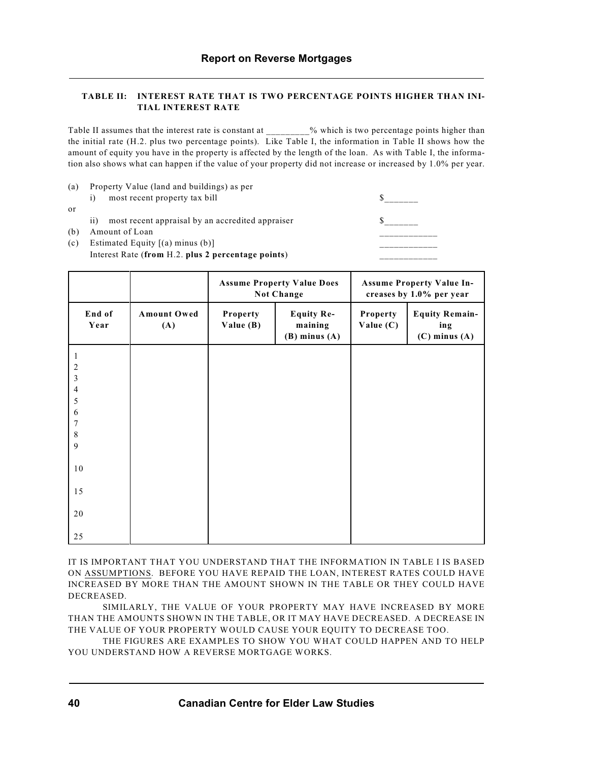**TABLE II: INTEREST RATE THAT IS TWO PERCENTAGE POINTS HIGHER THAN INITIAL INTEREST RATE**

Table II assumes that the interest rate is constant at _________% which is two percentage points higher than the initial rate (H.2. plus two percentage points). Like Table I, the information in Table II shows how the amount of equity you have in the property is affected by the length of the loan. As with Table I, the information also shows what can happen if the value of your property did not increase or increased by 1.0% per year.

(a) Property Value (land and buildings) as per
  i) most recent property tax bill $_______

or

  ii) most recent appraisal by an accredited appraiser $_______

(b) Amount of Loan ____________

(c) Estimated Equity [(a) minus (b)] ____________

  Interest Rate (**from** H.2. **plus 2 percentage points**) ____________

| | | **Assume Property Value Does Not Change** | | **Assume Property Value Increases by 1.0% per year** | |
|---|---|---|---|---|---|
| **End of Year** | **Amount Owed (A)** | **Property Value (B)** | **Equity Remaining (B) minus (A)** | **Property Value (C)** | **Equity Remaining (C) minus (A)** |
| 1 | | | | | |
| 2 | | | | | |
| 3 | | | | | |
| 4 | | | | | |
| 5 | | | | | |
| 6 | | | | | |
| 7 | | | | | |
| 8 | | | | | |
| 9 | | | | | |
| 10 | | | | | |
| 15 | | | | | |
| 20 | | | | | |
| 25 | | | | | |

IT IS IMPORTANT THAT YOU UNDERSTAND THAT THE INFORMATION IN TABLE I IS BASED ON ASSUMPTIONS. BEFORE YOU HAVE REPAID THE LOAN, INTEREST RATES COULD HAVE INCREASED BY MORE THAN THE AMOUNT SHOWN IN THE TABLE OR THEY COULD HAVE DECREASED.

SIMILARLY, THE VALUE OF YOUR PROPERTY MAY HAVE INCREASED BY MORE THAN THE AMOUNTS SHOWN IN THE TABLE, OR IT MAY HAVE DECREASED. A DECREASE IN THE VALUE OF YOUR PROPERTY WOULD CAUSE YOUR EQUITY TO DECREASE TOO.

THE FIGURES ARE EXAMPLES TO SHOW YOU WHAT COULD HAPPEN AND TO HELP YOU UNDERSTAND HOW A REVERSE MORTGAGE WORKS.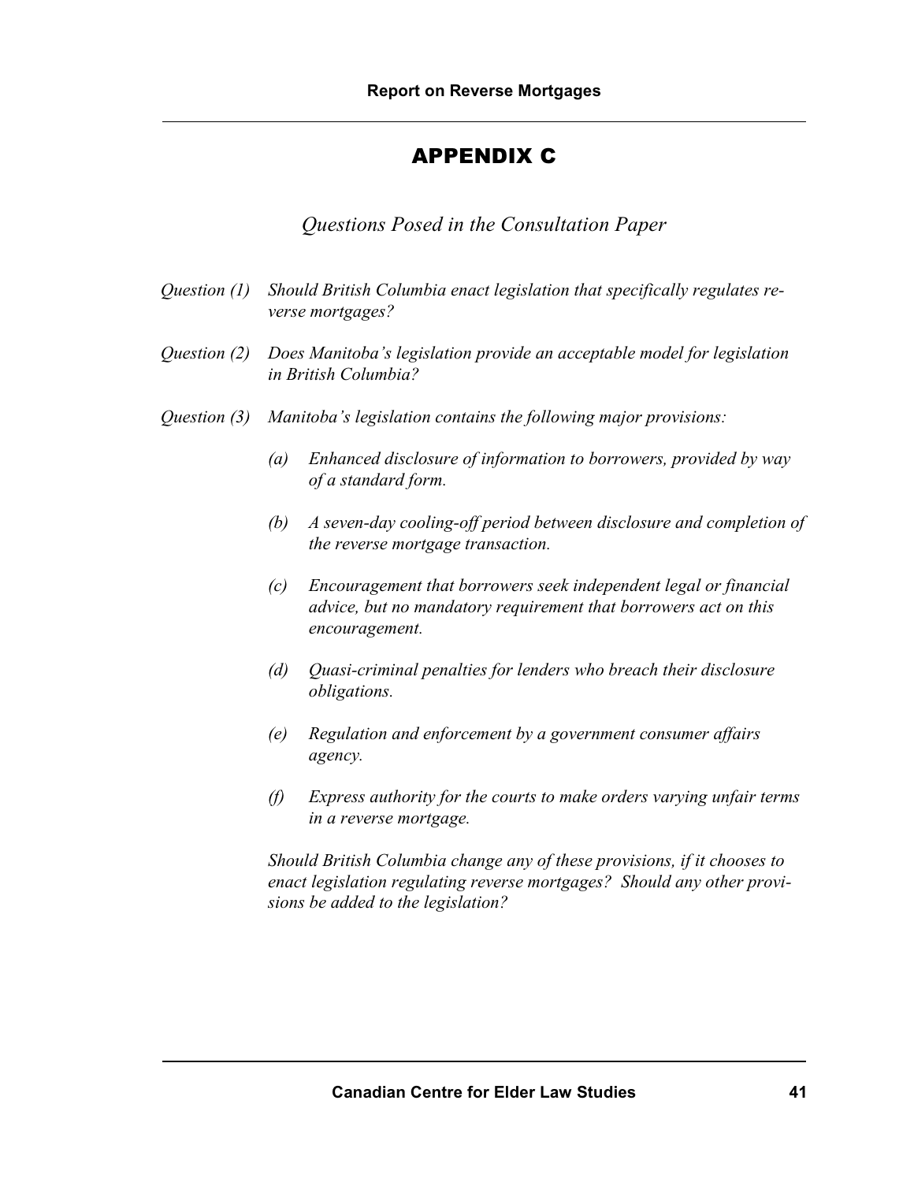# APPENDIX C

*Questions Posed in the Consultation Paper*

*Question (1)* *Should British Columbia enact legislation that specifically regulates reverse mortgages?*

*Question (2)* *Does Manitoba's legislation provide an acceptable model for legislation in British Columbia?*

*Question (3)* *Manitoba's legislation contains the following major provisions:*

*(a) Enhanced disclosure of information to borrowers, provided by way of a standard form.*

*(b) A seven-day cooling-off period between disclosure and completion of the reverse mortgage transaction.*

*(c) Encouragement that borrowers seek independent legal or financial advice, but no mandatory requirement that borrowers act on this encouragement.*

*(d) Quasi-criminal penalties for lenders who breach their disclosure obligations.*

*(e) Regulation and enforcement by a government consumer affairs agency.*

*(f) Express authority for the courts to make orders varying unfair terms in a reverse mortgage.*

*Should British Columbia change any of these provisions, if it chooses to enact legislation regulating reverse mortgages? Should any other provisions be added to the legislation?*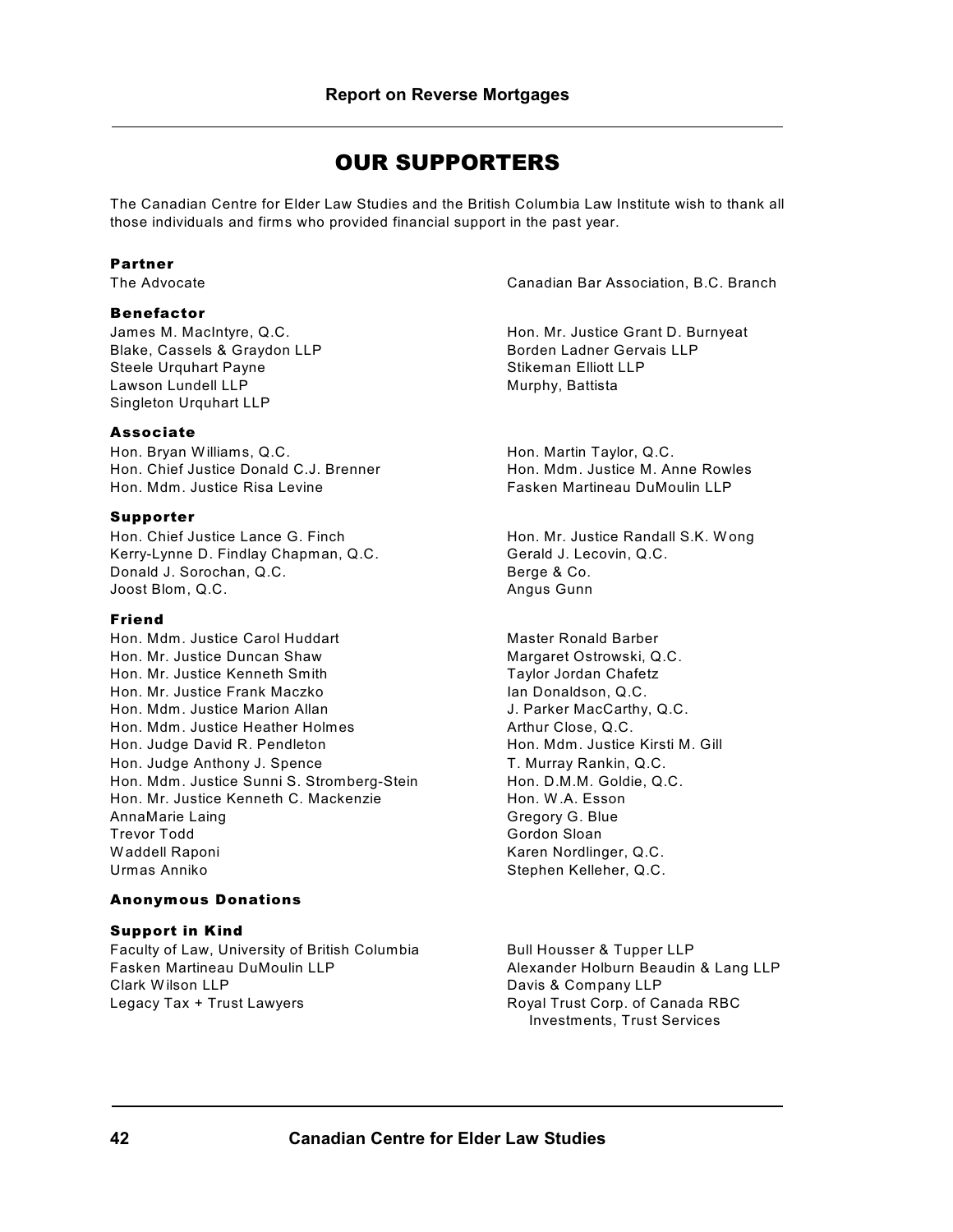# OUR SUPPORTERS

The Canadian Centre for Elder Law Studies and the British Columbia Law Institute wish to thank all those individuals and firms who provided financial support in the past year.

**Partner**

The Advocate
Canadian Bar Association, B.C. Branch

**Benefactor**

James M. MacIntyre, Q.C.
Blake, Cassels & Graydon LLP
Steele Urquhart Payne
Lawson Lundell LLP
Singleton Urquhart LLP
Hon. Mr. Justice Grant D. Burnyeat
Borden Ladner Gervais LLP
Stikeman Elliott LLP
Murphy, Battista

**Associate**

Hon. Bryan Williams, Q.C.
Hon. Chief Justice Donald C.J. Brenner
Hon. Mdm. Justice Risa Levine
Hon. Martin Taylor, Q.C.
Hon. Mdm. Justice M. Anne Rowles
Fasken Martineau DuMoulin LLP

**Supporter**

Hon. Chief Justice Lance G. Finch
Kerry-Lynne D. Findlay Chapman, Q.C.
Donald J. Sorochan, Q.C.
Joost Blom, Q.C.
Hon. Mr. Justice Randall S.K. Wong
Gerald J. Lecovin, Q.C.
Berge & Co.
Angus Gunn

**Friend**

Hon. Mdm. Justice Carol Huddart
Hon. Mr. Justice Duncan Shaw
Hon. Mr. Justice Kenneth Smith
Hon. Mr. Justice Frank Maczko
Hon. Mdm. Justice Marion Allan
Hon. Mdm. Justice Heather Holmes
Hon. Judge David R. Pendleton
Hon. Judge Anthony J. Spence
Hon. Mdm. Justice Sunni S. Stromberg-Stein
Hon. Mr. Justice Kenneth C. Mackenzie
AnnaMarie Laing
Trevor Todd
Waddell Raponi
Urmas Anniko
Master Ronald Barber
Margaret Ostrowski, Q.C.
Taylor Jordan Chafetz
Ian Donaldson, Q.C.
J. Parker MacCarthy, Q.C.
Arthur Close, Q.C.
Hon. Mdm. Justice Kirsti M. Gill
T. Murray Rankin, Q.C.
Hon. D.M.M. Goldie, Q.C.
Hon. W.A. Esson
Gregory G. Blue
Gordon Sloan
Karen Nordlinger, Q.C.
Stephen Kelleher, Q.C.

**Anonymous Donations**

**Support in Kind**

Faculty of Law, University of British Columbia
Fasken Martineau DuMoulin LLP
Clark Wilson LLP
Legacy Tax + Trust Lawyers
Bull Housser & Tupper LLP
Alexander Holburn Beaudin & Lang LLP
Davis & Company LLP
Royal Trust Corp. of Canada RBC Investments, Trust Services